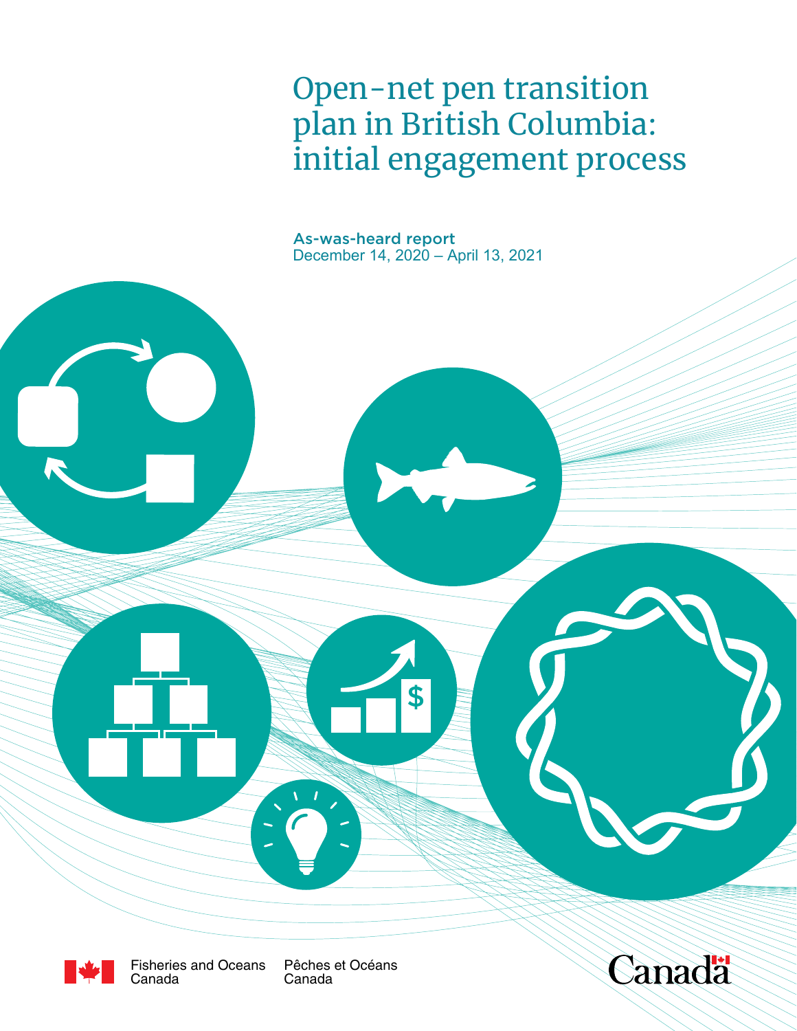# Open-net pen transition plan in British Columbia: initial engagement process

As-was-heard report
December 14, 2020 – April 13, 2021

Fisheries and Oceans Canada    Pêches et Océans Canada

Canada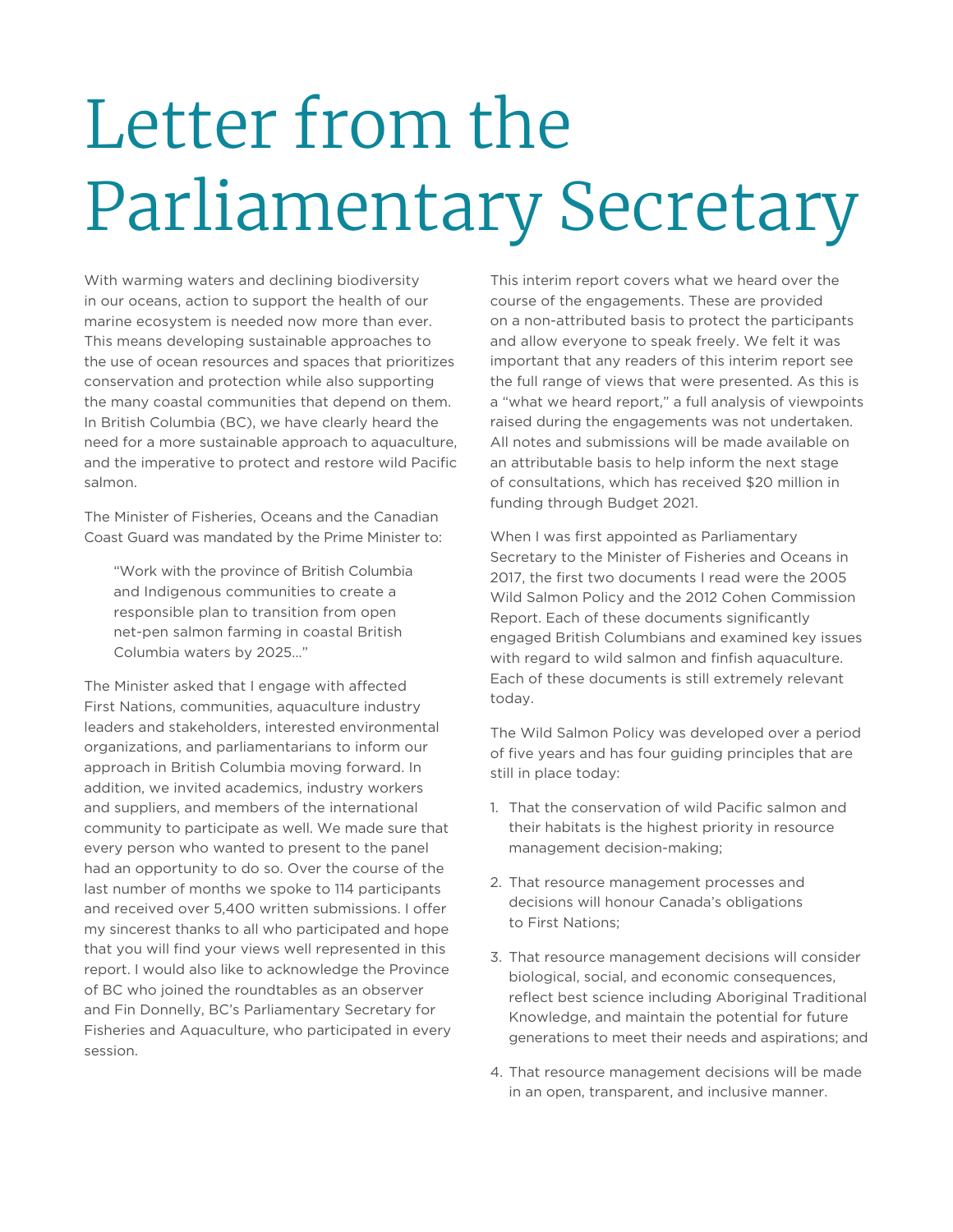# Letter from the Parliamentary Secretary

With warming waters and declining biodiversity in our oceans, action to support the health of our marine ecosystem is needed now more than ever. This means developing sustainable approaches to the use of ocean resources and spaces that prioritizes conservation and protection while also supporting the many coastal communities that depend on them. In British Columbia (BC), we have clearly heard the need for a more sustainable approach to aquaculture, and the imperative to protect and restore wild Pacific salmon.

The Minister of Fisheries, Oceans and the Canadian Coast Guard was mandated by the Prime Minister to:

> "Work with the province of British Columbia and Indigenous communities to create a responsible plan to transition from open net-pen salmon farming in coastal British Columbia waters by 2025…"

The Minister asked that I engage with affected First Nations, communities, aquaculture industry leaders and stakeholders, interested environmental organizations, and parliamentarians to inform our approach in British Columbia moving forward. In addition, we invited academics, industry workers and suppliers, and members of the international community to participate as well. We made sure that every person who wanted to present to the panel had an opportunity to do so. Over the course of the last number of months we spoke to 114 participants and received over 5,400 written submissions. I offer my sincerest thanks to all who participated and hope that you will find your views well represented in this report. I would also like to acknowledge the Province of BC who joined the roundtables as an observer and Fin Donnelly, BC's Parliamentary Secretary for Fisheries and Aquaculture, who participated in every session.

This interim report covers what we heard over the course of the engagements. These are provided on a non-attributed basis to protect the participants and allow everyone to speak freely. We felt it was important that any readers of this interim report see the full range of views that were presented. As this is a "what we heard report," a full analysis of viewpoints raised during the engagements was not undertaken. All notes and submissions will be made available on an attributable basis to help inform the next stage of consultations, which has received $20 million in funding through Budget 2021.

When I was first appointed as Parliamentary Secretary to the Minister of Fisheries and Oceans in 2017, the first two documents I read were the 2005 Wild Salmon Policy and the 2012 Cohen Commission Report. Each of these documents significantly engaged British Columbians and examined key issues with regard to wild salmon and finfish aquaculture. Each of these documents is still extremely relevant today.

The Wild Salmon Policy was developed over a period of five years and has four guiding principles that are still in place today:

1. That the conservation of wild Pacific salmon and their habitats is the highest priority in resource management decision-making;
2. That resource management processes and decisions will honour Canada's obligations to First Nations;
3. That resource management decisions will consider biological, social, and economic consequences, reflect best science including Aboriginal Traditional Knowledge, and maintain the potential for future generations to meet their needs and aspirations; and
4. That resource management decisions will be made in an open, transparent, and inclusive manner.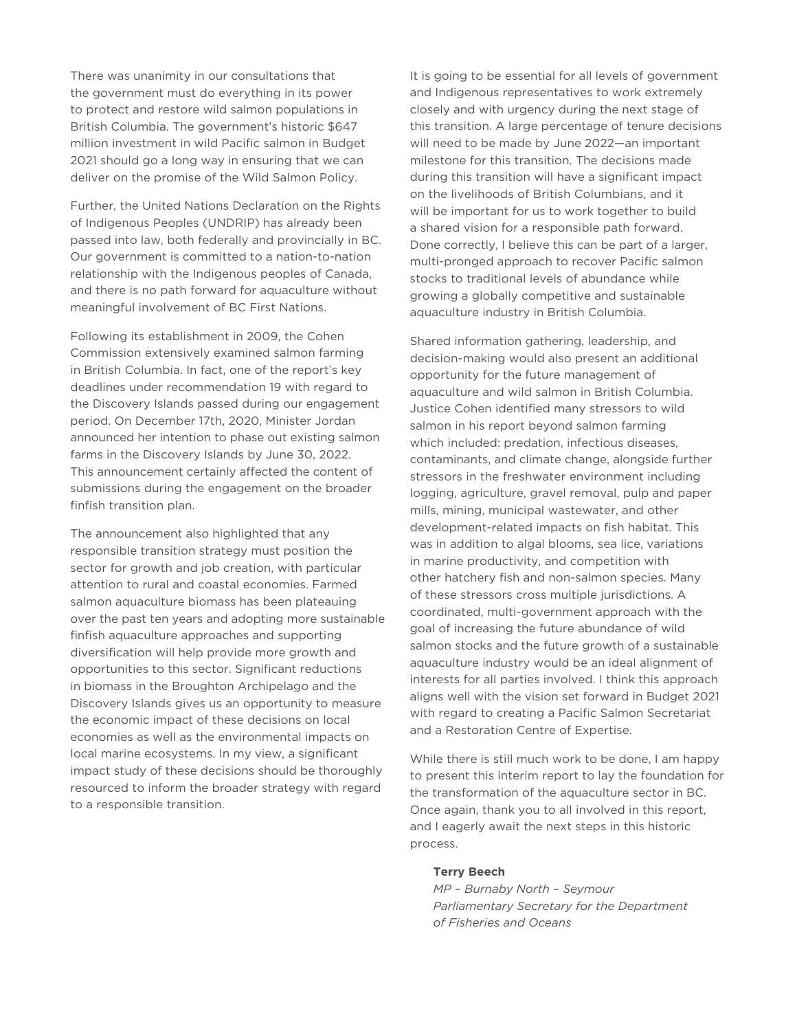There was unanimity in our consultations that the government must do everything in its power to protect and restore wild salmon populations in British Columbia. The government's historic $647 million investment in wild Pacific salmon in Budget 2021 should go a long way in ensuring that we can deliver on the promise of the Wild Salmon Policy.

Further, the United Nations Declaration on the Rights of Indigenous Peoples (UNDRIP) has already been passed into law, both federally and provincially in BC. Our government is committed to a nation-to-nation relationship with the Indigenous peoples of Canada, and there is no path forward for aquaculture without meaningful involvement of BC First Nations.

Following its establishment in 2009, the Cohen Commission extensively examined salmon farming in British Columbia. In fact, one of the report's key deadlines under recommendation 19 with regard to the Discovery Islands passed during our engagement period. On December 17th, 2020, Minister Jordan announced her intention to phase out existing salmon farms in the Discovery Islands by June 30, 2022. This announcement certainly affected the content of submissions during the engagement on the broader finfish transition plan.

The announcement also highlighted that any responsible transition strategy must position the sector for growth and job creation, with particular attention to rural and coastal economies. Farmed salmon aquaculture biomass has been plateauing over the past ten years and adopting more sustainable finfish aquaculture approaches and supporting diversification will help provide more growth and opportunities to this sector. Significant reductions in biomass in the Broughton Archipelago and the Discovery Islands gives us an opportunity to measure the economic impact of these decisions on local economies as well as the environmental impacts on local marine ecosystems. In my view, a significant impact study of these decisions should be thoroughly resourced to inform the broader strategy with regard to a responsible transition.

It is going to be essential for all levels of government and Indigenous representatives to work extremely closely and with urgency during the next stage of this transition. A large percentage of tenure decisions will need to be made by June 2022—an important milestone for this transition. The decisions made during this transition will have a significant impact on the livelihoods of British Columbians, and it will be important for us to work together to build a shared vision for a responsible path forward. Done correctly, I believe this can be part of a larger, multi-pronged approach to recover Pacific salmon stocks to traditional levels of abundance while growing a globally competitive and sustainable aquaculture industry in British Columbia.

Shared information gathering, leadership, and decision-making would also present an additional opportunity for the future management of aquaculture and wild salmon in British Columbia. Justice Cohen identified many stressors to wild salmon in his report beyond salmon farming which included: predation, infectious diseases, contaminants, and climate change, alongside further stressors in the freshwater environment including logging, agriculture, gravel removal, pulp and paper mills, mining, municipal wastewater, and other development-related impacts on fish habitat. This was in addition to algal blooms, sea lice, variations in marine productivity, and competition with other hatchery fish and non-salmon species. Many of these stressors cross multiple jurisdictions. A coordinated, multi-government approach with the goal of increasing the future abundance of wild salmon stocks and the future growth of a sustainable aquaculture industry would be an ideal alignment of interests for all parties involved. I think this approach aligns well with the vision set forward in Budget 2021 with regard to creating a Pacific Salmon Secretariat and a Restoration Centre of Expertise.

While there is still much work to be done, I am happy to present this interim report to lay the foundation for the transformation of the aquaculture sector in BC. Once again, thank you to all involved in this report, and I eagerly await the next steps in this historic process.

**Terry Beech**
*MP – Burnaby North – Seymour*
*Parliamentary Secretary for the Department of Fisheries and Oceans*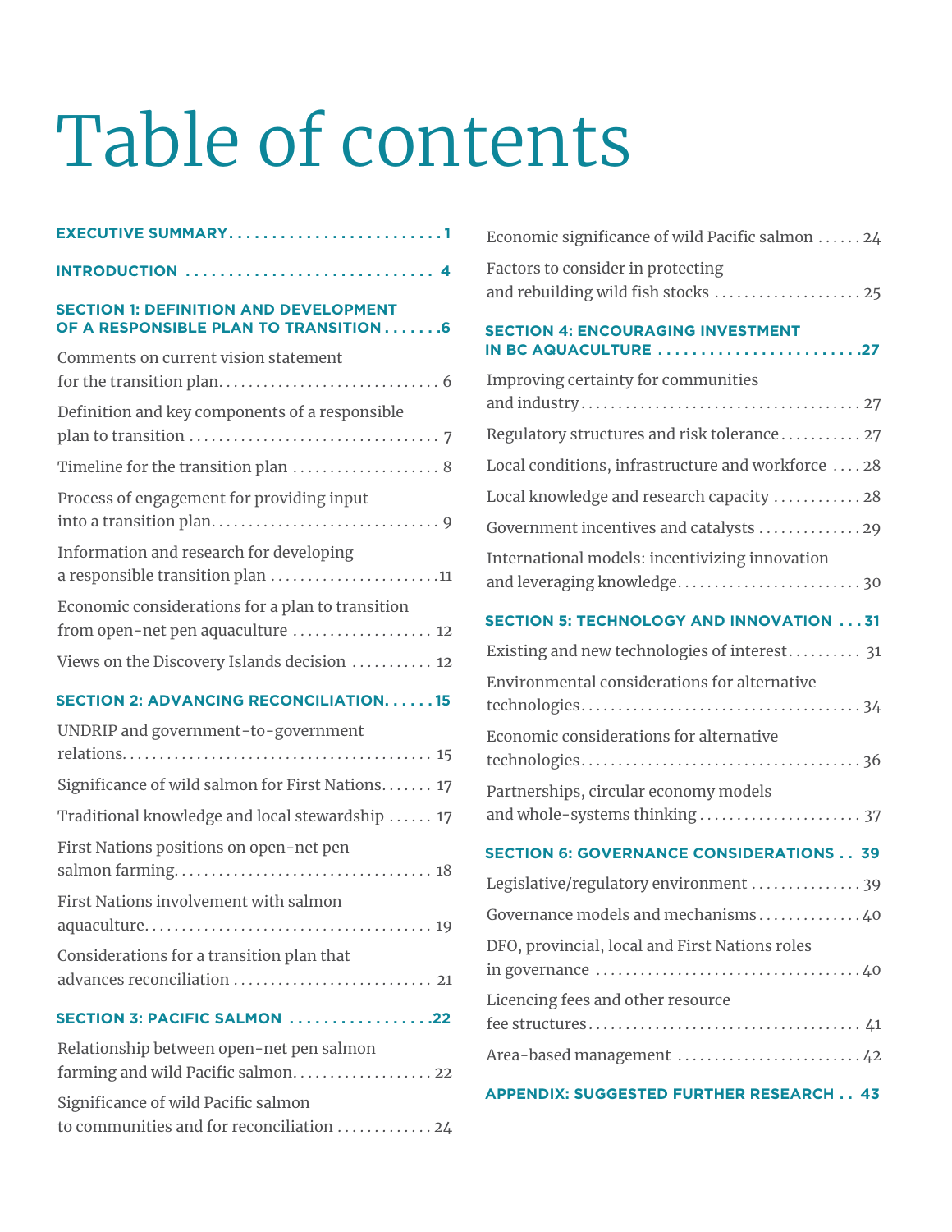# Table of contents

**EXECUTIVE SUMMARY** ..... 1

**INTRODUCTION** ..... 4

**SECTION 1: DEFINITION AND DEVELOPMENT OF A RESPONSIBLE PLAN TO TRANSITION** ..... 6

- Comments on current vision statement for the transition plan ..... 6
- Definition and key components of a responsible plan to transition ..... 7
- Timeline for the transition plan ..... 8
- Process of engagement for providing input into a transition plan ..... 9
- Information and research for developing a responsible transition plan ..... 11
- Economic considerations for a plan to transition from open-net pen aquaculture ..... 12
- Views on the Discovery Islands decision ..... 12

**SECTION 2: ADVANCING RECONCILIATION** ..... 15

- UNDRIP and government-to-government relations ..... 15
- Significance of wild salmon for First Nations ..... 17
- Traditional knowledge and local stewardship ..... 17
- First Nations positions on open-net pen salmon farming ..... 18
- First Nations involvement with salmon aquaculture ..... 19
- Considerations for a transition plan that advances reconciliation ..... 21

**SECTION 3: PACIFIC SALMON** ..... 22

- Relationship between open-net pen salmon farming and wild Pacific salmon ..... 22
- Significance of wild Pacific salmon to communities and for reconciliation ..... 24
- Economic significance of wild Pacific salmon ..... 24
- Factors to consider in protecting and rebuilding wild fish stocks ..... 25

**SECTION 4: ENCOURAGING INVESTMENT IN BC AQUACULTURE** ..... 27

- Improving certainty for communities and industry ..... 27
- Regulatory structures and risk tolerance ..... 27
- Local conditions, infrastructure and workforce ..... 28
- Local knowledge and research capacity ..... 28
- Government incentives and catalysts ..... 29
- International models: incentivizing innovation and leveraging knowledge ..... 30

**SECTION 5: TECHNOLOGY AND INNOVATION** ..... 31

- Existing and new technologies of interest ..... 31
- Environmental considerations for alternative technologies ..... 34
- Economic considerations for alternative technologies ..... 36
- Partnerships, circular economy models and whole-systems thinking ..... 37

**SECTION 6: GOVERNANCE CONSIDERATIONS** ..... 39

- Legislative/regulatory environment ..... 39
- Governance models and mechanisms ..... 40
- DFO, provincial, local and First Nations roles in governance ..... 40
- Licencing fees and other resource fee structures ..... 41
- Area-based management ..... 42

**APPENDIX: SUGGESTED FURTHER RESEARCH** ..... 43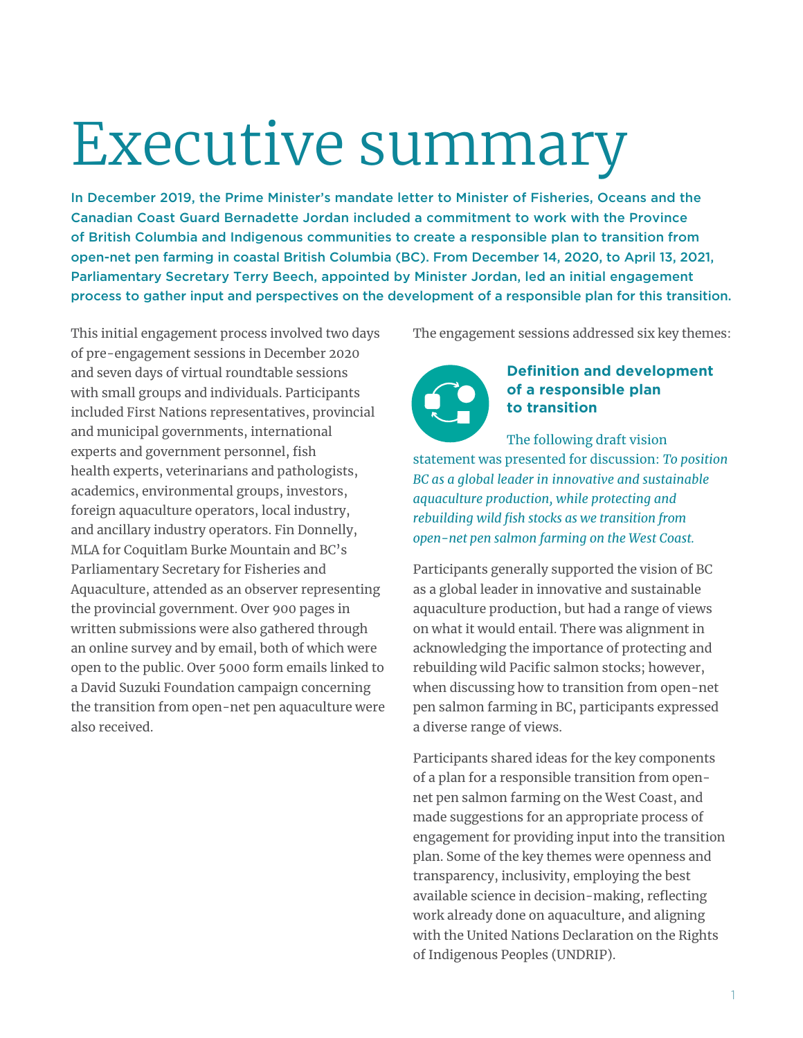# Executive summary

**In December 2019, the Prime Minister's mandate letter to Minister of Fisheries, Oceans and the Canadian Coast Guard Bernadette Jordan included a commitment to work with the Province of British Columbia and Indigenous communities to create a responsible plan to transition from open-net pen farming in coastal British Columbia (BC). From December 14, 2020, to April 13, 2021, Parliamentary Secretary Terry Beech, appointed by Minister Jordan, led an initial engagement process to gather input and perspectives on the development of a responsible plan for this transition.**

This initial engagement process involved two days of pre-engagement sessions in December 2020 and seven days of virtual roundtable sessions with small groups and individuals. Participants included First Nations representatives, provincial and municipal governments, international experts and government personnel, fish health experts, veterinarians and pathologists, academics, environmental groups, investors, foreign aquaculture operators, local industry, and ancillary industry operators. Fin Donnelly, MLA for Coquitlam Burke Mountain and BC's Parliamentary Secretary for Fisheries and Aquaculture, attended as an observer representing the provincial government. Over 900 pages in written submissions were also gathered through an online survey and by email, both of which were open to the public. Over 5000 form emails linked to a David Suzuki Foundation campaign concerning the transition from open-net pen aquaculture were also received.

The engagement sessions addressed six key themes:

### Definition and development of a responsible plan to transition

The following draft vision statement was presented for discussion: *To position BC as a global leader in innovative and sustainable aquaculture production, while protecting and rebuilding wild fish stocks as we transition from open-net pen salmon farming on the West Coast.*

Participants generally supported the vision of BC as a global leader in innovative and sustainable aquaculture production, but had a range of views on what it would entail. There was alignment in acknowledging the importance of protecting and rebuilding wild Pacific salmon stocks; however, when discussing how to transition from open-net pen salmon farming in BC, participants expressed a diverse range of views.

Participants shared ideas for the key components of a plan for a responsible transition from open-net pen salmon farming on the West Coast, and made suggestions for an appropriate process of engagement for providing input into the transition plan. Some of the key themes were openness and transparency, inclusivity, employing the best available science in decision-making, reflecting work already done on aquaculture, and aligning with the United Nations Declaration on the Rights of Indigenous Peoples (UNDRIP).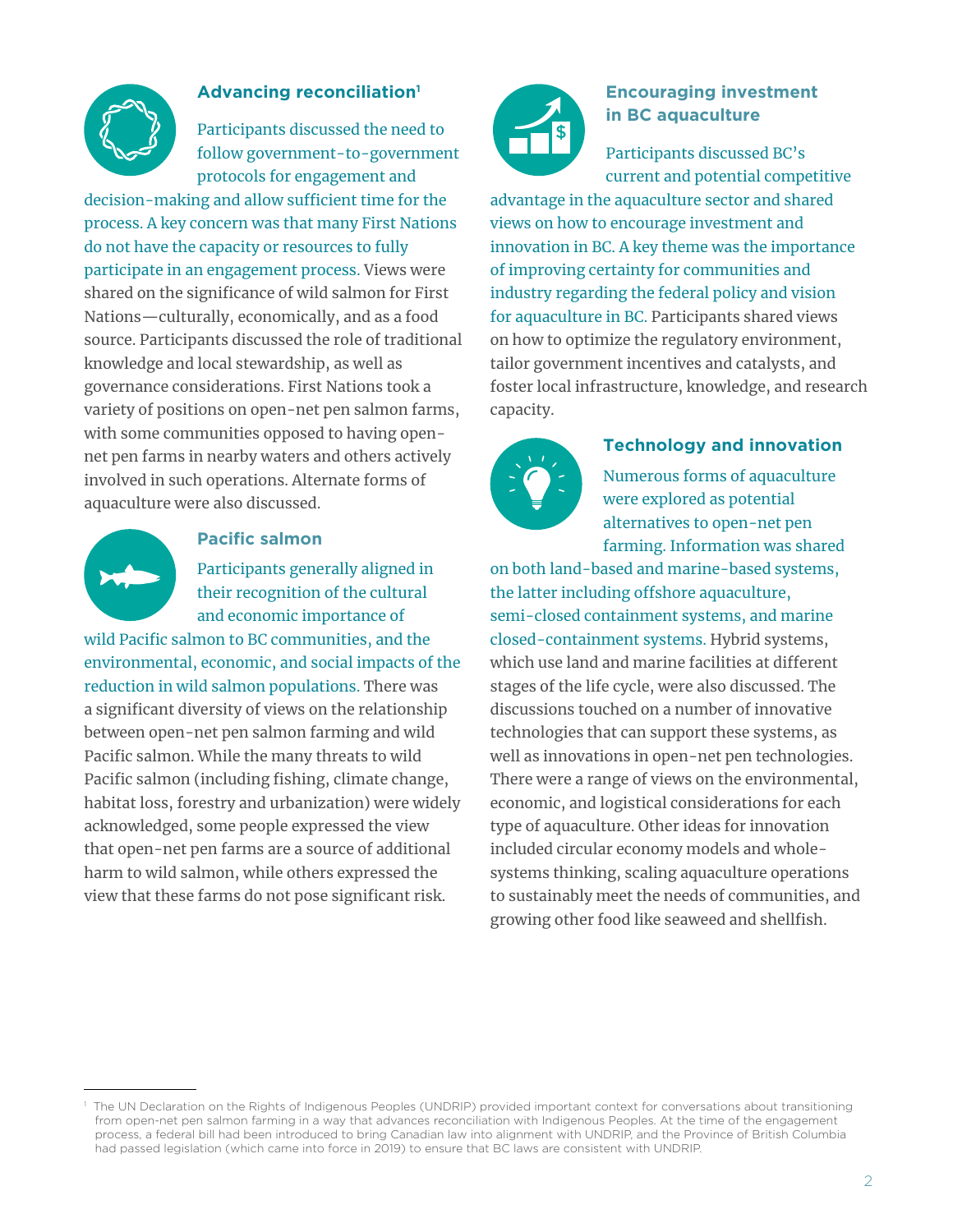## Advancing reconciliation[1]

Participants discussed the need to follow government-to-government protocols for engagement and decision-making and allow sufficient time for the process. A key concern was that many First Nations do not have the capacity or resources to fully participate in an engagement process. Views were shared on the significance of wild salmon for First Nations—culturally, economically, and as a food source. Participants discussed the role of traditional knowledge and local stewardship, as well as governance considerations. First Nations took a variety of positions on open-net pen salmon farms, with some communities opposed to having open-net pen farms in nearby waters and others actively involved in such operations. Alternate forms of aquaculture were also discussed.

## Pacific salmon

Participants generally aligned in their recognition of the cultural and economic importance of wild Pacific salmon to BC communities, and the environmental, economic, and social impacts of the reduction in wild salmon populations. There was a significant diversity of views on the relationship between open-net pen salmon farming and wild Pacific salmon. While the many threats to wild Pacific salmon (including fishing, climate change, habitat loss, forestry and urbanization) were widely acknowledged, some people expressed the view that open-net pen farms are a source of additional harm to wild salmon, while others expressed the view that these farms do not pose significant risk.

## Encouraging investment in BC aquaculture

Participants discussed BC's current and potential competitive advantage in the aquaculture sector and shared views on how to encourage investment and innovation in BC. A key theme was the importance of improving certainty for communities and industry regarding the federal policy and vision for aquaculture in BC. Participants shared views on how to optimize the regulatory environment, tailor government incentives and catalysts, and foster local infrastructure, knowledge, and research capacity.

## Technology and innovation

Numerous forms of aquaculture were explored as potential alternatives to open-net pen farming. Information was shared on both land-based and marine-based systems, the latter including offshore aquaculture, semi-closed containment systems, and marine closed-containment systems. Hybrid systems, which use land and marine facilities at different stages of the life cycle, were also discussed. The discussions touched on a number of innovative technologies that can support these systems, as well as innovations in open-net pen technologies. There were a range of views on the environmental, economic, and logistical considerations for each type of aquaculture. Other ideas for innovation included circular economy models and whole-systems thinking, scaling aquaculture operations to sustainably meet the needs of communities, and growing other food like seaweed and shellfish.

---

[1] The UN Declaration on the Rights of Indigenous Peoples (UNDRIP) provided important context for conversations about transitioning from open-net pen salmon farming in a way that advances reconciliation with Indigenous Peoples. At the time of the engagement process, a federal bill had been introduced to bring Canadian law into alignment with UNDRIP, and the Province of British Columbia had passed legislation (which came into force in 2019) to ensure that BC laws are consistent with UNDRIP.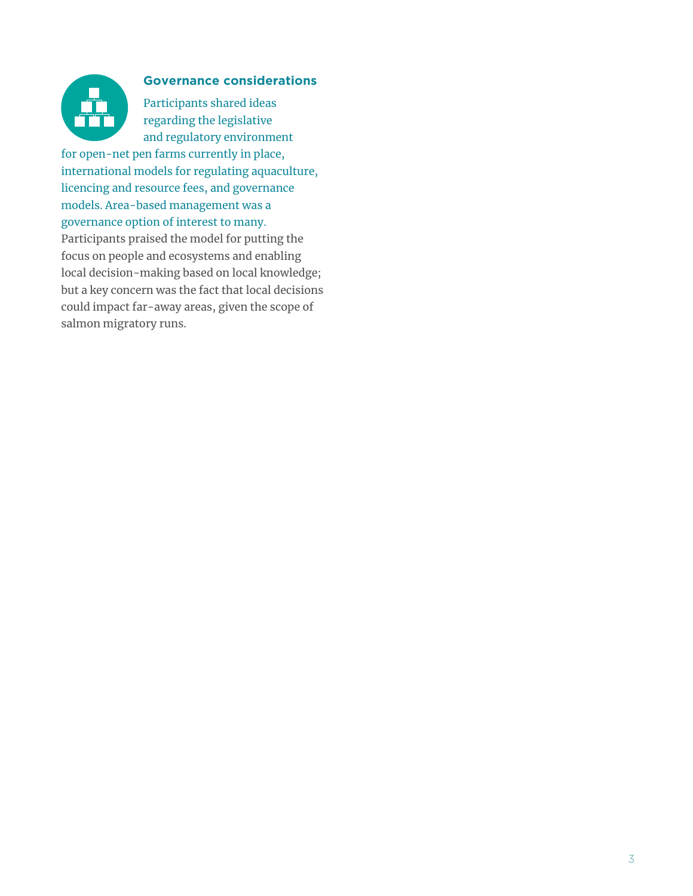### Governance considerations

Participants shared ideas regarding the legislative and regulatory environment for open-net pen farms currently in place, international models for regulating aquaculture, licencing and resource fees, and governance models. Area-based management was a governance option of interest to many. Participants praised the model for putting the focus on people and ecosystems and enabling local decision-making based on local knowledge; but a key concern was the fact that local decisions could impact far-away areas, given the scope of salmon migratory runs.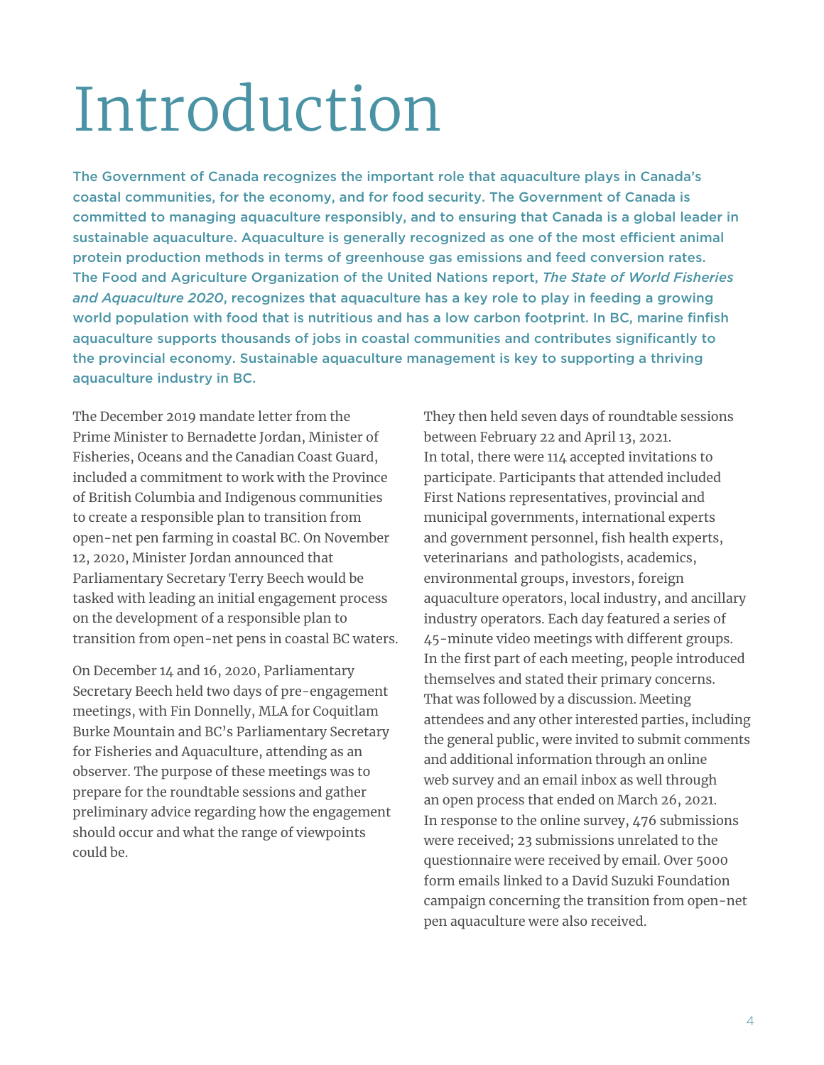# Introduction

**The Government of Canada recognizes the important role that aquaculture plays in Canada's coastal communities, for the economy, and for food security. The Government of Canada is committed to managing aquaculture responsibly, and to ensuring that Canada is a global leader in sustainable aquaculture. Aquaculture is generally recognized as one of the most efficient animal protein production methods in terms of greenhouse gas emissions and feed conversion rates. The Food and Agriculture Organization of the United Nations report, *The State of World Fisheries and Aquaculture 2020*, recognizes that aquaculture has a key role to play in feeding a growing world population with food that is nutritious and has a low carbon footprint. In BC, marine finfish aquaculture supports thousands of jobs in coastal communities and contributes significantly to the provincial economy. Sustainable aquaculture management is key to supporting a thriving aquaculture industry in BC.**

The December 2019 mandate letter from the Prime Minister to Bernadette Jordan, Minister of Fisheries, Oceans and the Canadian Coast Guard, included a commitment to work with the Province of British Columbia and Indigenous communities to create a responsible plan to transition from open-net pen farming in coastal BC. On November 12, 2020, Minister Jordan announced that Parliamentary Secretary Terry Beech would be tasked with leading an initial engagement process on the development of a responsible plan to transition from open-net pens in coastal BC waters.

On December 14 and 16, 2020, Parliamentary Secretary Beech held two days of pre-engagement meetings, with Fin Donnelly, MLA for Coquitlam Burke Mountain and BC's Parliamentary Secretary for Fisheries and Aquaculture, attending as an observer. The purpose of these meetings was to prepare for the roundtable sessions and gather preliminary advice regarding how the engagement should occur and what the range of viewpoints could be.

They then held seven days of roundtable sessions between February 22 and April 13, 2021. In total, there were 114 accepted invitations to participate. Participants that attended included First Nations representatives, provincial and municipal governments, international experts and government personnel, fish health experts, veterinarians and pathologists, academics, environmental groups, investors, foreign aquaculture operators, local industry, and ancillary industry operators. Each day featured a series of 45-minute video meetings with different groups. In the first part of each meeting, people introduced themselves and stated their primary concerns. That was followed by a discussion. Meeting attendees and any other interested parties, including the general public, were invited to submit comments and additional information through an online web survey and an email inbox as well through an open process that ended on March 26, 2021. In response to the online survey, 476 submissions were received; 23 submissions unrelated to the questionnaire were received by email. Over 5000 form emails linked to a David Suzuki Foundation campaign concerning the transition from open-net pen aquaculture were also received.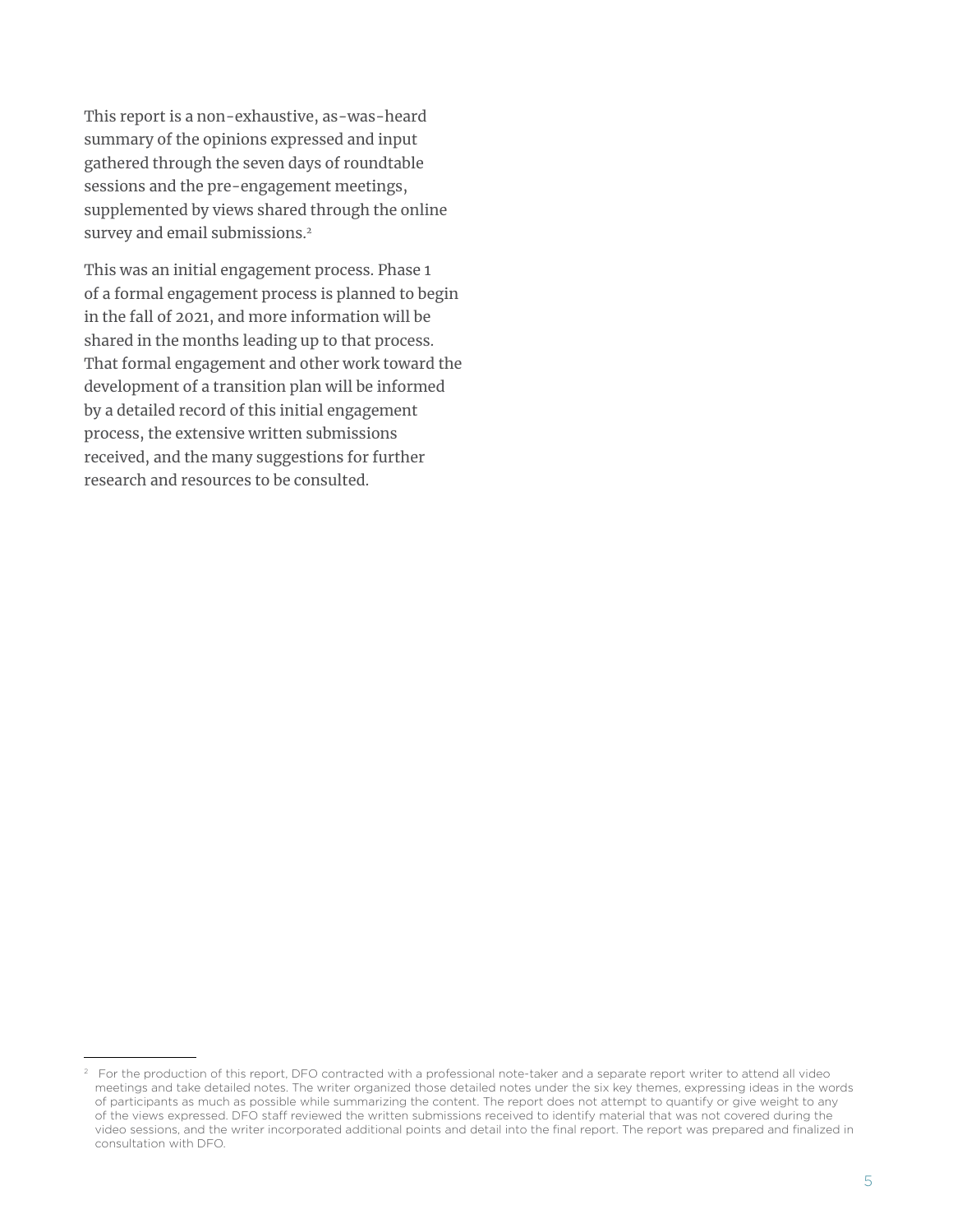This report is a non-exhaustive, as-was-heard summary of the opinions expressed and input gathered through the seven days of roundtable sessions and the pre-engagement meetings, supplemented by views shared through the online survey and email submissions.[2]

This was an initial engagement process. Phase 1 of a formal engagement process is planned to begin in the fall of 2021, and more information will be shared in the months leading up to that process. That formal engagement and other work toward the development of a transition plan will be informed by a detailed record of this initial engagement process, the extensive written submissions received, and the many suggestions for further research and resources to be consulted.

---

[2] For the production of this report, DFO contracted with a professional note-taker and a separate report writer to attend all video meetings and take detailed notes. The writer organized those detailed notes under the six key themes, expressing ideas in the words of participants as much as possible while summarizing the content. The report does not attempt to quantify or give weight to any of the views expressed. DFO staff reviewed the written submissions received to identify material that was not covered during the video sessions, and the writer incorporated additional points and detail into the final report. The report was prepared and finalized in consultation with DFO.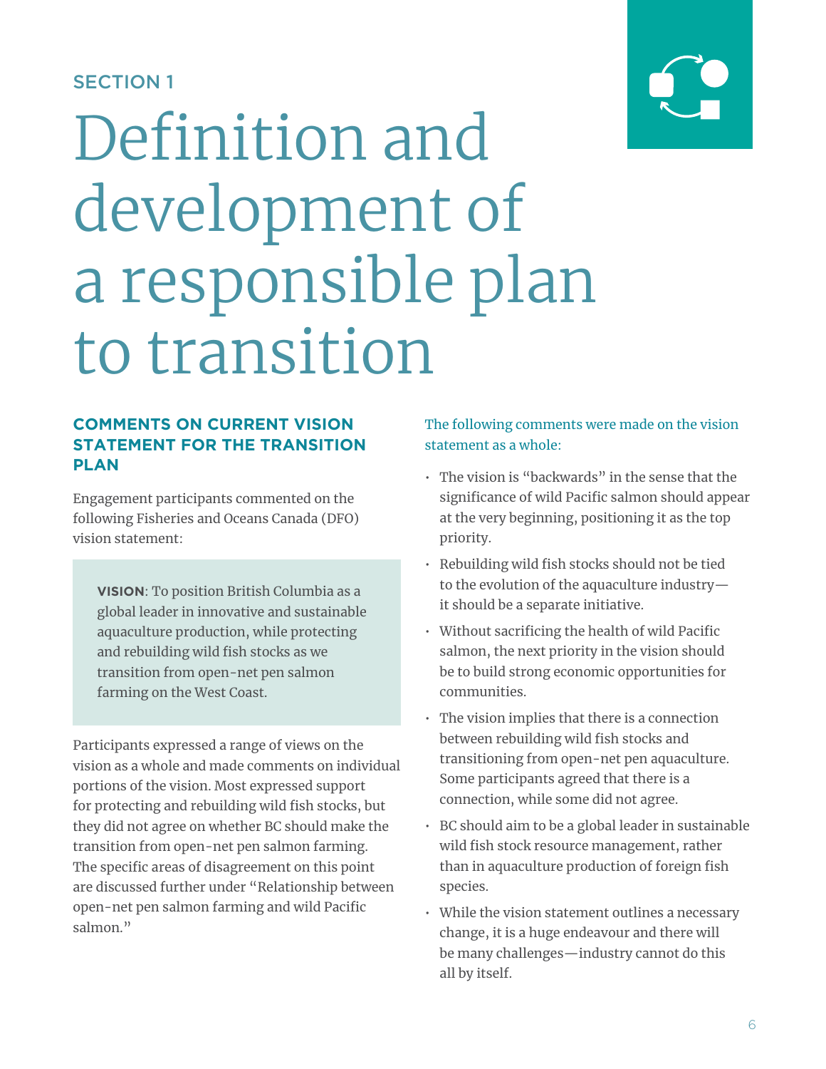SECTION 1

# Definition and development of a responsible plan to transition

## COMMENTS ON CURRENT VISION STATEMENT FOR THE TRANSITION PLAN

Engagement participants commented on the following Fisheries and Oceans Canada (DFO) vision statement:

> **VISION**: To position British Columbia as a global leader in innovative and sustainable aquaculture production, while protecting and rebuilding wild fish stocks as we transition from open-net pen salmon farming on the West Coast.

Participants expressed a range of views on the vision as a whole and made comments on individual portions of the vision. Most expressed support for protecting and rebuilding wild fish stocks, but they did not agree on whether BC should make the transition from open-net pen salmon farming. The specific areas of disagreement on this point are discussed further under "Relationship between open-net pen salmon farming and wild Pacific salmon."

The following comments were made on the vision statement as a whole:

- The vision is "backwards" in the sense that the significance of wild Pacific salmon should appear at the very beginning, positioning it as the top priority.
- Rebuilding wild fish stocks should not be tied to the evolution of the aquaculture industry—it should be a separate initiative.
- Without sacrificing the health of wild Pacific salmon, the next priority in the vision should be to build strong economic opportunities for communities.
- The vision implies that there is a connection between rebuilding wild fish stocks and transitioning from open-net pen aquaculture. Some participants agreed that there is a connection, while some did not agree.
- BC should aim to be a global leader in sustainable wild fish stock resource management, rather than in aquaculture production of foreign fish species.
- While the vision statement outlines a necessary change, it is a huge endeavour and there will be many challenges—industry cannot do this all by itself.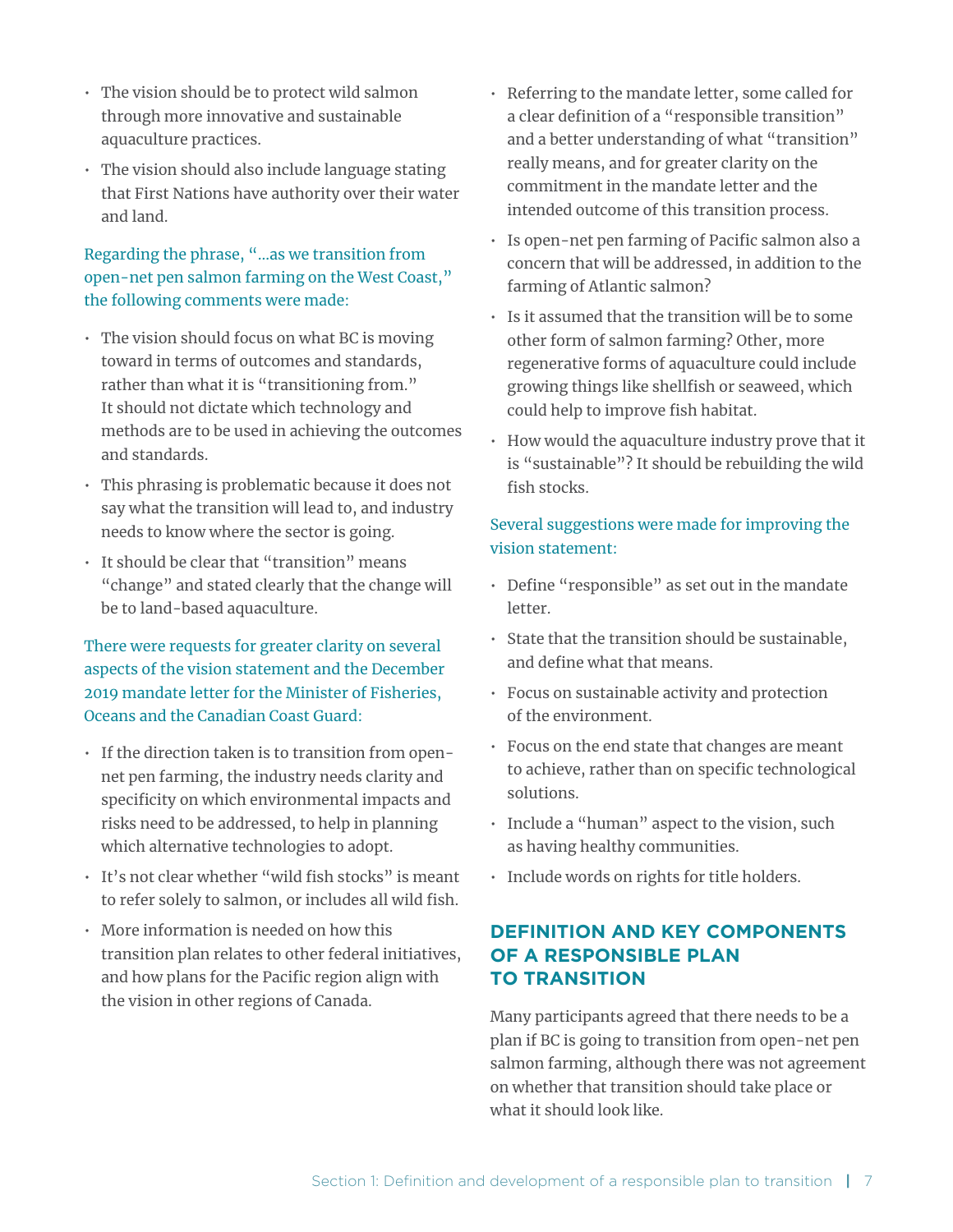- The vision should be to protect wild salmon through more innovative and sustainable aquaculture practices.
- The vision should also include language stating that First Nations have authority over their water and land.

Regarding the phrase, "...as we transition from open-net pen salmon farming on the West Coast," the following comments were made:

- The vision should focus on what BC is moving toward in terms of outcomes and standards, rather than what it is "transitioning from." It should not dictate which technology and methods are to be used in achieving the outcomes and standards.
- This phrasing is problematic because it does not say what the transition will lead to, and industry needs to know where the sector is going.
- It should be clear that "transition" means "change" and stated clearly that the change will be to land-based aquaculture.

There were requests for greater clarity on several aspects of the vision statement and the December 2019 mandate letter for the Minister of Fisheries, Oceans and the Canadian Coast Guard:

- If the direction taken is to transition from open-net pen farming, the industry needs clarity and specificity on which environmental impacts and risks need to be addressed, to help in planning which alternative technologies to adopt.
- It's not clear whether "wild fish stocks" is meant to refer solely to salmon, or includes all wild fish.
- More information is needed on how this transition plan relates to other federal initiatives, and how plans for the Pacific region align with the vision in other regions of Canada.
- Referring to the mandate letter, some called for a clear definition of a "responsible transition" and a better understanding of what "transition" really means, and for greater clarity on the commitment in the mandate letter and the intended outcome of this transition process.
- Is open-net pen farming of Pacific salmon also a concern that will be addressed, in addition to the farming of Atlantic salmon?
- Is it assumed that the transition will be to some other form of salmon farming? Other, more regenerative forms of aquaculture could include growing things like shellfish or seaweed, which could help to improve fish habitat.
- How would the aquaculture industry prove that it is "sustainable"? It should be rebuilding the wild fish stocks.

Several suggestions were made for improving the vision statement:

- Define "responsible" as set out in the mandate letter.
- State that the transition should be sustainable, and define what that means.
- Focus on sustainable activity and protection of the environment.
- Focus on the end state that changes are meant to achieve, rather than on specific technological solutions.
- Include a "human" aspect to the vision, such as having healthy communities.
- Include words on rights for title holders.

## DEFINITION AND KEY COMPONENTS OF A RESPONSIBLE PLAN TO TRANSITION

Many participants agreed that there needs to be a plan if BC is going to transition from open-net pen salmon farming, although there was not agreement on whether that transition should take place or what it should look like.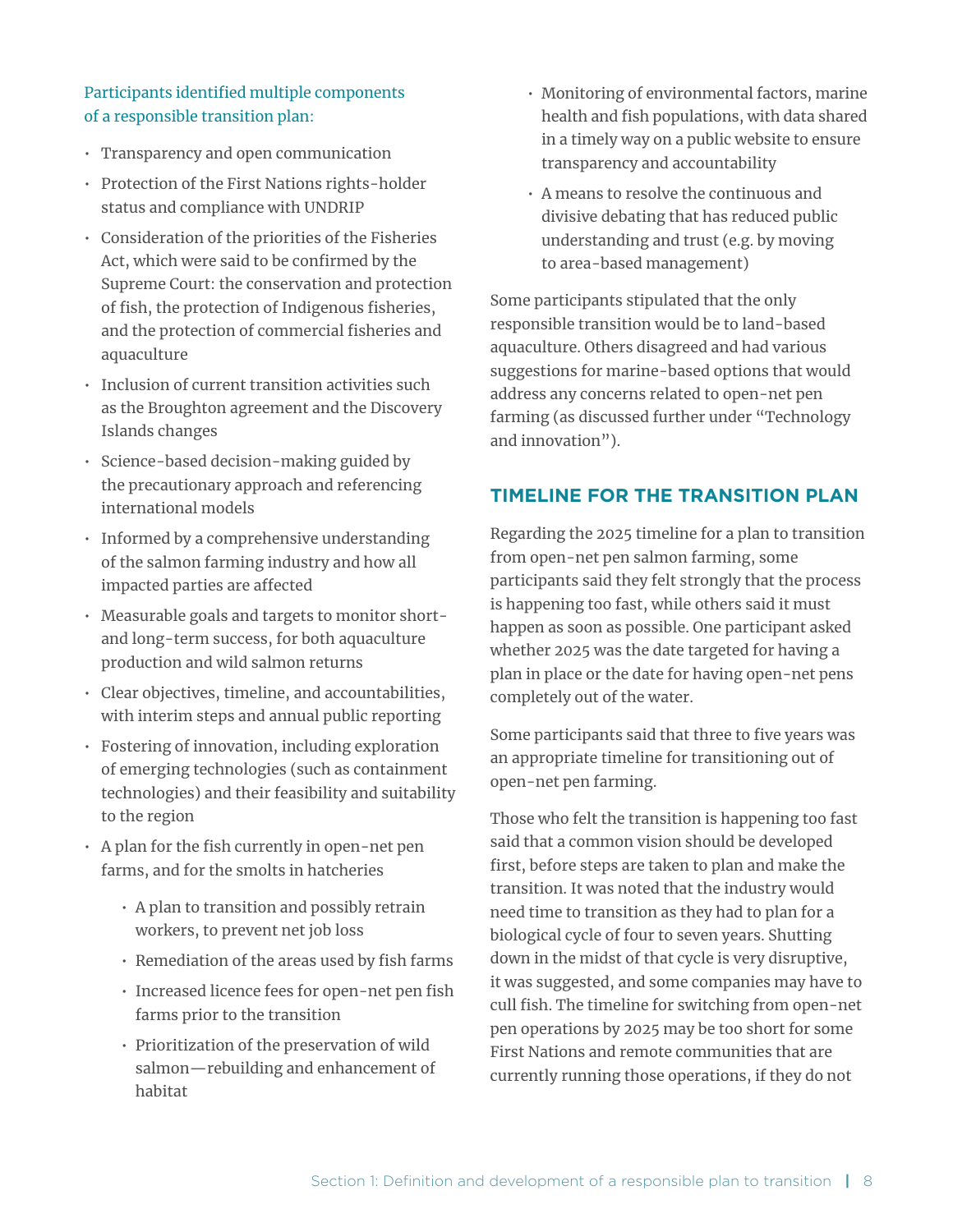Participants identified multiple components of a responsible transition plan:

- Transparency and open communication
- Protection of the First Nations rights-holder status and compliance with UNDRIP
- Consideration of the priorities of the Fisheries Act, which were said to be confirmed by the Supreme Court: the conservation and protection of fish, the protection of Indigenous fisheries, and the protection of commercial fisheries and aquaculture
- Inclusion of current transition activities such as the Broughton agreement and the Discovery Islands changes
- Science-based decision-making guided by the precautionary approach and referencing international models
- Informed by a comprehensive understanding of the salmon farming industry and how all impacted parties are affected
- Measurable goals and targets to monitor short- and long-term success, for both aquaculture production and wild salmon returns
- Clear objectives, timeline, and accountabilities, with interim steps and annual public reporting
- Fostering of innovation, including exploration of emerging technologies (such as containment technologies) and their feasibility and suitability to the region
- A plan for the fish currently in open-net pen farms, and for the smolts in hatcheries
    - A plan to transition and possibly retrain workers, to prevent net job loss
    - Remediation of the areas used by fish farms
    - Increased licence fees for open-net pen fish farms prior to the transition
    - Prioritization of the preservation of wild salmon—rebuilding and enhancement of habitat
    - Monitoring of environmental factors, marine health and fish populations, with data shared in a timely way on a public website to ensure transparency and accountability
    - A means to resolve the continuous and divisive debating that has reduced public understanding and trust (e.g. by moving to area-based management)

Some participants stipulated that the only responsible transition would be to land-based aquaculture. Others disagreed and had various suggestions for marine-based options that would address any concerns related to open-net pen farming (as discussed further under "Technology and innovation").

## TIMELINE FOR THE TRANSITION PLAN

Regarding the 2025 timeline for a plan to transition from open-net pen salmon farming, some participants said they felt strongly that the process is happening too fast, while others said it must happen as soon as possible. One participant asked whether 2025 was the date targeted for having a plan in place or the date for having open-net pens completely out of the water.

Some participants said that three to five years was an appropriate timeline for transitioning out of open-net pen farming.

Those who felt the transition is happening too fast said that a common vision should be developed first, before steps are taken to plan and make the transition. It was noted that the industry would need time to transition as they had to plan for a biological cycle of four to seven years. Shutting down in the midst of that cycle is very disruptive, it was suggested, and some companies may have to cull fish. The timeline for switching from open-net pen operations by 2025 may be too short for some First Nations and remote communities that are currently running those operations, if they do not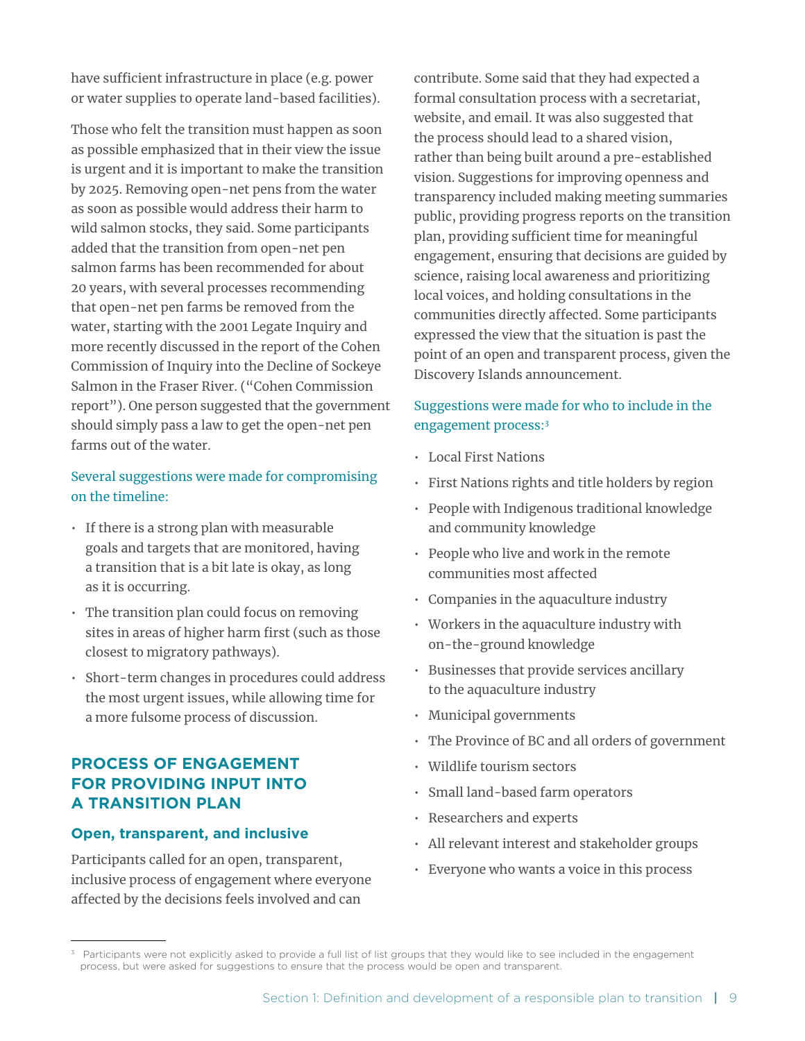have sufficient infrastructure in place (e.g. power or water supplies to operate land-based facilities).

Those who felt the transition must happen as soon as possible emphasized that in their view the issue is urgent and it is important to make the transition by 2025. Removing open-net pens from the water as soon as possible would address their harm to wild salmon stocks, they said. Some participants added that the transition from open-net pen salmon farms has been recommended for about 20 years, with several processes recommending that open-net pen farms be removed from the water, starting with the 2001 Legate Inquiry and more recently discussed in the report of the Cohen Commission of Inquiry into the Decline of Sockeye Salmon in the Fraser River. ("Cohen Commission report"). One person suggested that the government should simply pass a law to get the open-net pen farms out of the water.

Several suggestions were made for compromising on the timeline:

- If there is a strong plan with measurable goals and targets that are monitored, having a transition that is a bit late is okay, as long as it is occurring.
- The transition plan could focus on removing sites in areas of higher harm first (such as those closest to migratory pathways).
- Short-term changes in procedures could address the most urgent issues, while allowing time for a more fulsome process of discussion.

## PROCESS OF ENGAGEMENT FOR PROVIDING INPUT INTO A TRANSITION PLAN

### Open, transparent, and inclusive

Participants called for an open, transparent, inclusive process of engagement where everyone affected by the decisions feels involved and can contribute. Some said that they had expected a formal consultation process with a secretariat, website, and email. It was also suggested that the process should lead to a shared vision, rather than being built around a pre-established vision. Suggestions for improving openness and transparency included making meeting summaries public, providing progress reports on the transition plan, providing sufficient time for meaningful engagement, ensuring that decisions are guided by science, raising local awareness and prioritizing local voices, and holding consultations in the communities directly affected. Some participants expressed the view that the situation is past the point of an open and transparent process, given the Discovery Islands announcement.

Suggestions were made for who to include in the engagement process:[3]

- Local First Nations
- First Nations rights and title holders by region
- People with Indigenous traditional knowledge and community knowledge
- People who live and work in the remote communities most affected
- Companies in the aquaculture industry
- Workers in the aquaculture industry with on-the-ground knowledge
- Businesses that provide services ancillary to the aquaculture industry
- Municipal governments
- The Province of BC and all orders of government
- Wildlife tourism sectors
- Small land-based farm operators
- Researchers and experts
- All relevant interest and stakeholder groups
- Everyone who wants a voice in this process

[3] Participants were not explicitly asked to provide a full list of list groups that they would like to see included in the engagement process, but were asked for suggestions to ensure that the process would be open and transparent.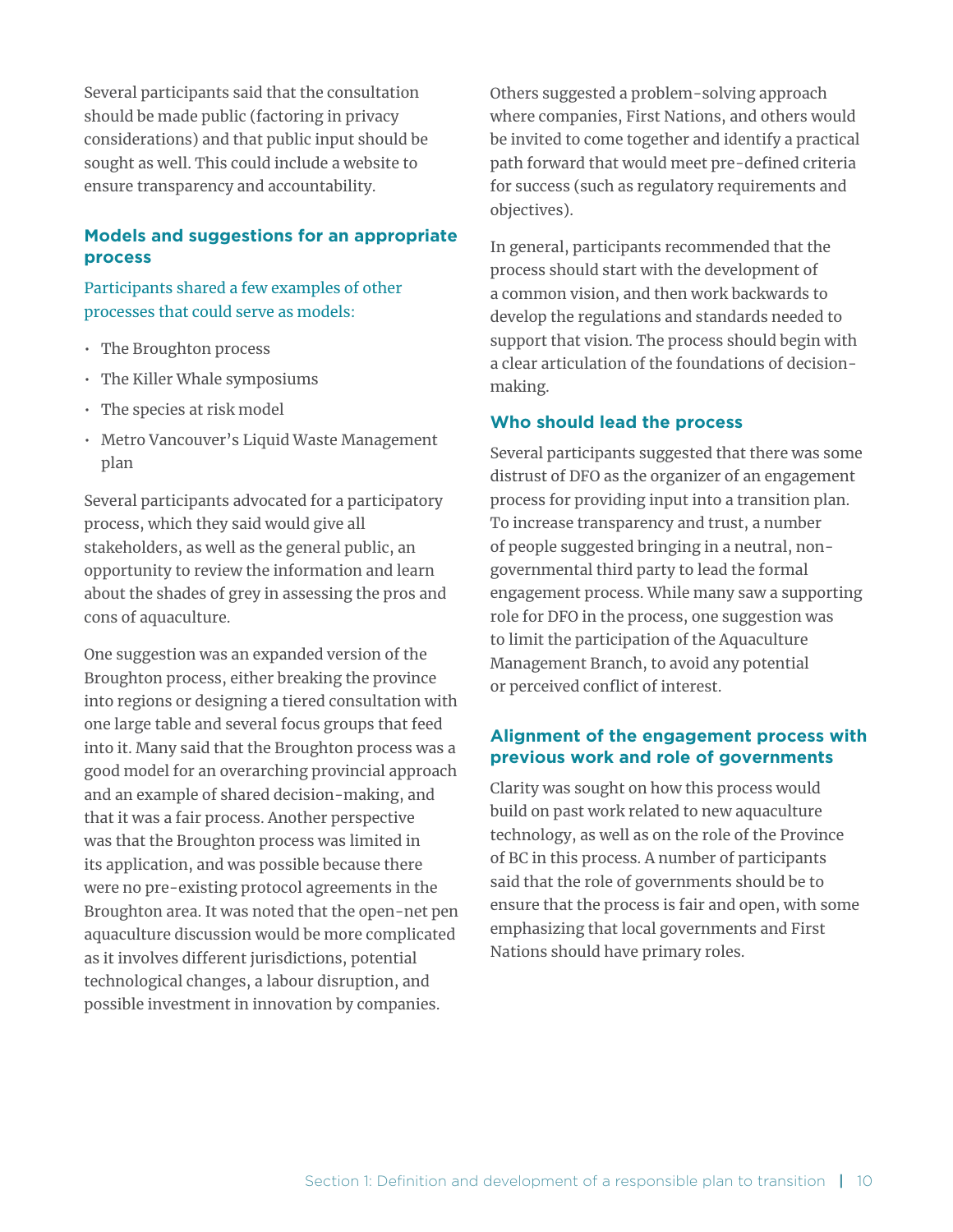Several participants said that the consultation should be made public (factoring in privacy considerations) and that public input should be sought as well. This could include a website to ensure transparency and accountability.

### Models and suggestions for an appropriate process

Participants shared a few examples of other processes that could serve as models:

- The Broughton process
- The Killer Whale symposiums
- The species at risk model
- Metro Vancouver's Liquid Waste Management plan

Several participants advocated for a participatory process, which they said would give all stakeholders, as well as the general public, an opportunity to review the information and learn about the shades of grey in assessing the pros and cons of aquaculture.

One suggestion was an expanded version of the Broughton process, either breaking the province into regions or designing a tiered consultation with one large table and several focus groups that feed into it. Many said that the Broughton process was a good model for an overarching provincial approach and an example of shared decision-making, and that it was a fair process. Another perspective was that the Broughton process was limited in its application, and was possible because there were no pre-existing protocol agreements in the Broughton area. It was noted that the open-net pen aquaculture discussion would be more complicated as it involves different jurisdictions, potential technological changes, a labour disruption, and possible investment in innovation by companies.

Others suggested a problem-solving approach where companies, First Nations, and others would be invited to come together and identify a practical path forward that would meet pre-defined criteria for success (such as regulatory requirements and objectives).

In general, participants recommended that the process should start with the development of a common vision, and then work backwards to develop the regulations and standards needed to support that vision. The process should begin with a clear articulation of the foundations of decision-making.

### Who should lead the process

Several participants suggested that there was some distrust of DFO as the organizer of an engagement process for providing input into a transition plan. To increase transparency and trust, a number of people suggested bringing in a neutral, non-governmental third party to lead the formal engagement process. While many saw a supporting role for DFO in the process, one suggestion was to limit the participation of the Aquaculture Management Branch, to avoid any potential or perceived conflict of interest.

### Alignment of the engagement process with previous work and role of governments

Clarity was sought on how this process would build on past work related to new aquaculture technology, as well as on the role of the Province of BC in this process. A number of participants said that the role of governments should be to ensure that the process is fair and open, with some emphasizing that local governments and First Nations should have primary roles.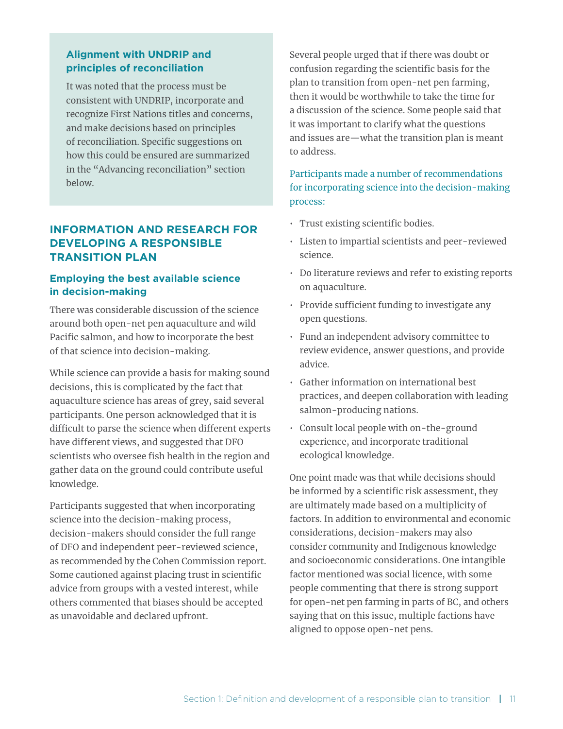### Alignment with UNDRIP and principles of reconciliation

It was noted that the process must be consistent with UNDRIP, incorporate and recognize First Nations titles and concerns, and make decisions based on principles of reconciliation. Specific suggestions on how this could be ensured are summarized in the “Advancing reconciliation” section below.

## INFORMATION AND RESEARCH FOR DEVELOPING A RESPONSIBLE TRANSITION PLAN

### Employing the best available science in decision-making

There was considerable discussion of the science around both open-net pen aquaculture and wild Pacific salmon, and how to incorporate the best of that science into decision-making.

While science can provide a basis for making sound decisions, this is complicated by the fact that aquaculture science has areas of grey, said several participants. One person acknowledged that it is difficult to parse the science when different experts have different views, and suggested that DFO scientists who oversee fish health in the region and gather data on the ground could contribute useful knowledge.

Participants suggested that when incorporating science into the decision-making process, decision-makers should consider the full range of DFO and independent peer-reviewed science, as recommended by the Cohen Commission report. Some cautioned against placing trust in scientific advice from groups with a vested interest, while others commented that biases should be accepted as unavoidable and declared upfront.

Several people urged that if there was doubt or confusion regarding the scientific basis for the plan to transition from open-net pen farming, then it would be worthwhile to take the time for a discussion of the science. Some people said that it was important to clarify what the questions and issues are—what the transition plan is meant to address.

Participants made a number of recommendations for incorporating science into the decision-making process:

- Trust existing scientific bodies.
- Listen to impartial scientists and peer-reviewed science.
- Do literature reviews and refer to existing reports on aquaculture.
- Provide sufficient funding to investigate any open questions.
- Fund an independent advisory committee to review evidence, answer questions, and provide advice.
- Gather information on international best practices, and deepen collaboration with leading salmon-producing nations.
- Consult local people with on-the-ground experience, and incorporate traditional ecological knowledge.

One point made was that while decisions should be informed by a scientific risk assessment, they are ultimately made based on a multiplicity of factors. In addition to environmental and economic considerations, decision-makers may also consider community and Indigenous knowledge and socioeconomic considerations. One intangible factor mentioned was social licence, with some people commenting that there is strong support for open-net pen farming in parts of BC, and others saying that on this issue, multiple factions have aligned to oppose open-net pens.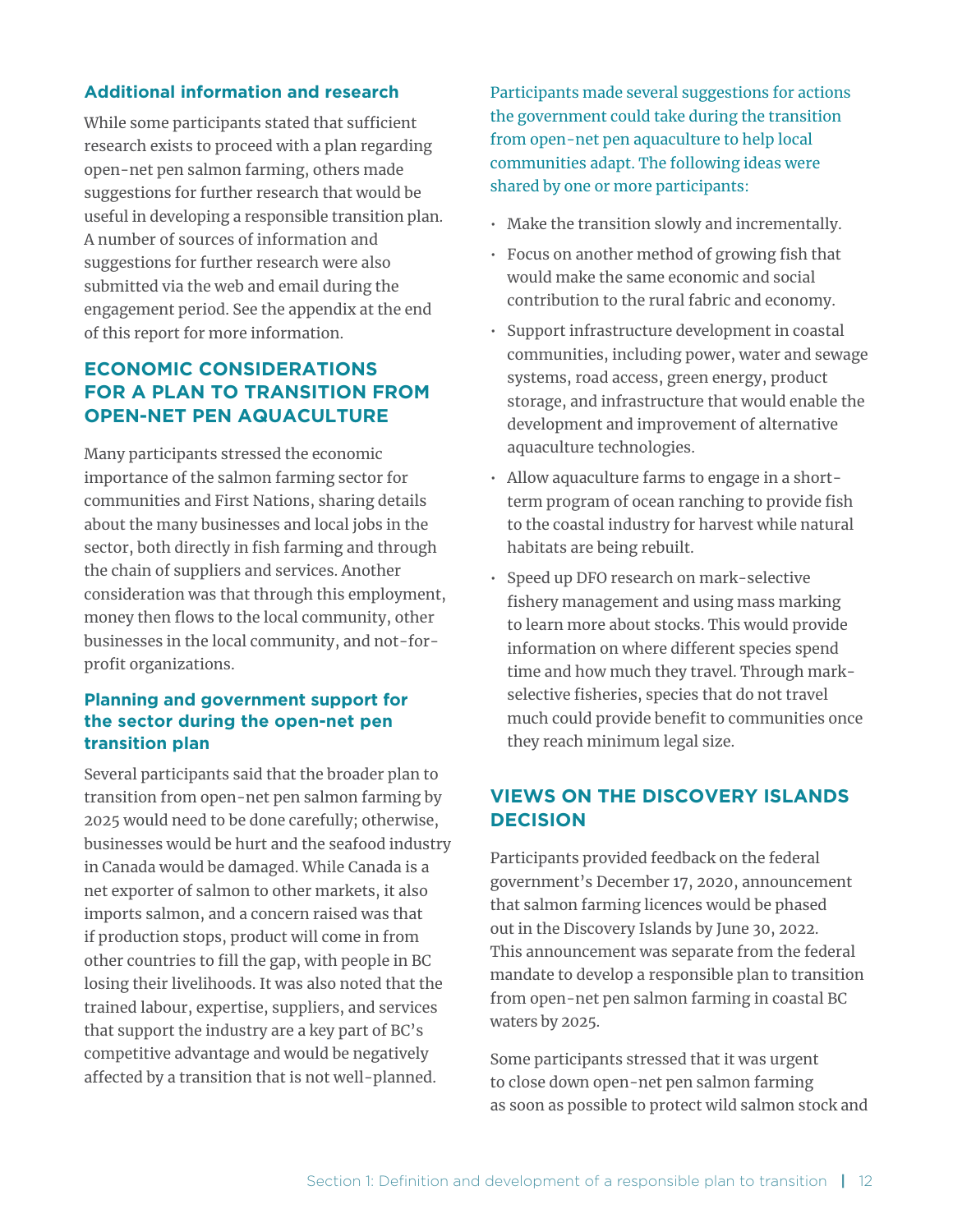### Additional information and research

While some participants stated that sufficient research exists to proceed with a plan regarding open-net pen salmon farming, others made suggestions for further research that would be useful in developing a responsible transition plan. A number of sources of information and suggestions for further research were also submitted via the web and email during the engagement period. See the appendix at the end of this report for more information.

## ECONOMIC CONSIDERATIONS FOR A PLAN TO TRANSITION FROM OPEN-NET PEN AQUACULTURE

Many participants stressed the economic importance of the salmon farming sector for communities and First Nations, sharing details about the many businesses and local jobs in the sector, both directly in fish farming and through the chain of suppliers and services. Another consideration was that through this employment, money then flows to the local community, other businesses in the local community, and not-for-profit organizations.

### Planning and government support for the sector during the open-net pen transition plan

Several participants said that the broader plan to transition from open-net pen salmon farming by 2025 would need to be done carefully; otherwise, businesses would be hurt and the seafood industry in Canada would be damaged. While Canada is a net exporter of salmon to other markets, it also imports salmon, and a concern raised was that if production stops, product will come in from other countries to fill the gap, with people in BC losing their livelihoods. It was also noted that the trained labour, expertise, suppliers, and services that support the industry are a key part of BC's competitive advantage and would be negatively affected by a transition that is not well-planned.

Participants made several suggestions for actions the government could take during the transition from open-net pen aquaculture to help local communities adapt. The following ideas were shared by one or more participants:

- Make the transition slowly and incrementally.
- Focus on another method of growing fish that would make the same economic and social contribution to the rural fabric and economy.
- Support infrastructure development in coastal communities, including power, water and sewage systems, road access, green energy, product storage, and infrastructure that would enable the development and improvement of alternative aquaculture technologies.
- Allow aquaculture farms to engage in a short-term program of ocean ranching to provide fish to the coastal industry for harvest while natural habitats are being rebuilt.
- Speed up DFO research on mark-selective fishery management and using mass marking to learn more about stocks. This would provide information on where different species spend time and how much they travel. Through mark-selective fisheries, species that do not travel much could provide benefit to communities once they reach minimum legal size.

## VIEWS ON THE DISCOVERY ISLANDS DECISION

Participants provided feedback on the federal government's December 17, 2020, announcement that salmon farming licences would be phased out in the Discovery Islands by June 30, 2022. This announcement was separate from the federal mandate to develop a responsible plan to transition from open-net pen salmon farming in coastal BC waters by 2025.

Some participants stressed that it was urgent to close down open-net pen salmon farming as soon as possible to protect wild salmon stock and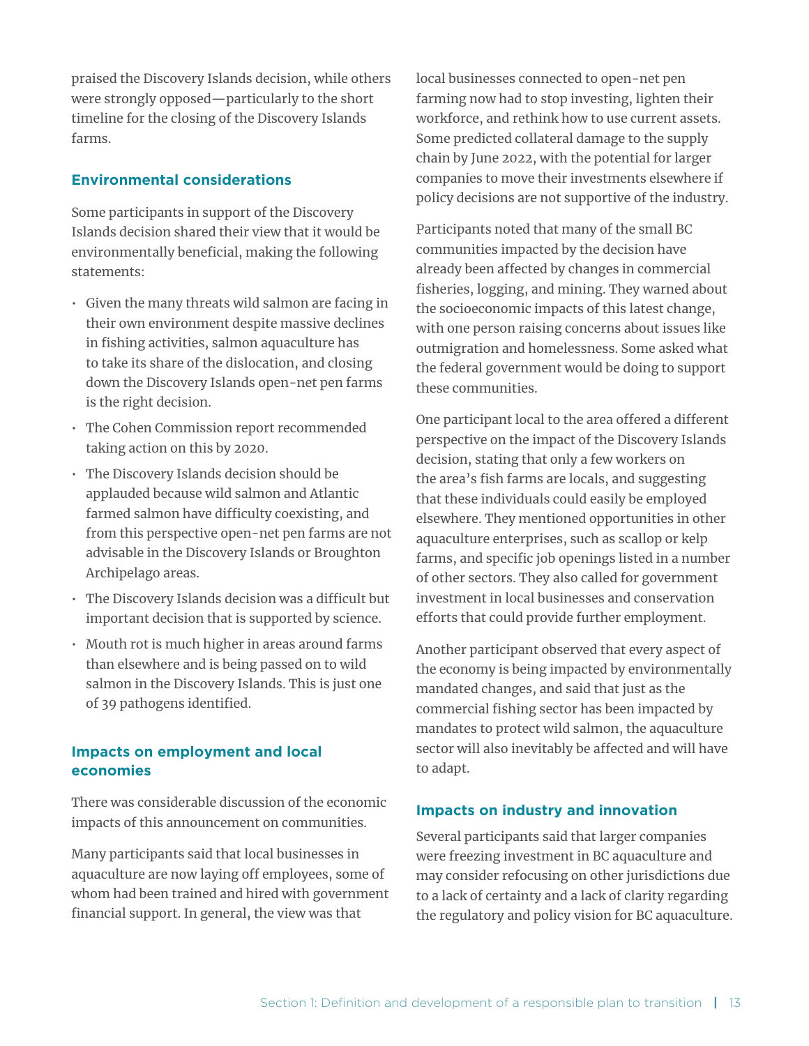praised the Discovery Islands decision, while others were strongly opposed—particularly to the short timeline for the closing of the Discovery Islands farms.

### Environmental considerations

Some participants in support of the Discovery Islands decision shared their view that it would be environmentally beneficial, making the following statements:

- Given the many threats wild salmon are facing in their own environment despite massive declines in fishing activities, salmon aquaculture has to take its share of the dislocation, and closing down the Discovery Islands open-net pen farms is the right decision.
- The Cohen Commission report recommended taking action on this by 2020.
- The Discovery Islands decision should be applauded because wild salmon and Atlantic farmed salmon have difficulty coexisting, and from this perspective open-net pen farms are not advisable in the Discovery Islands or Broughton Archipelago areas.
- The Discovery Islands decision was a difficult but important decision that is supported by science.
- Mouth rot is much higher in areas around farms than elsewhere and is being passed on to wild salmon in the Discovery Islands. This is just one of 39 pathogens identified.

### Impacts on employment and local economies

There was considerable discussion of the economic impacts of this announcement on communities.

Many participants said that local businesses in aquaculture are now laying off employees, some of whom had been trained and hired with government financial support. In general, the view was that local businesses connected to open-net pen farming now had to stop investing, lighten their workforce, and rethink how to use current assets. Some predicted collateral damage to the supply chain by June 2022, with the potential for larger companies to move their investments elsewhere if policy decisions are not supportive of the industry.

Participants noted that many of the small BC communities impacted by the decision have already been affected by changes in commercial fisheries, logging, and mining. They warned about the socioeconomic impacts of this latest change, with one person raising concerns about issues like outmigration and homelessness. Some asked what the federal government would be doing to support these communities.

One participant local to the area offered a different perspective on the impact of the Discovery Islands decision, stating that only a few workers on the area's fish farms are locals, and suggesting that these individuals could easily be employed elsewhere. They mentioned opportunities in other aquaculture enterprises, such as scallop or kelp farms, and specific job openings listed in a number of other sectors. They also called for government investment in local businesses and conservation efforts that could provide further employment.

Another participant observed that every aspect of the economy is being impacted by environmentally mandated changes, and said that just as the commercial fishing sector has been impacted by mandates to protect wild salmon, the aquaculture sector will also inevitably be affected and will have to adapt.

### Impacts on industry and innovation

Several participants said that larger companies were freezing investment in BC aquaculture and may consider refocusing on other jurisdictions due to a lack of certainty and a lack of clarity regarding the regulatory and policy vision for BC aquaculture.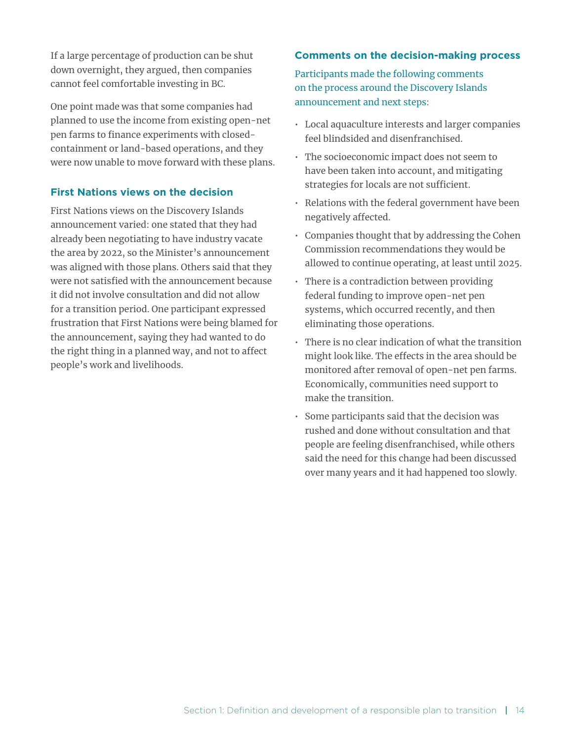If a large percentage of production can be shut down overnight, they argued, then companies cannot feel comfortable investing in BC.

One point made was that some companies had planned to use the income from existing open-net pen farms to finance experiments with closed-containment or land-based operations, and they were now unable to move forward with these plans.

### First Nations views on the decision

First Nations views on the Discovery Islands announcement varied: one stated that they had already been negotiating to have industry vacate the area by 2022, so the Minister's announcement was aligned with those plans. Others said that they were not satisfied with the announcement because it did not involve consultation and did not allow for a transition period. One participant expressed frustration that First Nations were being blamed for the announcement, saying they had wanted to do the right thing in a planned way, and not to affect people's work and livelihoods.

### Comments on the decision-making process

Participants made the following comments on the process around the Discovery Islands announcement and next steps:

- Local aquaculture interests and larger companies feel blindsided and disenfranchised.
- The socioeconomic impact does not seem to have been taken into account, and mitigating strategies for locals are not sufficient.
- Relations with the federal government have been negatively affected.
- Companies thought that by addressing the Cohen Commission recommendations they would be allowed to continue operating, at least until 2025.
- There is a contradiction between providing federal funding to improve open-net pen systems, which occurred recently, and then eliminating those operations.
- There is no clear indication of what the transition might look like. The effects in the area should be monitored after removal of open-net pen farms. Economically, communities need support to make the transition.
- Some participants said that the decision was rushed and done without consultation and that people are feeling disenfranchised, while others said the need for this change had been discussed over many years and it had happened too slowly.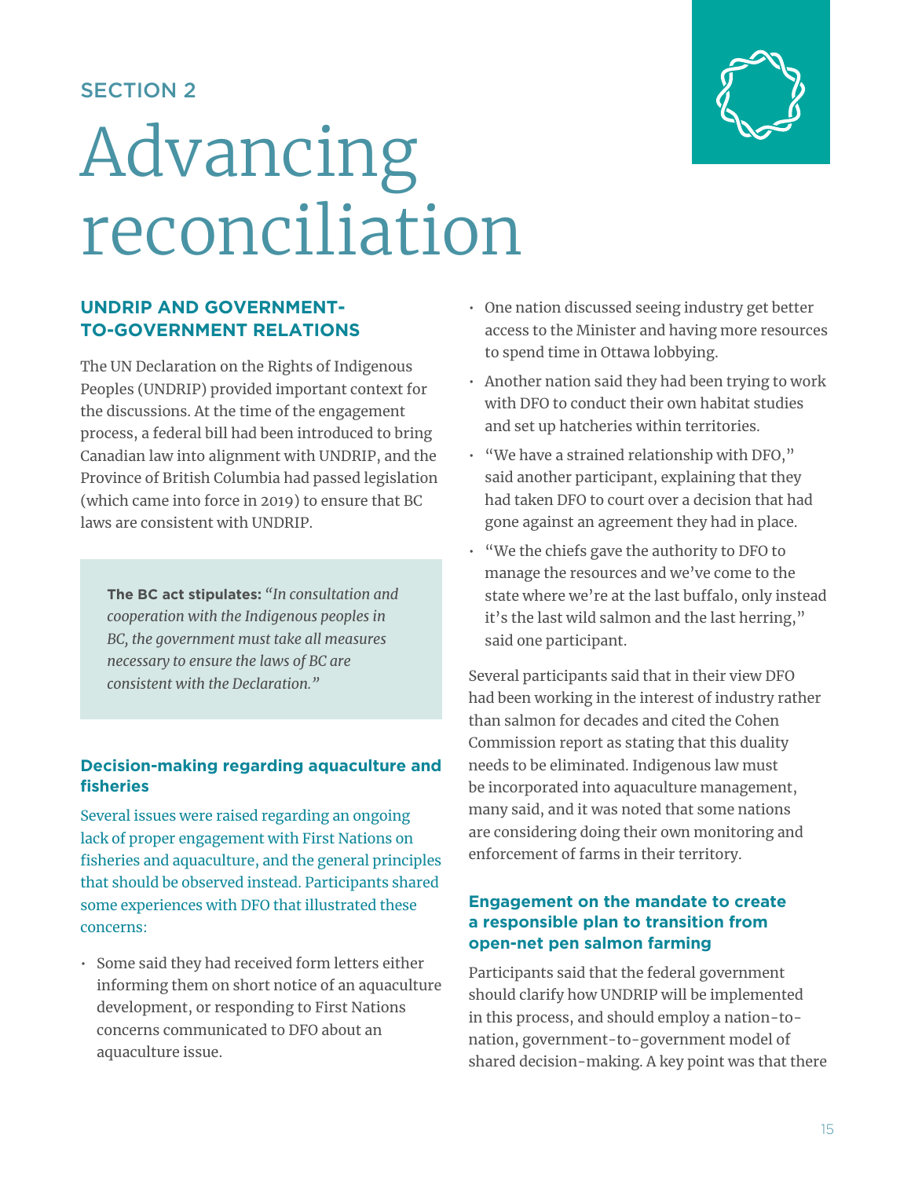SECTION 2

# Advancing reconciliation

## UNDRIP AND GOVERNMENT-TO-GOVERNMENT RELATIONS

The UN Declaration on the Rights of Indigenous Peoples (UNDRIP) provided important context for the discussions. At the time of the engagement process, a federal bill had been introduced to bring Canadian law into alignment with UNDRIP, and the Province of British Columbia had passed legislation (which came into force in 2019) to ensure that BC laws are consistent with UNDRIP.

> **The BC act stipulates:** *"In consultation and cooperation with the Indigenous peoples in BC, the government must take all measures necessary to ensure the laws of BC are consistent with the Declaration."*

### Decision-making regarding aquaculture and fisheries

Several issues were raised regarding an ongoing lack of proper engagement with First Nations on fisheries and aquaculture, and the general principles that should be observed instead. Participants shared some experiences with DFO that illustrated these concerns:

- Some said they had received form letters either informing them on short notice of an aquaculture development, or responding to First Nations concerns communicated to DFO about an aquaculture issue.
- One nation discussed seeing industry get better access to the Minister and having more resources to spend time in Ottawa lobbying.
- Another nation said they had been trying to work with DFO to conduct their own habitat studies and set up hatcheries within territories.
- "We have a strained relationship with DFO," said another participant, explaining that they had taken DFO to court over a decision that had gone against an agreement they had in place.
- "We the chiefs gave the authority to DFO to manage the resources and we've come to the state where we're at the last buffalo, only instead it's the last wild salmon and the last herring," said one participant.

Several participants said that in their view DFO had been working in the interest of industry rather than salmon for decades and cited the Cohen Commission report as stating that this duality needs to be eliminated. Indigenous law must be incorporated into aquaculture management, many said, and it was noted that some nations are considering doing their own monitoring and enforcement of farms in their territory.

### Engagement on the mandate to create a responsible plan to transition from open-net pen salmon farming

Participants said that the federal government should clarify how UNDRIP will be implemented in this process, and should employ a nation-to-nation, government-to-government model of shared decision-making. A key point was that there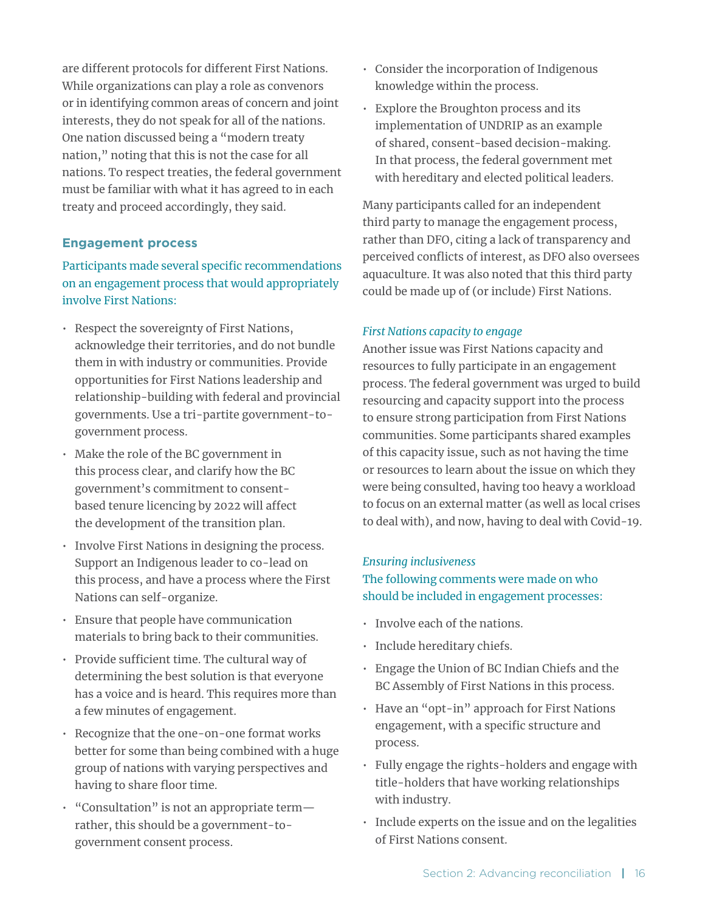are different protocols for different First Nations. While organizations can play a role as convenors or in identifying common areas of concern and joint interests, they do not speak for all of the nations. One nation discussed being a "modern treaty nation," noting that this is not the case for all nations. To respect treaties, the federal government must be familiar with what it has agreed to in each treaty and proceed accordingly, they said.

### Engagement process

Participants made several specific recommendations on an engagement process that would appropriately involve First Nations:

- Respect the sovereignty of First Nations, acknowledge their territories, and do not bundle them in with industry or communities. Provide opportunities for First Nations leadership and relationship-building with federal and provincial governments. Use a tri-partite government-to-government process.
- Make the role of the BC government in this process clear, and clarify how the BC government's commitment to consent-based tenure licencing by 2022 will affect the development of the transition plan.
- Involve First Nations in designing the process. Support an Indigenous leader to co-lead on this process, and have a process where the First Nations can self-organize.
- Ensure that people have communication materials to bring back to their communities.
- Provide sufficient time. The cultural way of determining the best solution is that everyone has a voice and is heard. This requires more than a few minutes of engagement.
- Recognize that the one-on-one format works better for some than being combined with a huge group of nations with varying perspectives and having to share floor time.
- "Consultation" is not an appropriate term—rather, this should be a government-to-government consent process.
- Consider the incorporation of Indigenous knowledge within the process.
- Explore the Broughton process and its implementation of UNDRIP as an example of shared, consent-based decision-making. In that process, the federal government met with hereditary and elected political leaders.

Many participants called for an independent third party to manage the engagement process, rather than DFO, citing a lack of transparency and perceived conflicts of interest, as DFO also oversees aquaculture. It was also noted that this third party could be made up of (or include) First Nations.

#### *First Nations capacity to engage*

Another issue was First Nations capacity and resources to fully participate in an engagement process. The federal government was urged to build resourcing and capacity support into the process to ensure strong participation from First Nations communities. Some participants shared examples of this capacity issue, such as not having the time or resources to learn about the issue on which they were being consulted, having too heavy a workload to focus on an external matter (as well as local crises to deal with), and now, having to deal with Covid-19.

#### *Ensuring inclusiveness*

The following comments were made on who should be included in engagement processes:

- Involve each of the nations.
- Include hereditary chiefs.
- Engage the Union of BC Indian Chiefs and the BC Assembly of First Nations in this process.
- Have an "opt-in" approach for First Nations engagement, with a specific structure and process.
- Fully engage the rights-holders and engage with title-holders that have working relationships with industry.
- Include experts on the issue and on the legalities of First Nations consent.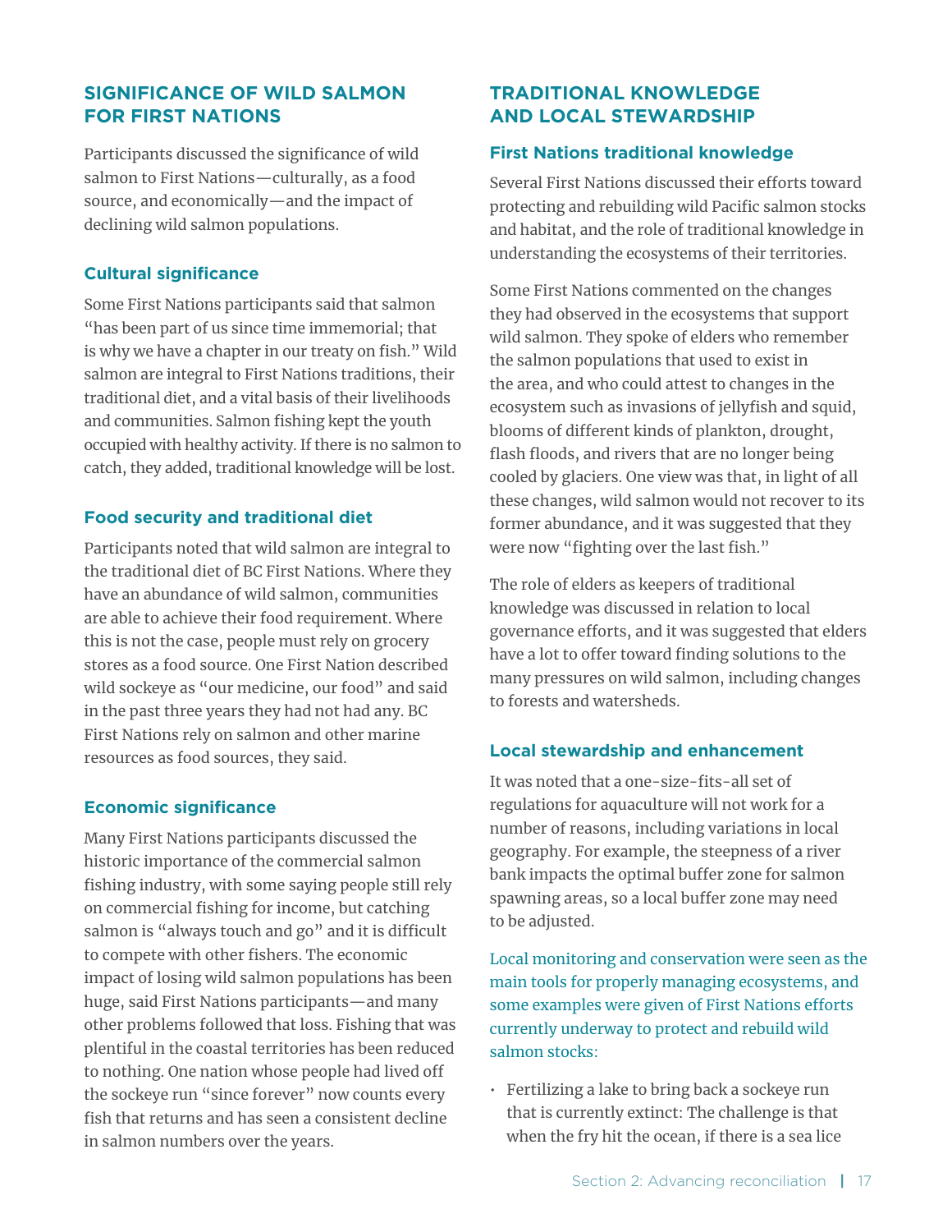## SIGNIFICANCE OF WILD SALMON FOR FIRST NATIONS

Participants discussed the significance of wild salmon to First Nations—culturally, as a food source, and economically—and the impact of declining wild salmon populations.

### Cultural significance

Some First Nations participants said that salmon "has been part of us since time immemorial; that is why we have a chapter in our treaty on fish." Wild salmon are integral to First Nations traditions, their traditional diet, and a vital basis of their livelihoods and communities. Salmon fishing kept the youth occupied with healthy activity. If there is no salmon to catch, they added, traditional knowledge will be lost.

### Food security and traditional diet

Participants noted that wild salmon are integral to the traditional diet of BC First Nations. Where they have an abundance of wild salmon, communities are able to achieve their food requirement. Where this is not the case, people must rely on grocery stores as a food source. One First Nation described wild sockeye as "our medicine, our food" and said in the past three years they had not had any. BC First Nations rely on salmon and other marine resources as food sources, they said.

### Economic significance

Many First Nations participants discussed the historic importance of the commercial salmon fishing industry, with some saying people still rely on commercial fishing for income, but catching salmon is "always touch and go" and it is difficult to compete with other fishers. The economic impact of losing wild salmon populations has been huge, said First Nations participants—and many other problems followed that loss. Fishing that was plentiful in the coastal territories has been reduced to nothing. One nation whose people had lived off the sockeye run "since forever" now counts every fish that returns and has seen a consistent decline in salmon numbers over the years.

## TRADITIONAL KNOWLEDGE AND LOCAL STEWARDSHIP

### First Nations traditional knowledge

Several First Nations discussed their efforts toward protecting and rebuilding wild Pacific salmon stocks and habitat, and the role of traditional knowledge in understanding the ecosystems of their territories.

Some First Nations commented on the changes they had observed in the ecosystems that support wild salmon. They spoke of elders who remember the salmon populations that used to exist in the area, and who could attest to changes in the ecosystem such as invasions of jellyfish and squid, blooms of different kinds of plankton, drought, flash floods, and rivers that are no longer being cooled by glaciers. One view was that, in light of all these changes, wild salmon would not recover to its former abundance, and it was suggested that they were now "fighting over the last fish."

The role of elders as keepers of traditional knowledge was discussed in relation to local governance efforts, and it was suggested that elders have a lot to offer toward finding solutions to the many pressures on wild salmon, including changes to forests and watersheds.

### Local stewardship and enhancement

It was noted that a one-size-fits-all set of regulations for aquaculture will not work for a number of reasons, including variations in local geography. For example, the steepness of a river bank impacts the optimal buffer zone for salmon spawning areas, so a local buffer zone may need to be adjusted.

Local monitoring and conservation were seen as the main tools for properly managing ecosystems, and some examples were given of First Nations efforts currently underway to protect and rebuild wild salmon stocks:

- Fertilizing a lake to bring back a sockeye run that is currently extinct: The challenge is that when the fry hit the ocean, if there is a sea lice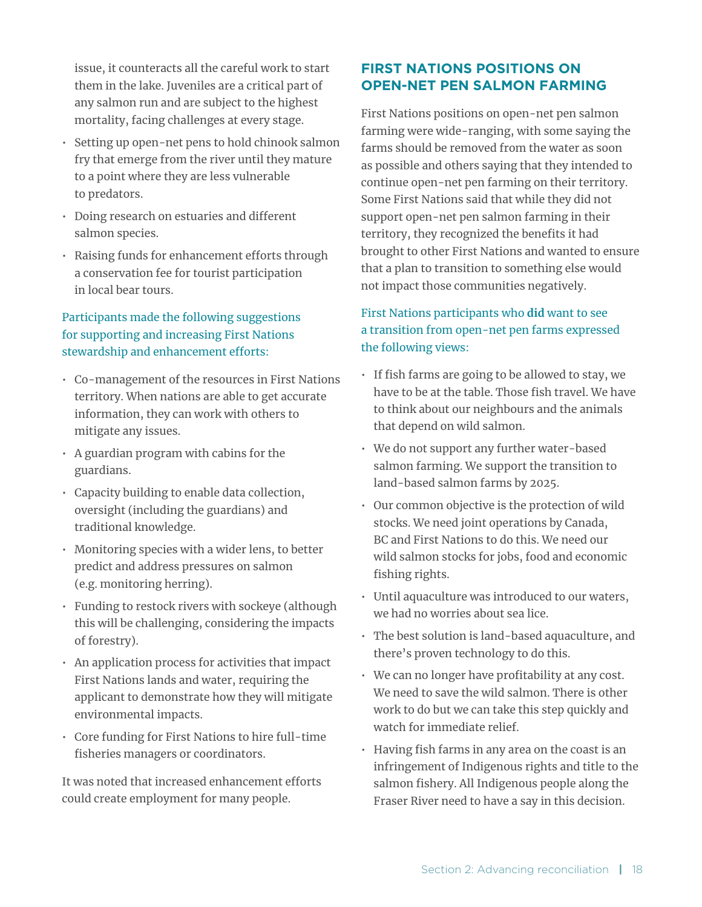issue, it counteracts all the careful work to start them in the lake. Juveniles are a critical part of any salmon run and are subject to the highest mortality, facing challenges at every stage.

- Setting up open-net pens to hold chinook salmon fry that emerge from the river until they mature to a point where they are less vulnerable to predators.
- Doing research on estuaries and different salmon species.
- Raising funds for enhancement efforts through a conservation fee for tourist participation in local bear tours.

Participants made the following suggestions for supporting and increasing First Nations stewardship and enhancement efforts:

- Co-management of the resources in First Nations territory. When nations are able to get accurate information, they can work with others to mitigate any issues.
- A guardian program with cabins for the guardians.
- Capacity building to enable data collection, oversight (including the guardians) and traditional knowledge.
- Monitoring species with a wider lens, to better predict and address pressures on salmon (e.g. monitoring herring).
- Funding to restock rivers with sockeye (although this will be challenging, considering the impacts of forestry).
- An application process for activities that impact First Nations lands and water, requiring the applicant to demonstrate how they will mitigate environmental impacts.
- Core funding for First Nations to hire full-time fisheries managers or coordinators.

It was noted that increased enhancement efforts could create employment for many people.

## FIRST NATIONS POSITIONS ON OPEN-NET PEN SALMON FARMING

First Nations positions on open-net pen salmon farming were wide-ranging, with some saying the farms should be removed from the water as soon as possible and others saying that they intended to continue open-net pen farming on their territory. Some First Nations said that while they did not support open-net pen salmon farming in their territory, they recognized the benefits it had brought to other First Nations and wanted to ensure that a plan to transition to something else would not impact those communities negatively.

First Nations participants who **did** want to see a transition from open-net pen farms expressed the following views:

- If fish farms are going to be allowed to stay, we have to be at the table. Those fish travel. We have to think about our neighbours and the animals that depend on wild salmon.
- We do not support any further water-based salmon farming. We support the transition to land-based salmon farms by 2025.
- Our common objective is the protection of wild stocks. We need joint operations by Canada, BC and First Nations to do this. We need our wild salmon stocks for jobs, food and economic fishing rights.
- Until aquaculture was introduced to our waters, we had no worries about sea lice.
- The best solution is land-based aquaculture, and there's proven technology to do this.
- We can no longer have profitability at any cost. We need to save the wild salmon. There is other work to do but we can take this step quickly and watch for immediate relief.
- Having fish farms in any area on the coast is an infringement of Indigenous rights and title to the salmon fishery. All Indigenous people along the Fraser River need to have a say in this decision.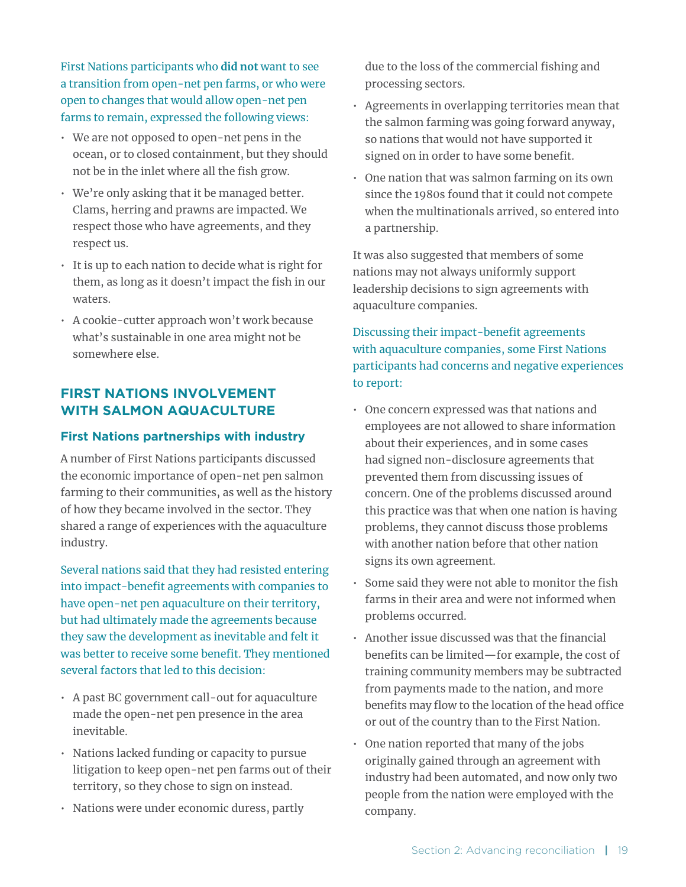First Nations participants who **did not** want to see a transition from open-net pen farms, or who were open to changes that would allow open-net pen farms to remain, expressed the following views:

- We are not opposed to open-net pens in the ocean, or to closed containment, but they should not be in the inlet where all the fish grow.
- We're only asking that it be managed better. Clams, herring and prawns are impacted. We respect those who have agreements, and they respect us.
- It is up to each nation to decide what is right for them, as long as it doesn't impact the fish in our waters.
- A cookie-cutter approach won't work because what's sustainable in one area might not be somewhere else.

## FIRST NATIONS INVOLVEMENT WITH SALMON AQUACULTURE

### First Nations partnerships with industry

A number of First Nations participants discussed the economic importance of open-net pen salmon farming to their communities, as well as the history of how they became involved in the sector. They shared a range of experiences with the aquaculture industry.

Several nations said that they had resisted entering into impact-benefit agreements with companies to have open-net pen aquaculture on their territory, but had ultimately made the agreements because they saw the development as inevitable and felt it was better to receive some benefit. They mentioned several factors that led to this decision:

- A past BC government call-out for aquaculture made the open-net pen presence in the area inevitable.
- Nations lacked funding or capacity to pursue litigation to keep open-net pen farms out of their territory, so they chose to sign on instead.
- Nations were under economic duress, partly due to the loss of the commercial fishing and processing sectors.
- Agreements in overlapping territories mean that the salmon farming was going forward anyway, so nations that would not have supported it signed on in order to have some benefit.
- One nation that was salmon farming on its own since the 1980s found that it could not compete when the multinationals arrived, so entered into a partnership.

It was also suggested that members of some nations may not always uniformly support leadership decisions to sign agreements with aquaculture companies.

Discussing their impact-benefit agreements with aquaculture companies, some First Nations participants had concerns and negative experiences to report:

- One concern expressed was that nations and employees are not allowed to share information about their experiences, and in some cases had signed non-disclosure agreements that prevented them from discussing issues of concern. One of the problems discussed around this practice was that when one nation is having problems, they cannot discuss those problems with another nation before that other nation signs its own agreement.
- Some said they were not able to monitor the fish farms in their area and were not informed when problems occurred.
- Another issue discussed was that the financial benefits can be limited—for example, the cost of training community members may be subtracted from payments made to the nation, and more benefits may flow to the location of the head office or out of the country than to the First Nation.
- One nation reported that many of the jobs originally gained through an agreement with industry had been automated, and now only two people from the nation were employed with the company.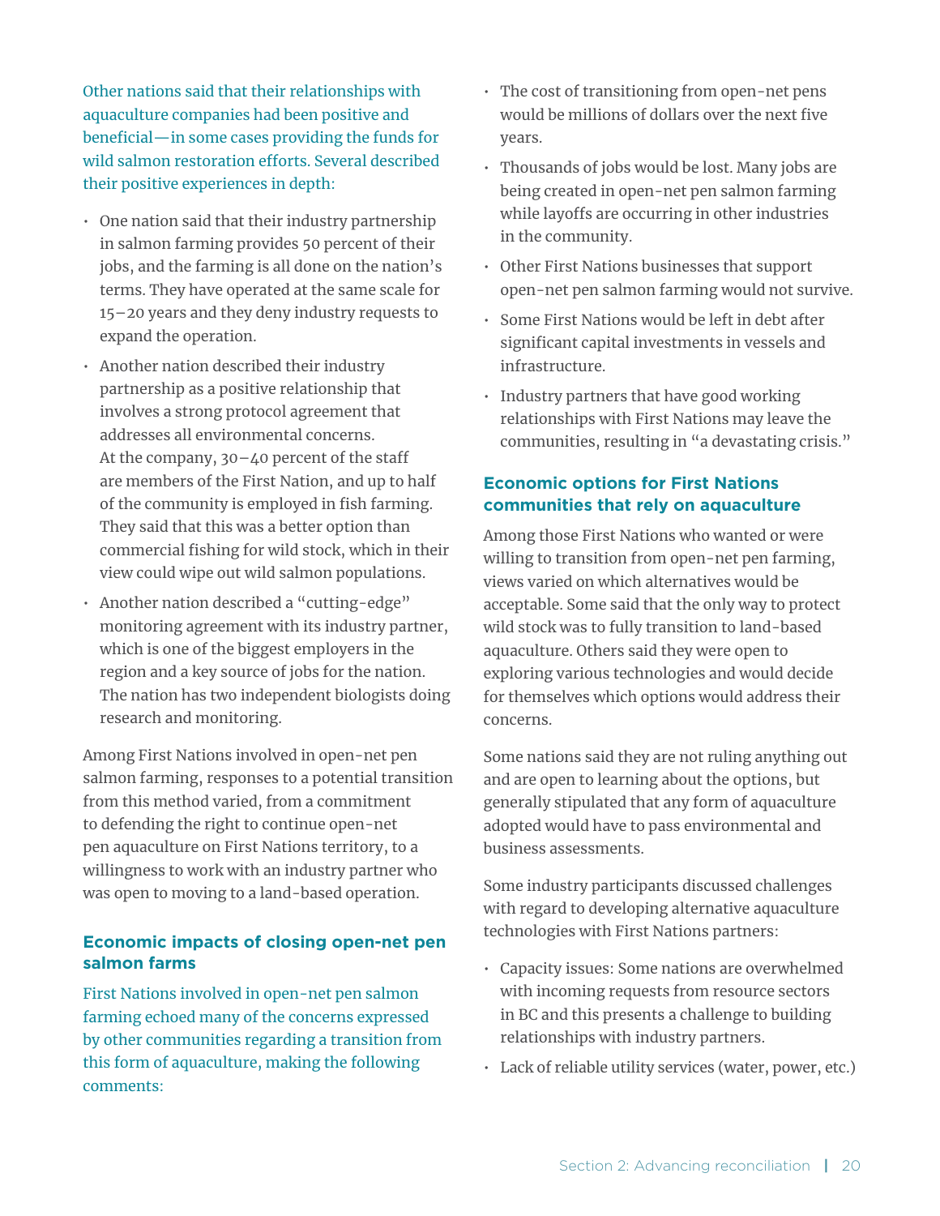Other nations said that their relationships with aquaculture companies had been positive and beneficial—in some cases providing the funds for wild salmon restoration efforts. Several described their positive experiences in depth:

- One nation said that their industry partnership in salmon farming provides 50 percent of their jobs, and the farming is all done on the nation's terms. They have operated at the same scale for 15–20 years and they deny industry requests to expand the operation.
- Another nation described their industry partnership as a positive relationship that involves a strong protocol agreement that addresses all environmental concerns. At the company, 30–40 percent of the staff are members of the First Nation, and up to half of the community is employed in fish farming. They said that this was a better option than commercial fishing for wild stock, which in their view could wipe out wild salmon populations.
- Another nation described a "cutting-edge" monitoring agreement with its industry partner, which is one of the biggest employers in the region and a key source of jobs for the nation. The nation has two independent biologists doing research and monitoring.

Among First Nations involved in open-net pen salmon farming, responses to a potential transition from this method varied, from a commitment to defending the right to continue open-net pen aquaculture on First Nations territory, to a willingness to work with an industry partner who was open to moving to a land-based operation.

### Economic impacts of closing open-net pen salmon farms

First Nations involved in open-net pen salmon farming echoed many of the concerns expressed by other communities regarding a transition from this form of aquaculture, making the following comments:

- The cost of transitioning from open-net pens would be millions of dollars over the next five years.
- Thousands of jobs would be lost. Many jobs are being created in open-net pen salmon farming while layoffs are occurring in other industries in the community.
- Other First Nations businesses that support open-net pen salmon farming would not survive.
- Some First Nations would be left in debt after significant capital investments in vessels and infrastructure.
- Industry partners that have good working relationships with First Nations may leave the communities, resulting in "a devastating crisis."

### Economic options for First Nations communities that rely on aquaculture

Among those First Nations who wanted or were willing to transition from open-net pen farming, views varied on which alternatives would be acceptable. Some said that the only way to protect wild stock was to fully transition to land-based aquaculture. Others said they were open to exploring various technologies and would decide for themselves which options would address their concerns.

Some nations said they are not ruling anything out and are open to learning about the options, but generally stipulated that any form of aquaculture adopted would have to pass environmental and business assessments.

Some industry participants discussed challenges with regard to developing alternative aquaculture technologies with First Nations partners:

- Capacity issues: Some nations are overwhelmed with incoming requests from resource sectors in BC and this presents a challenge to building relationships with industry partners.
- Lack of reliable utility services (water, power, etc.)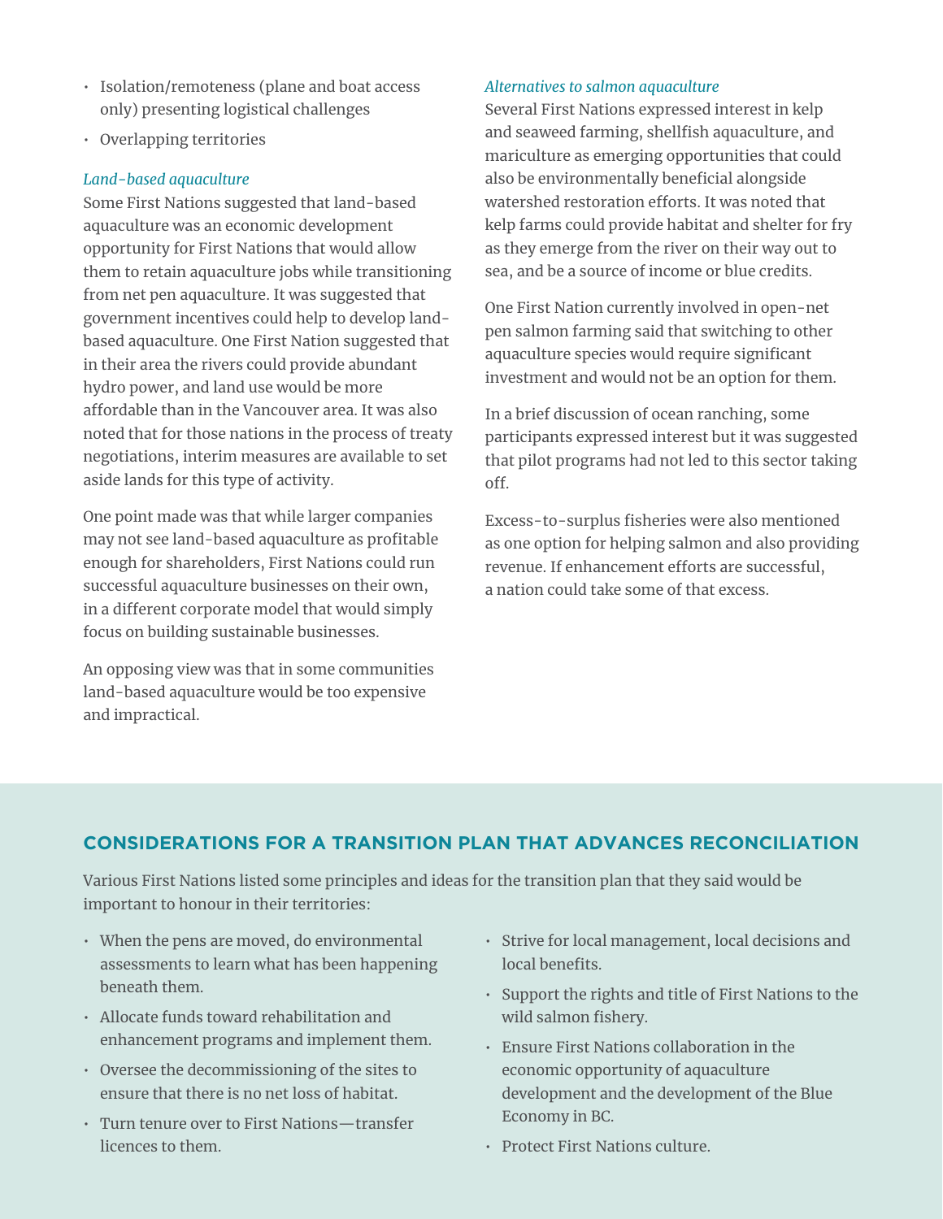- Isolation/remoteness (plane and boat access only) presenting logistical challenges
- Overlapping territories

*Land-based aquaculture*

Some First Nations suggested that land-based aquaculture was an economic development opportunity for First Nations that would allow them to retain aquaculture jobs while transitioning from net pen aquaculture. It was suggested that government incentives could help to develop land-based aquaculture. One First Nation suggested that in their area the rivers could provide abundant hydro power, and land use would be more affordable than in the Vancouver area. It was also noted that for those nations in the process of treaty negotiations, interim measures are available to set aside lands for this type of activity.

One point made was that while larger companies may not see land-based aquaculture as profitable enough for shareholders, First Nations could run successful aquaculture businesses on their own, in a different corporate model that would simply focus on building sustainable businesses.

An opposing view was that in some communities land-based aquaculture would be too expensive and impractical.

*Alternatives to salmon aquaculture*

Several First Nations expressed interest in kelp and seaweed farming, shellfish aquaculture, and mariculture as emerging opportunities that could also be environmentally beneficial alongside watershed restoration efforts. It was noted that kelp farms could provide habitat and shelter for fry as they emerge from the river on their way out to sea, and be a source of income or blue credits.

One First Nation currently involved in open-net pen salmon farming said that switching to other aquaculture species would require significant investment and would not be an option for them.

In a brief discussion of ocean ranching, some participants expressed interest but it was suggested that pilot programs had not led to this sector taking off.

Excess-to-surplus fisheries were also mentioned as one option for helping salmon and also providing revenue. If enhancement efforts are successful, a nation could take some of that excess.

## CONSIDERATIONS FOR A TRANSITION PLAN THAT ADVANCES RECONCILIATION

Various First Nations listed some principles and ideas for the transition plan that they said would be important to honour in their territories:

- When the pens are moved, do environmental assessments to learn what has been happening beneath them.
- Allocate funds toward rehabilitation and enhancement programs and implement them.
- Oversee the decommissioning of the sites to ensure that there is no net loss of habitat.
- Turn tenure over to First Nations—transfer licences to them.
- Strive for local management, local decisions and local benefits.
- Support the rights and title of First Nations to the wild salmon fishery.
- Ensure First Nations collaboration in the economic opportunity of aquaculture development and the development of the Blue Economy in BC.
- Protect First Nations culture.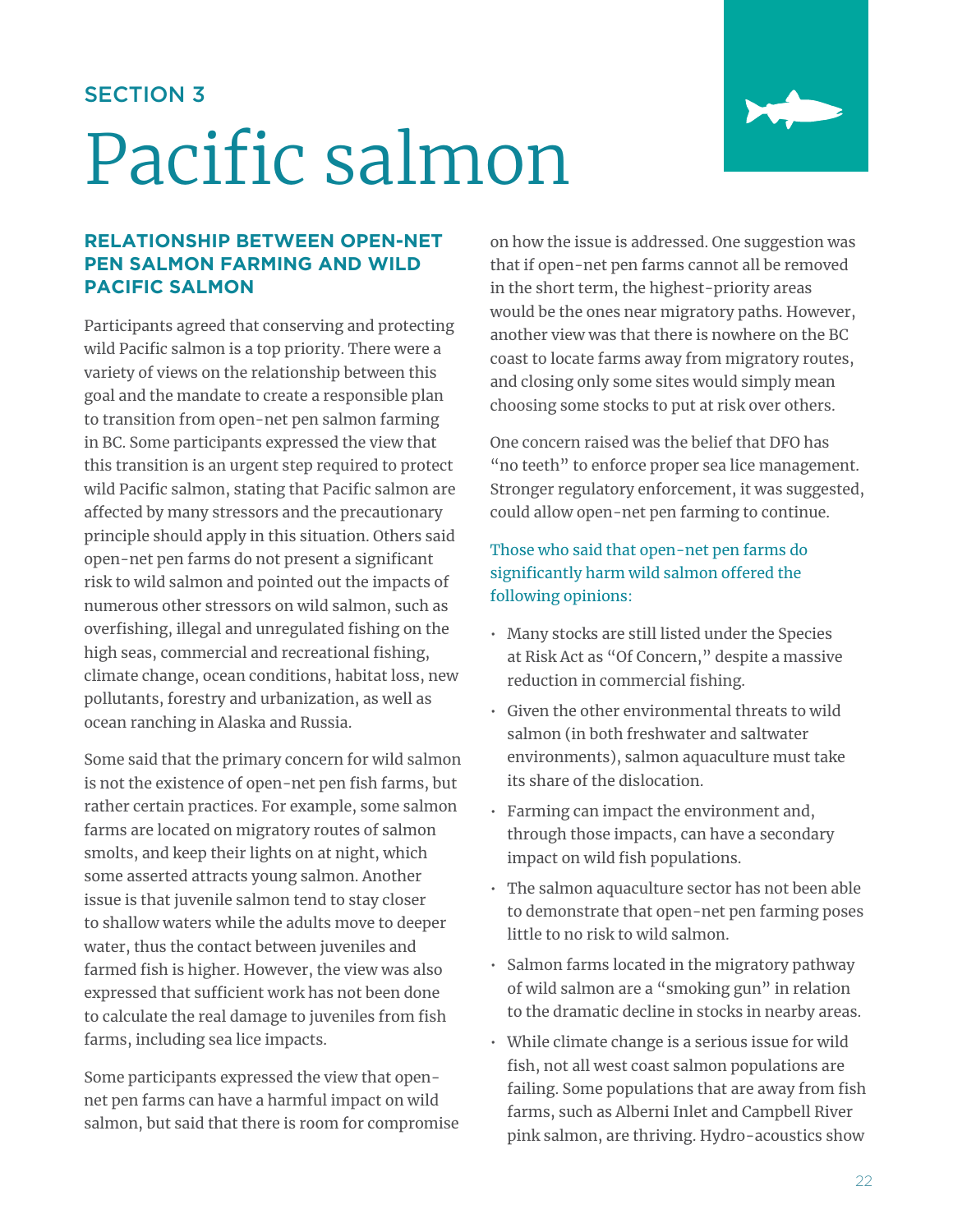SECTION 3

# Pacific salmon

## RELATIONSHIP BETWEEN OPEN-NET PEN SALMON FARMING AND WILD PACIFIC SALMON

Participants agreed that conserving and protecting wild Pacific salmon is a top priority. There were a variety of views on the relationship between this goal and the mandate to create a responsible plan to transition from open-net pen salmon farming in BC. Some participants expressed the view that this transition is an urgent step required to protect wild Pacific salmon, stating that Pacific salmon are affected by many stressors and the precautionary principle should apply in this situation. Others said open-net pen farms do not present a significant risk to wild salmon and pointed out the impacts of numerous other stressors on wild salmon, such as overfishing, illegal and unregulated fishing on the high seas, commercial and recreational fishing, climate change, ocean conditions, habitat loss, new pollutants, forestry and urbanization, as well as ocean ranching in Alaska and Russia.

Some said that the primary concern for wild salmon is not the existence of open-net pen fish farms, but rather certain practices. For example, some salmon farms are located on migratory routes of salmon smolts, and keep their lights on at night, which some asserted attracts young salmon. Another issue is that juvenile salmon tend to stay closer to shallow waters while the adults move to deeper water, thus the contact between juveniles and farmed fish is higher. However, the view was also expressed that sufficient work has not been done to calculate the real damage to juveniles from fish farms, including sea lice impacts.

Some participants expressed the view that open-net pen farms can have a harmful impact on wild salmon, but said that there is room for compromise on how the issue is addressed. One suggestion was that if open-net pen farms cannot all be removed in the short term, the highest-priority areas would be the ones near migratory paths. However, another view was that there is nowhere on the BC coast to locate farms away from migratory routes, and closing only some sites would simply mean choosing some stocks to put at risk over others.

One concern raised was the belief that DFO has "no teeth" to enforce proper sea lice management. Stronger regulatory enforcement, it was suggested, could allow open-net pen farming to continue.

Those who said that open-net pen farms do significantly harm wild salmon offered the following opinions:

- Many stocks are still listed under the Species at Risk Act as "Of Concern," despite a massive reduction in commercial fishing.
- Given the other environmental threats to wild salmon (in both freshwater and saltwater environments), salmon aquaculture must take its share of the dislocation.
- Farming can impact the environment and, through those impacts, can have a secondary impact on wild fish populations.
- The salmon aquaculture sector has not been able to demonstrate that open-net pen farming poses little to no risk to wild salmon.
- Salmon farms located in the migratory pathway of wild salmon are a "smoking gun" in relation to the dramatic decline in stocks in nearby areas.
- While climate change is a serious issue for wild fish, not all west coast salmon populations are failing. Some populations that are away from fish farms, such as Alberni Inlet and Campbell River pink salmon, are thriving. Hydro-acoustics show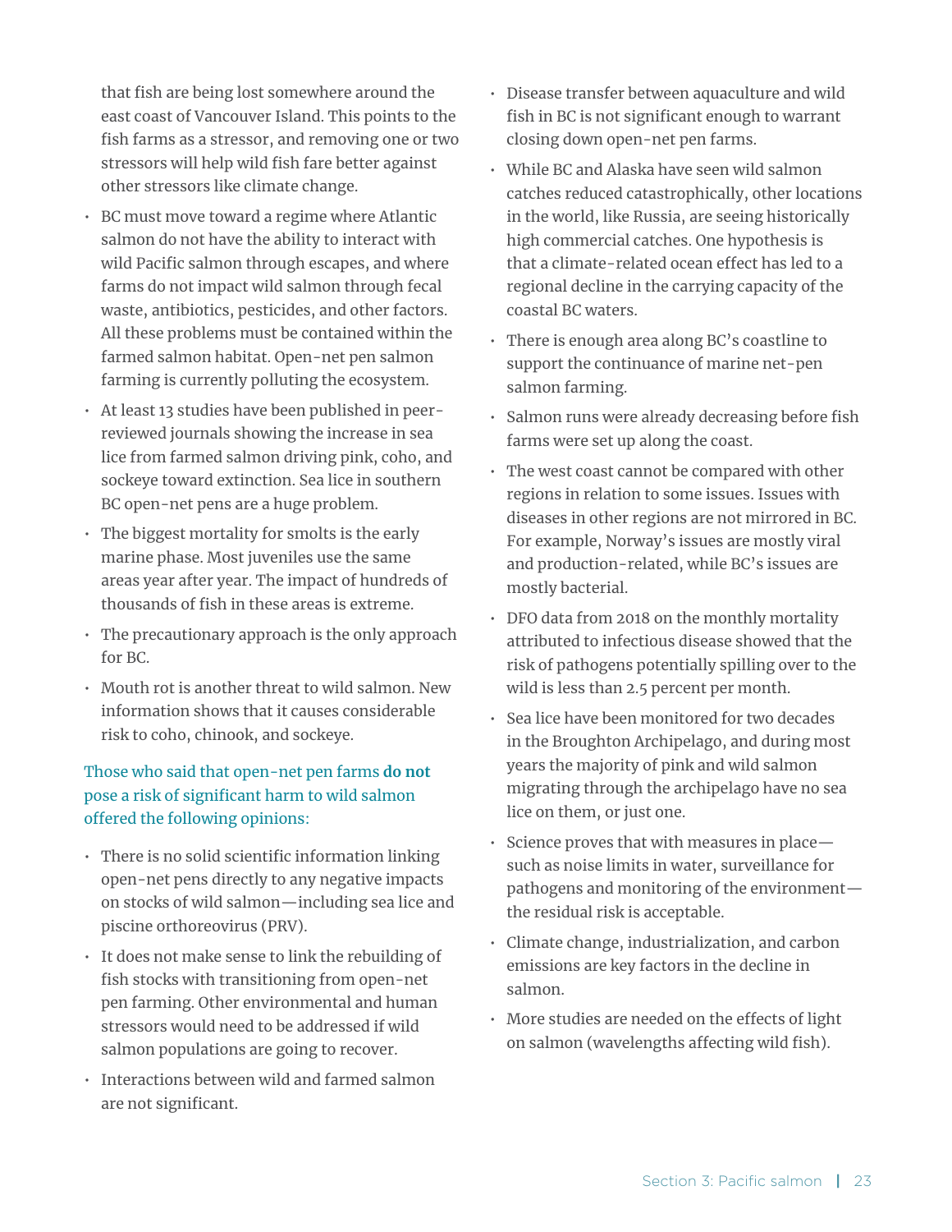that fish are being lost somewhere around the east coast of Vancouver Island. This points to the fish farms as a stressor, and removing one or two stressors will help wild fish fare better against other stressors like climate change.

- BC must move toward a regime where Atlantic salmon do not have the ability to interact with wild Pacific salmon through escapes, and where farms do not impact wild salmon through fecal waste, antibiotics, pesticides, and other factors. All these problems must be contained within the farmed salmon habitat. Open-net pen salmon farming is currently polluting the ecosystem.
- At least 13 studies have been published in peer-reviewed journals showing the increase in sea lice from farmed salmon driving pink, coho, and sockeye toward extinction. Sea lice in southern BC open-net pens are a huge problem.
- The biggest mortality for smolts is the early marine phase. Most juveniles use the same areas year after year. The impact of hundreds of thousands of fish in these areas is extreme.
- The precautionary approach is the only approach for BC.
- Mouth rot is another threat to wild salmon. New information shows that it causes considerable risk to coho, chinook, and sockeye.

Those who said that open-net pen farms **do not** pose a risk of significant harm to wild salmon offered the following opinions:

- There is no solid scientific information linking open-net pens directly to any negative impacts on stocks of wild salmon—including sea lice and piscine orthoreovirus (PRV).
- It does not make sense to link the rebuilding of fish stocks with transitioning from open-net pen farming. Other environmental and human stressors would need to be addressed if wild salmon populations are going to recover.
- Interactions between wild and farmed salmon are not significant.
- Disease transfer between aquaculture and wild fish in BC is not significant enough to warrant closing down open-net pen farms.
- While BC and Alaska have seen wild salmon catches reduced catastrophically, other locations in the world, like Russia, are seeing historically high commercial catches. One hypothesis is that a climate-related ocean effect has led to a regional decline in the carrying capacity of the coastal BC waters.
- There is enough area along BC's coastline to support the continuance of marine net-pen salmon farming.
- Salmon runs were already decreasing before fish farms were set up along the coast.
- The west coast cannot be compared with other regions in relation to some issues. Issues with diseases in other regions are not mirrored in BC. For example, Norway's issues are mostly viral and production-related, while BC's issues are mostly bacterial.
- DFO data from 2018 on the monthly mortality attributed to infectious disease showed that the risk of pathogens potentially spilling over to the wild is less than 2.5 percent per month.
- Sea lice have been monitored for two decades in the Broughton Archipelago, and during most years the majority of pink and wild salmon migrating through the archipelago have no sea lice on them, or just one.
- Science proves that with measures in place—such as noise limits in water, surveillance for pathogens and monitoring of the environment—the residual risk is acceptable.
- Climate change, industrialization, and carbon emissions are key factors in the decline in salmon.
- More studies are needed on the effects of light on salmon (wavelengths affecting wild fish).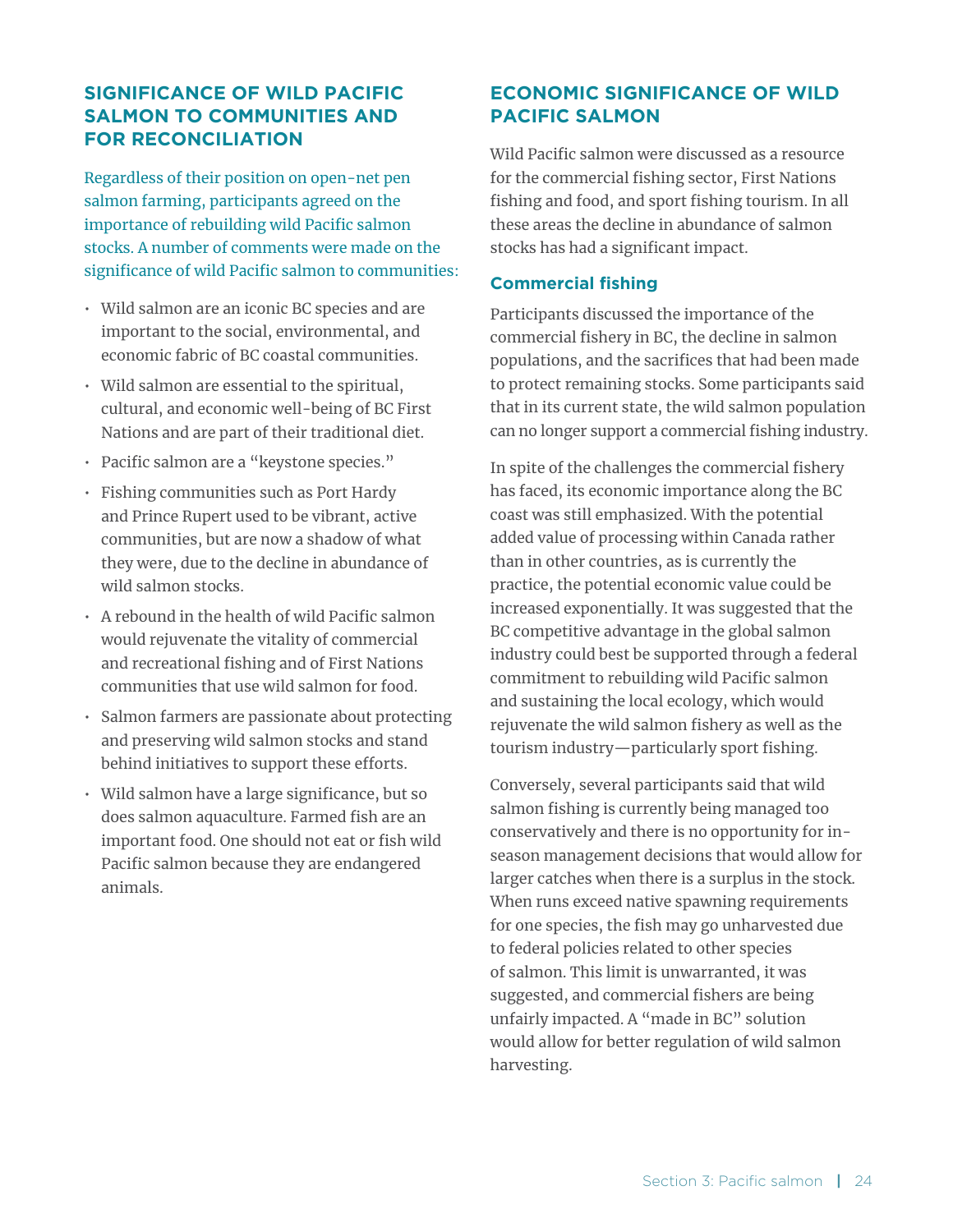## SIGNIFICANCE OF WILD PACIFIC SALMON TO COMMUNITIES AND FOR RECONCILIATION

Regardless of their position on open-net pen salmon farming, participants agreed on the importance of rebuilding wild Pacific salmon stocks. A number of comments were made on the significance of wild Pacific salmon to communities:

- Wild salmon are an iconic BC species and are important to the social, environmental, and economic fabric of BC coastal communities.
- Wild salmon are essential to the spiritual, cultural, and economic well-being of BC First Nations and are part of their traditional diet.
- Pacific salmon are a "keystone species."
- Fishing communities such as Port Hardy and Prince Rupert used to be vibrant, active communities, but are now a shadow of what they were, due to the decline in abundance of wild salmon stocks.
- A rebound in the health of wild Pacific salmon would rejuvenate the vitality of commercial and recreational fishing and of First Nations communities that use wild salmon for food.
- Salmon farmers are passionate about protecting and preserving wild salmon stocks and stand behind initiatives to support these efforts.
- Wild salmon have a large significance, but so does salmon aquaculture. Farmed fish are an important food. One should not eat or fish wild Pacific salmon because they are endangered animals.

## ECONOMIC SIGNIFICANCE OF WILD PACIFIC SALMON

Wild Pacific salmon were discussed as a resource for the commercial fishing sector, First Nations fishing and food, and sport fishing tourism. In all these areas the decline in abundance of salmon stocks has had a significant impact.

### Commercial fishing

Participants discussed the importance of the commercial fishery in BC, the decline in salmon populations, and the sacrifices that had been made to protect remaining stocks. Some participants said that in its current state, the wild salmon population can no longer support a commercial fishing industry.

In spite of the challenges the commercial fishery has faced, its economic importance along the BC coast was still emphasized. With the potential added value of processing within Canada rather than in other countries, as is currently the practice, the potential economic value could be increased exponentially. It was suggested that the BC competitive advantage in the global salmon industry could best be supported through a federal commitment to rebuilding wild Pacific salmon and sustaining the local ecology, which would rejuvenate the wild salmon fishery as well as the tourism industry—particularly sport fishing.

Conversely, several participants said that wild salmon fishing is currently being managed too conservatively and there is no opportunity for in-season management decisions that would allow for larger catches when there is a surplus in the stock. When runs exceed native spawning requirements for one species, the fish may go unharvested due to federal policies related to other species of salmon. This limit is unwarranted, it was suggested, and commercial fishers are being unfairly impacted. A "made in BC" solution would allow for better regulation of wild salmon harvesting.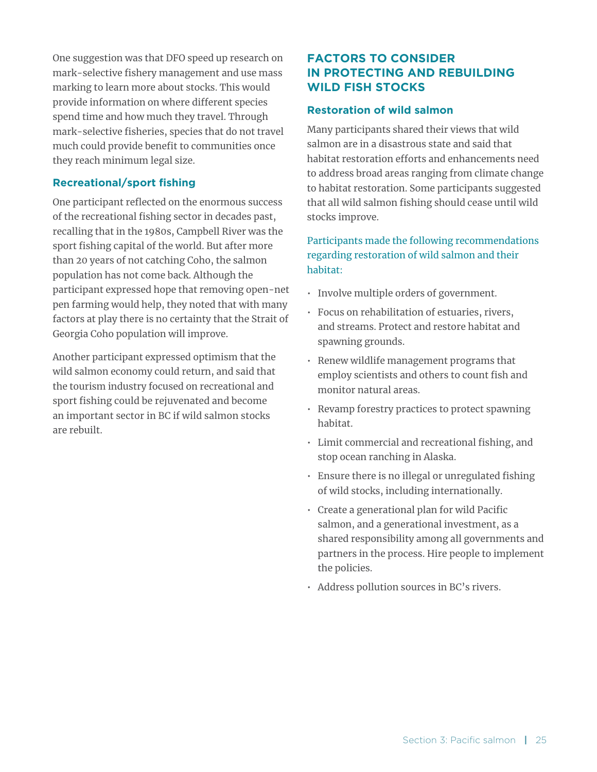One suggestion was that DFO speed up research on mark-selective fishery management and use mass marking to learn more about stocks. This would provide information on where different species spend time and how much they travel. Through mark-selective fisheries, species that do not travel much could provide benefit to communities once they reach minimum legal size.

### Recreational/sport fishing

One participant reflected on the enormous success of the recreational fishing sector in decades past, recalling that in the 1980s, Campbell River was the sport fishing capital of the world. But after more than 20 years of not catching Coho, the salmon population has not come back. Although the participant expressed hope that removing open-net pen farming would help, they noted that with many factors at play there is no certainty that the Strait of Georgia Coho population will improve.

Another participant expressed optimism that the wild salmon economy could return, and said that the tourism industry focused on recreational and sport fishing could be rejuvenated and become an important sector in BC if wild salmon stocks are rebuilt.

## FACTORS TO CONSIDER IN PROTECTING AND REBUILDING WILD FISH STOCKS

### Restoration of wild salmon

Many participants shared their views that wild salmon are in a disastrous state and said that habitat restoration efforts and enhancements need to address broad areas ranging from climate change to habitat restoration. Some participants suggested that all wild salmon fishing should cease until wild stocks improve.

Participants made the following recommendations regarding restoration of wild salmon and their habitat:

- Involve multiple orders of government.
- Focus on rehabilitation of estuaries, rivers, and streams. Protect and restore habitat and spawning grounds.
- Renew wildlife management programs that employ scientists and others to count fish and monitor natural areas.
- Revamp forestry practices to protect spawning habitat.
- Limit commercial and recreational fishing, and stop ocean ranching in Alaska.
- Ensure there is no illegal or unregulated fishing of wild stocks, including internationally.
- Create a generational plan for wild Pacific salmon, and a generational investment, as a shared responsibility among all governments and partners in the process. Hire people to implement the policies.
- Address pollution sources in BC's rivers.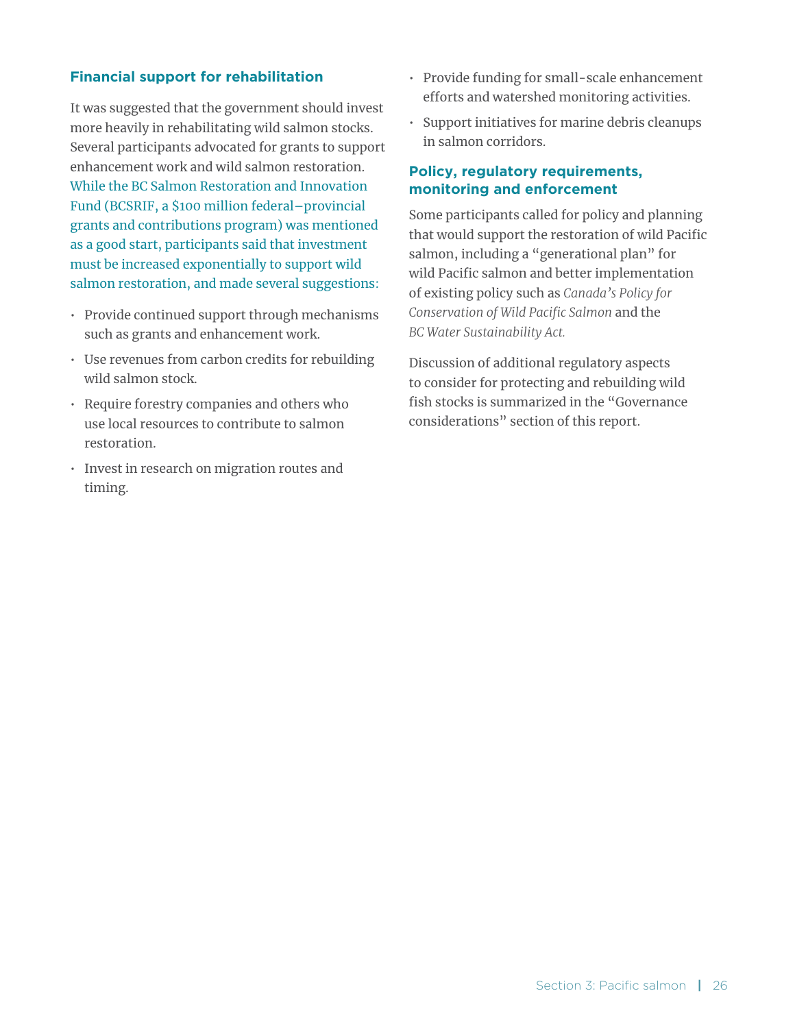### Financial support for rehabilitation

It was suggested that the government should invest more heavily in rehabilitating wild salmon stocks. Several participants advocated for grants to support enhancement work and wild salmon restoration. While the BC Salmon Restoration and Innovation Fund (BCSRIF, a $100 million federal–provincial grants and contributions program) was mentioned as a good start, participants said that investment must be increased exponentially to support wild salmon restoration, and made several suggestions:

- Provide continued support through mechanisms such as grants and enhancement work.
- Use revenues from carbon credits for rebuilding wild salmon stock.
- Require forestry companies and others who use local resources to contribute to salmon restoration.
- Invest in research on migration routes and timing.
- Provide funding for small-scale enhancement efforts and watershed monitoring activities.
- Support initiatives for marine debris cleanups in salmon corridors.

### Policy, regulatory requirements, monitoring and enforcement

Some participants called for policy and planning that would support the restoration of wild Pacific salmon, including a "generational plan" for wild Pacific salmon and better implementation of existing policy such as *Canada's Policy for Conservation of Wild Pacific Salmon* and the *BC Water Sustainability Act.*

Discussion of additional regulatory aspects to consider for protecting and rebuilding wild fish stocks is summarized in the "Governance considerations" section of this report.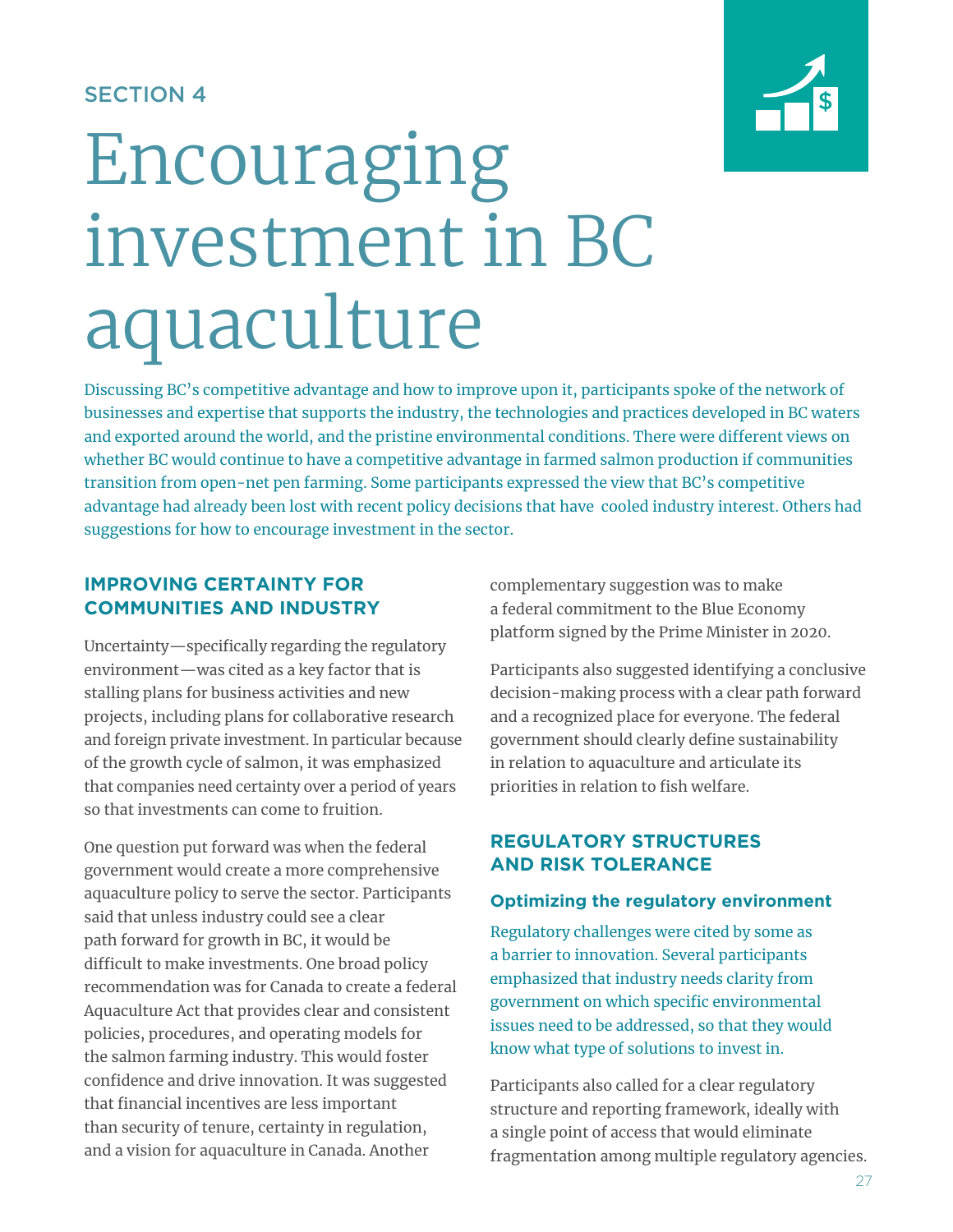SECTION 4

# Encouraging investment in BC aquaculture

Discussing BC's competitive advantage and how to improve upon it, participants spoke of the network of businesses and expertise that supports the industry, the technologies and practices developed in BC waters and exported around the world, and the pristine environmental conditions. There were different views on whether BC would continue to have a competitive advantage in farmed salmon production if communities transition from open-net pen farming. Some participants expressed the view that BC's competitive advantage had already been lost with recent policy decisions that have cooled industry interest. Others had suggestions for how to encourage investment in the sector.

## IMPROVING CERTAINTY FOR COMMUNITIES AND INDUSTRY

Uncertainty—specifically regarding the regulatory environment—was cited as a key factor that is stalling plans for business activities and new projects, including plans for collaborative research and foreign private investment. In particular because of the growth cycle of salmon, it was emphasized that companies need certainty over a period of years so that investments can come to fruition.

One question put forward was when the federal government would create a more comprehensive aquaculture policy to serve the sector. Participants said that unless industry could see a clear path forward for growth in BC, it would be difficult to make investments. One broad policy recommendation was for Canada to create a federal Aquaculture Act that provides clear and consistent policies, procedures, and operating models for the salmon farming industry. This would foster confidence and drive innovation. It was suggested that financial incentives are less important than security of tenure, certainty in regulation, and a vision for aquaculture in Canada. Another complementary suggestion was to make a federal commitment to the Blue Economy platform signed by the Prime Minister in 2020.

Participants also suggested identifying a conclusive decision-making process with a clear path forward and a recognized place for everyone. The federal government should clearly define sustainability in relation to aquaculture and articulate its priorities in relation to fish welfare.

## REGULATORY STRUCTURES AND RISK TOLERANCE

### Optimizing the regulatory environment

Regulatory challenges were cited by some as a barrier to innovation. Several participants emphasized that industry needs clarity from government on which specific environmental issues need to be addressed, so that they would know what type of solutions to invest in.

Participants also called for a clear regulatory structure and reporting framework, ideally with a single point of access that would eliminate fragmentation among multiple regulatory agencies.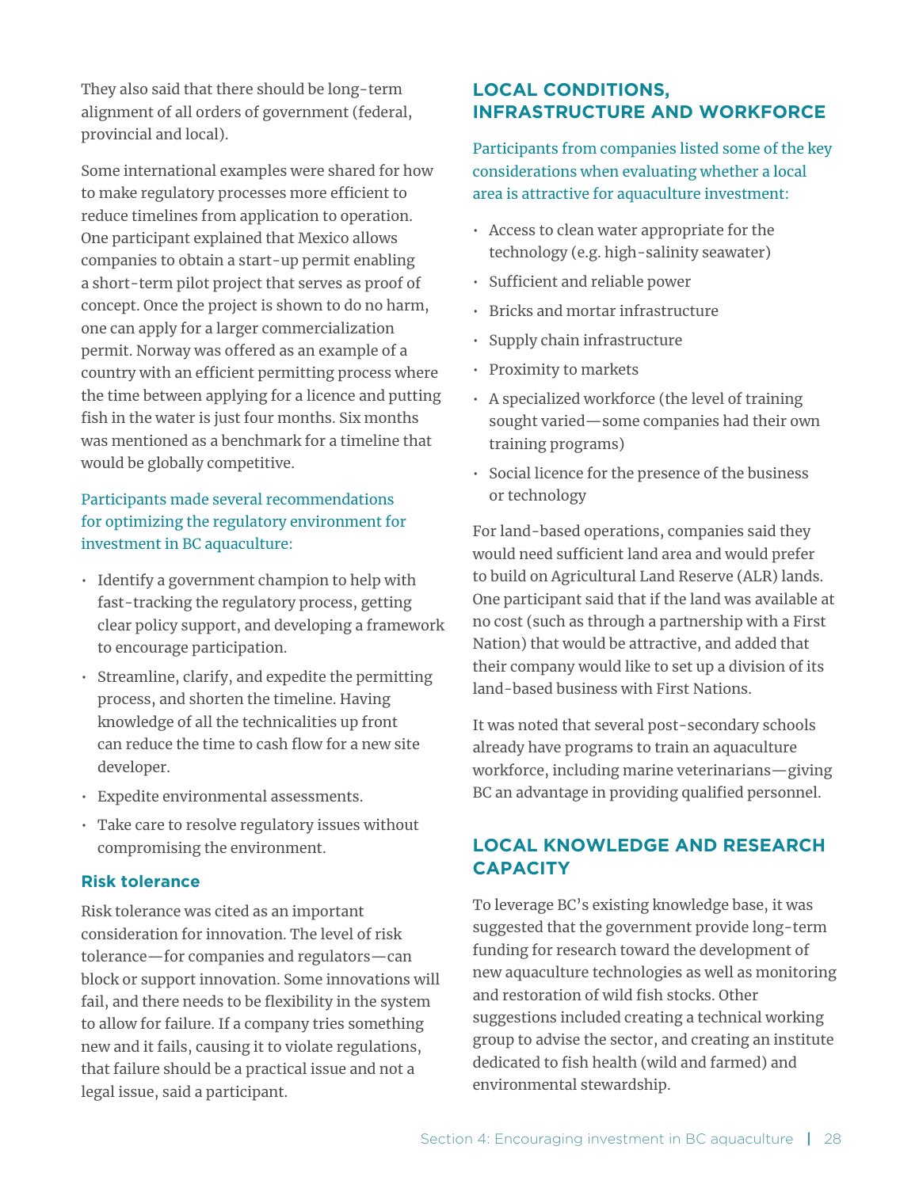They also said that there should be long-term alignment of all orders of government (federal, provincial and local).

Some international examples were shared for how to make regulatory processes more efficient to reduce timelines from application to operation. One participant explained that Mexico allows companies to obtain a start-up permit enabling a short-term pilot project that serves as proof of concept. Once the project is shown to do no harm, one can apply for a larger commercialization permit. Norway was offered as an example of a country with an efficient permitting process where the time between applying for a licence and putting fish in the water is just four months. Six months was mentioned as a benchmark for a timeline that would be globally competitive.

Participants made several recommendations for optimizing the regulatory environment for investment in BC aquaculture:

- Identify a government champion to help with fast-tracking the regulatory process, getting clear policy support, and developing a framework to encourage participation.
- Streamline, clarify, and expedite the permitting process, and shorten the timeline. Having knowledge of all the technicalities up front can reduce the time to cash flow for a new site developer.
- Expedite environmental assessments.
- Take care to resolve regulatory issues without compromising the environment.

### Risk tolerance

Risk tolerance was cited as an important consideration for innovation. The level of risk tolerance—for companies and regulators—can block or support innovation. Some innovations will fail, and there needs to be flexibility in the system to allow for failure. If a company tries something new and it fails, causing it to violate regulations, that failure should be a practical issue and not a legal issue, said a participant.

## LOCAL CONDITIONS, INFRASTRUCTURE AND WORKFORCE

Participants from companies listed some of the key considerations when evaluating whether a local area is attractive for aquaculture investment:

- Access to clean water appropriate for the technology (e.g. high-salinity seawater)
- Sufficient and reliable power
- Bricks and mortar infrastructure
- Supply chain infrastructure
- Proximity to markets
- A specialized workforce (the level of training sought varied—some companies had their own training programs)
- Social licence for the presence of the business or technology

For land-based operations, companies said they would need sufficient land area and would prefer to build on Agricultural Land Reserve (ALR) lands. One participant said that if the land was available at no cost (such as through a partnership with a First Nation) that would be attractive, and added that their company would like to set up a division of its land-based business with First Nations.

It was noted that several post-secondary schools already have programs to train an aquaculture workforce, including marine veterinarians—giving BC an advantage in providing qualified personnel.

## LOCAL KNOWLEDGE AND RESEARCH CAPACITY

To leverage BC's existing knowledge base, it was suggested that the government provide long-term funding for research toward the development of new aquaculture technologies as well as monitoring and restoration of wild fish stocks. Other suggestions included creating a technical working group to advise the sector, and creating an institute dedicated to fish health (wild and farmed) and environmental stewardship.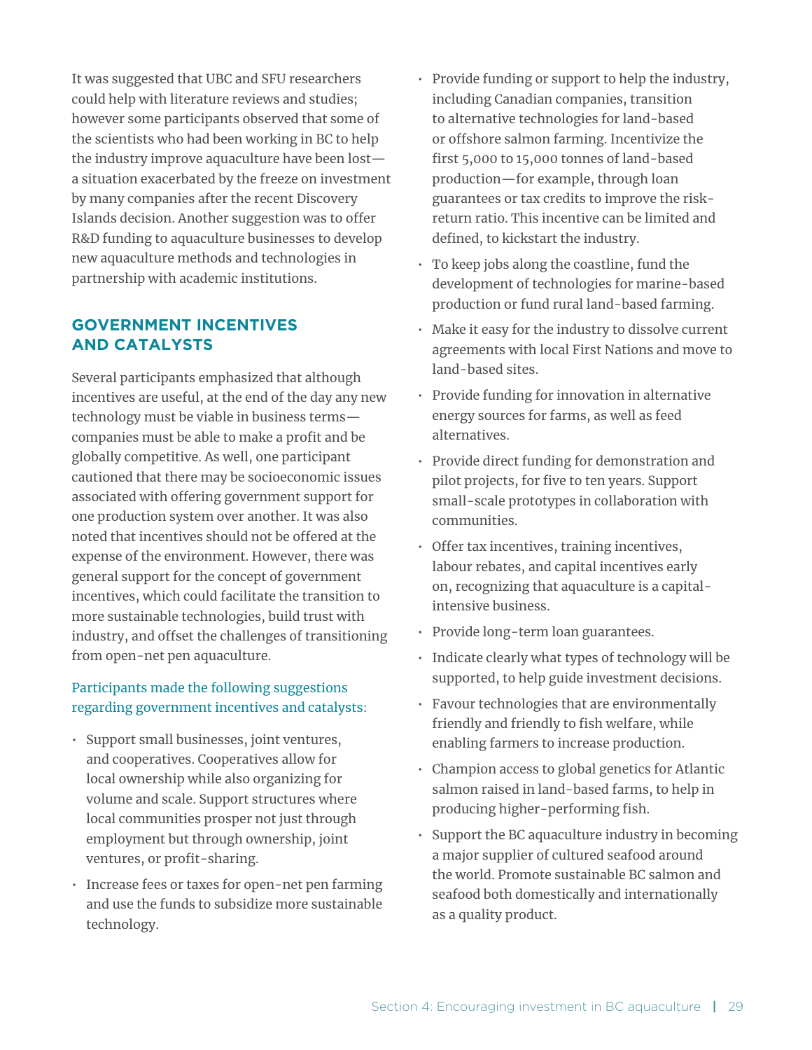It was suggested that UBC and SFU researchers could help with literature reviews and studies; however some participants observed that some of the scientists who had been working in BC to help the industry improve aquaculture have been lost—a situation exacerbated by the freeze on investment by many companies after the recent Discovery Islands decision. Another suggestion was to offer R&D funding to aquaculture businesses to develop new aquaculture methods and technologies in partnership with academic institutions.

## GOVERNMENT INCENTIVES AND CATALYSTS

Several participants emphasized that although incentives are useful, at the end of the day any new technology must be viable in business terms—companies must be able to make a profit and be globally competitive. As well, one participant cautioned that there may be socioeconomic issues associated with offering government support for one production system over another. It was also noted that incentives should not be offered at the expense of the environment. However, there was general support for the concept of government incentives, which could facilitate the transition to more sustainable technologies, build trust with industry, and offset the challenges of transitioning from open-net pen aquaculture.

Participants made the following suggestions regarding government incentives and catalysts:

- Support small businesses, joint ventures, and cooperatives. Cooperatives allow for local ownership while also organizing for volume and scale. Support structures where local communities prosper not just through employment but through ownership, joint ventures, or profit-sharing.
- Increase fees or taxes for open-net pen farming and use the funds to subsidize more sustainable technology.
- Provide funding or support to help the industry, including Canadian companies, transition to alternative technologies for land-based or offshore salmon farming. Incentivize the first 5,000 to 15,000 tonnes of land-based production—for example, through loan guarantees or tax credits to improve the risk-return ratio. This incentive can be limited and defined, to kickstart the industry.
- To keep jobs along the coastline, fund the development of technologies for marine-based production or fund rural land-based farming.
- Make it easy for the industry to dissolve current agreements with local First Nations and move to land-based sites.
- Provide funding for innovation in alternative energy sources for farms, as well as feed alternatives.
- Provide direct funding for demonstration and pilot projects, for five to ten years. Support small-scale prototypes in collaboration with communities.
- Offer tax incentives, training incentives, labour rebates, and capital incentives early on, recognizing that aquaculture is a capital-intensive business.
- Provide long-term loan guarantees.
- Indicate clearly what types of technology will be supported, to help guide investment decisions.
- Favour technologies that are environmentally friendly and friendly to fish welfare, while enabling farmers to increase production.
- Champion access to global genetics for Atlantic salmon raised in land-based farms, to help in producing higher-performing fish.
- Support the BC aquaculture industry in becoming a major supplier of cultured seafood around the world. Promote sustainable BC salmon and seafood both domestically and internationally as a quality product.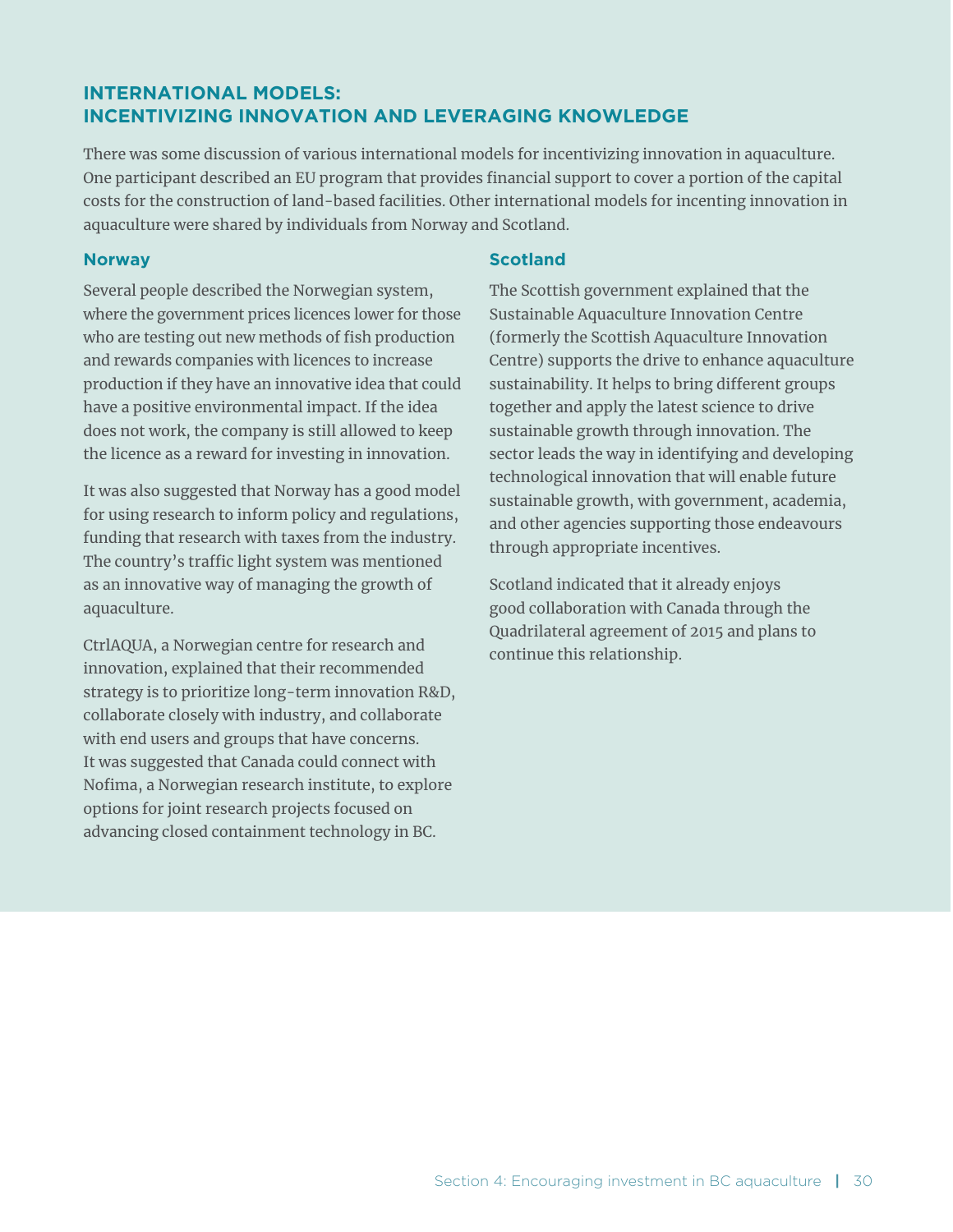## INTERNATIONAL MODELS: INCENTIVIZING INNOVATION AND LEVERAGING KNOWLEDGE

There was some discussion of various international models for incentivizing innovation in aquaculture. One participant described an EU program that provides financial support to cover a portion of the capital costs for the construction of land-based facilities. Other international models for incenting innovation in aquaculture were shared by individuals from Norway and Scotland.

### Norway

Several people described the Norwegian system, where the government prices licences lower for those who are testing out new methods of fish production and rewards companies with licences to increase production if they have an innovative idea that could have a positive environmental impact. If the idea does not work, the company is still allowed to keep the licence as a reward for investing in innovation.

It was also suggested that Norway has a good model for using research to inform policy and regulations, funding that research with taxes from the industry. The country's traffic light system was mentioned as an innovative way of managing the growth of aquaculture.

CtrlAQUA, a Norwegian centre for research and innovation, explained that their recommended strategy is to prioritize long-term innovation R&D, collaborate closely with industry, and collaborate with end users and groups that have concerns. It was suggested that Canada could connect with Nofima, a Norwegian research institute, to explore options for joint research projects focused on advancing closed containment technology in BC.

### Scotland

The Scottish government explained that the Sustainable Aquaculture Innovation Centre (formerly the Scottish Aquaculture Innovation Centre) supports the drive to enhance aquaculture sustainability. It helps to bring different groups together and apply the latest science to drive sustainable growth through innovation. The sector leads the way in identifying and developing technological innovation that will enable future sustainable growth, with government, academia, and other agencies supporting those endeavours through appropriate incentives.

Scotland indicated that it already enjoys good collaboration with Canada through the Quadrilateral agreement of 2015 and plans to continue this relationship.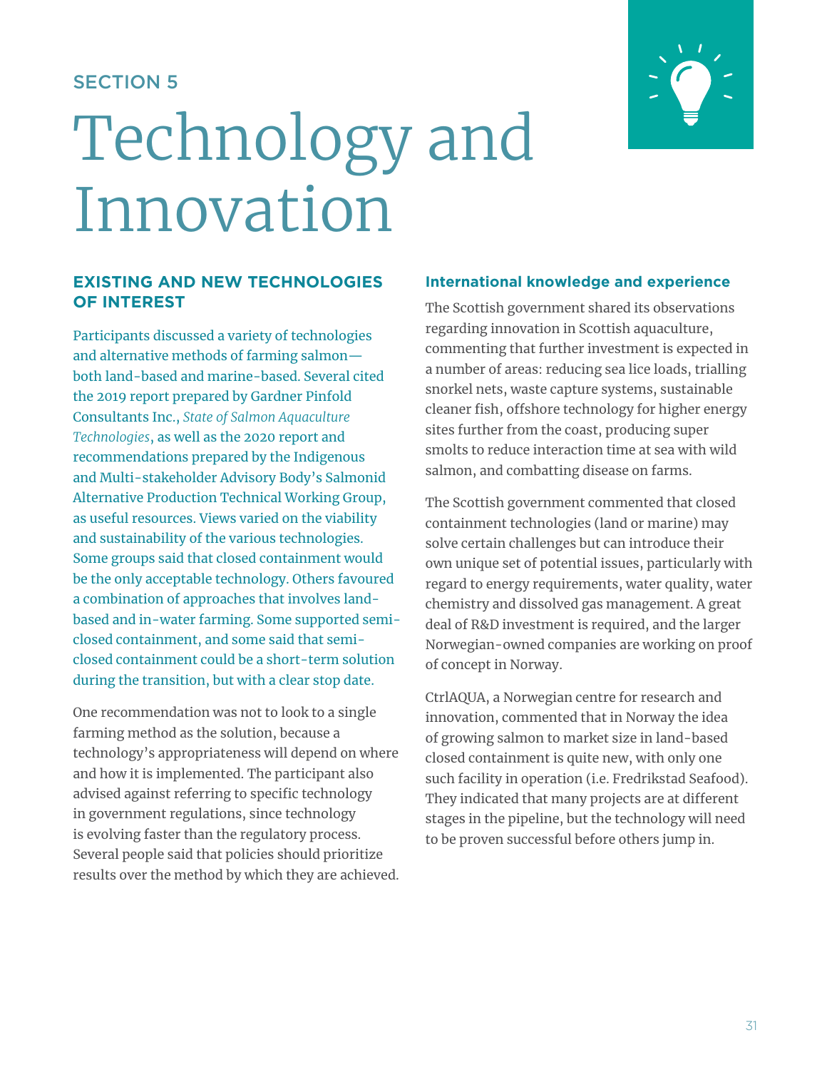SECTION 5

# Technology and Innovation

## EXISTING AND NEW TECHNOLOGIES OF INTEREST

Participants discussed a variety of technologies and alternative methods of farming salmon—both land-based and marine-based. Several cited the 2019 report prepared by Gardner Pinfold Consultants Inc., *State of Salmon Aquaculture Technologies*, as well as the 2020 report and recommendations prepared by the Indigenous and Multi-stakeholder Advisory Body's Salmonid Alternative Production Technical Working Group, as useful resources. Views varied on the viability and sustainability of the various technologies. Some groups said that closed containment would be the only acceptable technology. Others favoured a combination of approaches that involves land-based and in-water farming. Some supported semi-closed containment, and some said that semi-closed containment could be a short-term solution during the transition, but with a clear stop date.

One recommendation was not to look to a single farming method as the solution, because a technology's appropriateness will depend on where and how it is implemented. The participant also advised against referring to specific technology in government regulations, since technology is evolving faster than the regulatory process. Several people said that policies should prioritize results over the method by which they are achieved.

### International knowledge and experience

The Scottish government shared its observations regarding innovation in Scottish aquaculture, commenting that further investment is expected in a number of areas: reducing sea lice loads, trialling snorkel nets, waste capture systems, sustainable cleaner fish, offshore technology for higher energy sites further from the coast, producing super smolts to reduce interaction time at sea with wild salmon, and combatting disease on farms.

The Scottish government commented that closed containment technologies (land or marine) may solve certain challenges but can introduce their own unique set of potential issues, particularly with regard to energy requirements, water quality, water chemistry and dissolved gas management. A great deal of R&D investment is required, and the larger Norwegian-owned companies are working on proof of concept in Norway.

CtrlAQUA, a Norwegian centre for research and innovation, commented that in Norway the idea of growing salmon to market size in land-based closed containment is quite new, with only one such facility in operation (i.e. Fredrikstad Seafood). They indicated that many projects are at different stages in the pipeline, but the technology will need to be proven successful before others jump in.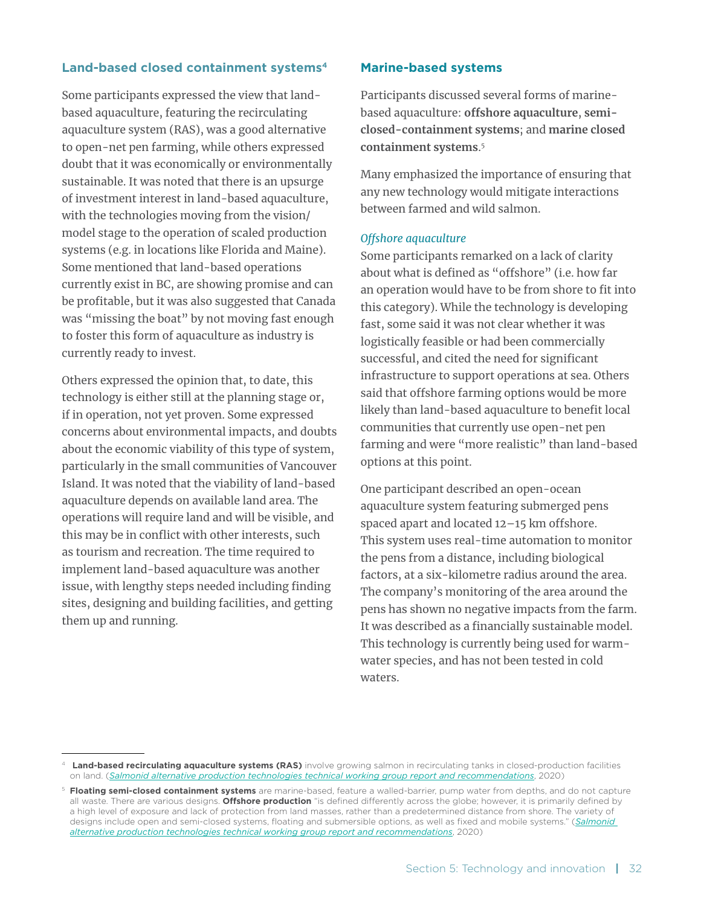### Land-based closed containment systems[4]

Some participants expressed the view that land-based aquaculture, featuring the recirculating aquaculture system (RAS), was a good alternative to open-net pen farming, while others expressed doubt that it was economically or environmentally sustainable. It was noted that there is an upsurge of investment interest in land-based aquaculture, with the technologies moving from the vision/model stage to the operation of scaled production systems (e.g. in locations like Florida and Maine). Some mentioned that land-based operations currently exist in BC, are showing promise and can be profitable, but it was also suggested that Canada was "missing the boat" by not moving fast enough to foster this form of aquaculture as industry is currently ready to invest.

Others expressed the opinion that, to date, this technology is either still at the planning stage or, if in operation, not yet proven. Some expressed concerns about environmental impacts, and doubts about the economic viability of this type of system, particularly in the small communities of Vancouver Island. It was noted that the viability of land-based aquaculture depends on available land area. The operations will require land and will be visible, and this may be in conflict with other interests, such as tourism and recreation. The time required to implement land-based aquaculture was another issue, with lengthy steps needed including finding sites, designing and building facilities, and getting them up and running.

### Marine-based systems

Participants discussed several forms of marine-based aquaculture: **offshore aquaculture**, **semi-closed-containment systems**; and **marine closed containment systems**.[5]

Many emphasized the importance of ensuring that any new technology would mitigate interactions between farmed and wild salmon.

#### *Offshore aquaculture*

Some participants remarked on a lack of clarity about what is defined as "offshore" (i.e. how far an operation would have to be from shore to fit into this category). While the technology is developing fast, some said it was not clear whether it was logistically feasible or had been commercially successful, and cited the need for significant infrastructure to support operations at sea. Others said that offshore farming options would be more likely than land-based aquaculture to benefit local communities that currently use open-net pen farming and were "more realistic" than land-based options at this point.

One participant described an open-ocean aquaculture system featuring submerged pens spaced apart and located 12–15 km offshore. This system uses real-time automation to monitor the pens from a distance, including biological factors, at a six-kilometre radius around the area. The company's monitoring of the area around the pens has shown no negative impacts from the farm. It was described as a financially sustainable model. This technology is currently being used for warm-water species, and has not been tested in cold waters.

---

[4] **Land-based recirculating aquaculture systems (RAS)** involve growing salmon in recirculating tanks in closed-production facilities on land. (*Salmonid alternative production technologies technical working group report and recommendations*, 2020)

[5] **Floating semi-closed containment systems** are marine-based, feature a walled-barrier, pump water from depths, and do not capture all waste. There are various designs. **Offshore production** "is defined differently across the globe; however, it is primarily defined by a high level of exposure and lack of protection from land masses, rather than a predetermined distance from shore. The variety of designs include open and semi-closed systems, floating and submersible options, as well as fixed and mobile systems." (*Salmonid alternative production technologies technical working group report and recommendations*, 2020)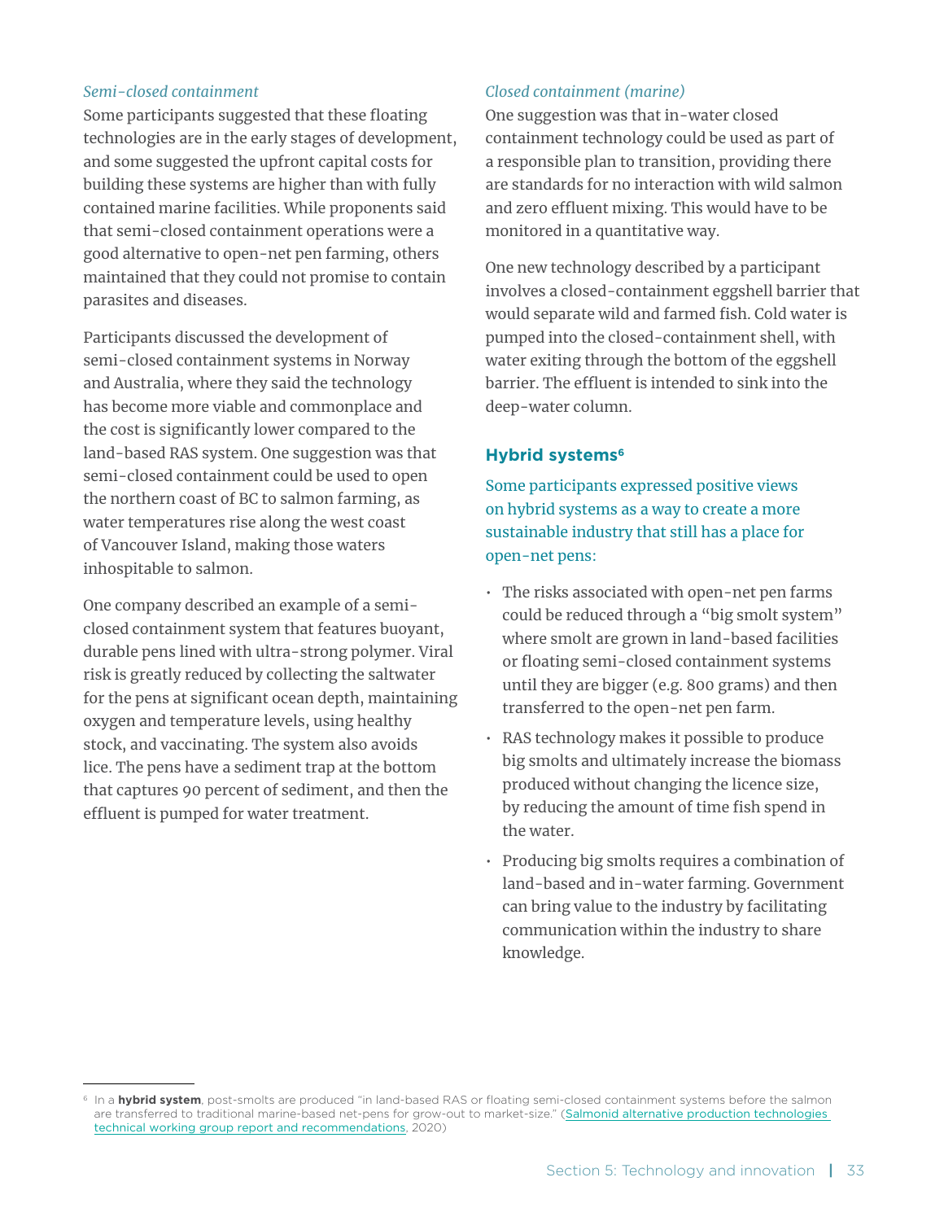*Semi-closed containment*

Some participants suggested that these floating technologies are in the early stages of development, and some suggested the upfront capital costs for building these systems are higher than with fully contained marine facilities. While proponents said that semi-closed containment operations were a good alternative to open-net pen farming, others maintained that they could not promise to contain parasites and diseases.

Participants discussed the development of semi-closed containment systems in Norway and Australia, where they said the technology has become more viable and commonplace and the cost is significantly lower compared to the land-based RAS system. One suggestion was that semi-closed containment could be used to open the northern coast of BC to salmon farming, as water temperatures rise along the west coast of Vancouver Island, making those waters inhospitable to salmon.

One company described an example of a semi-closed containment system that features buoyant, durable pens lined with ultra-strong polymer. Viral risk is greatly reduced by collecting the saltwater for the pens at significant ocean depth, maintaining oxygen and temperature levels, using healthy stock, and vaccinating. The system also avoids lice. The pens have a sediment trap at the bottom that captures 90 percent of sediment, and then the effluent is pumped for water treatment.

*Closed containment (marine)*

One suggestion was that in-water closed containment technology could be used as part of a responsible plan to transition, providing there are standards for no interaction with wild salmon and zero effluent mixing. This would have to be monitored in a quantitative way.

One new technology described by a participant involves a closed-containment eggshell barrier that would separate wild and farmed fish. Cold water is pumped into the closed-containment shell, with water exiting through the bottom of the eggshell barrier. The effluent is intended to sink into the deep-water column.

### Hybrid systems[6]

Some participants expressed positive views on hybrid systems as a way to create a more sustainable industry that still has a place for open-net pens:

- The risks associated with open-net pen farms could be reduced through a "big smolt system" where smolt are grown in land-based facilities or floating semi-closed containment systems until they are bigger (e.g. 800 grams) and then transferred to the open-net pen farm.
- RAS technology makes it possible to produce big smolts and ultimately increase the biomass produced without changing the licence size, by reducing the amount of time fish spend in the water.
- Producing big smolts requires a combination of land-based and in-water farming. Government can bring value to the industry by facilitating communication within the industry to share knowledge.

[6] In a **hybrid system**, post-smolts are produced "in land-based RAS or floating semi-closed containment systems before the salmon are transferred to traditional marine-based net-pens for grow-out to market-size." (Salmonid alternative production technologies technical working group report and recommendations, 2020)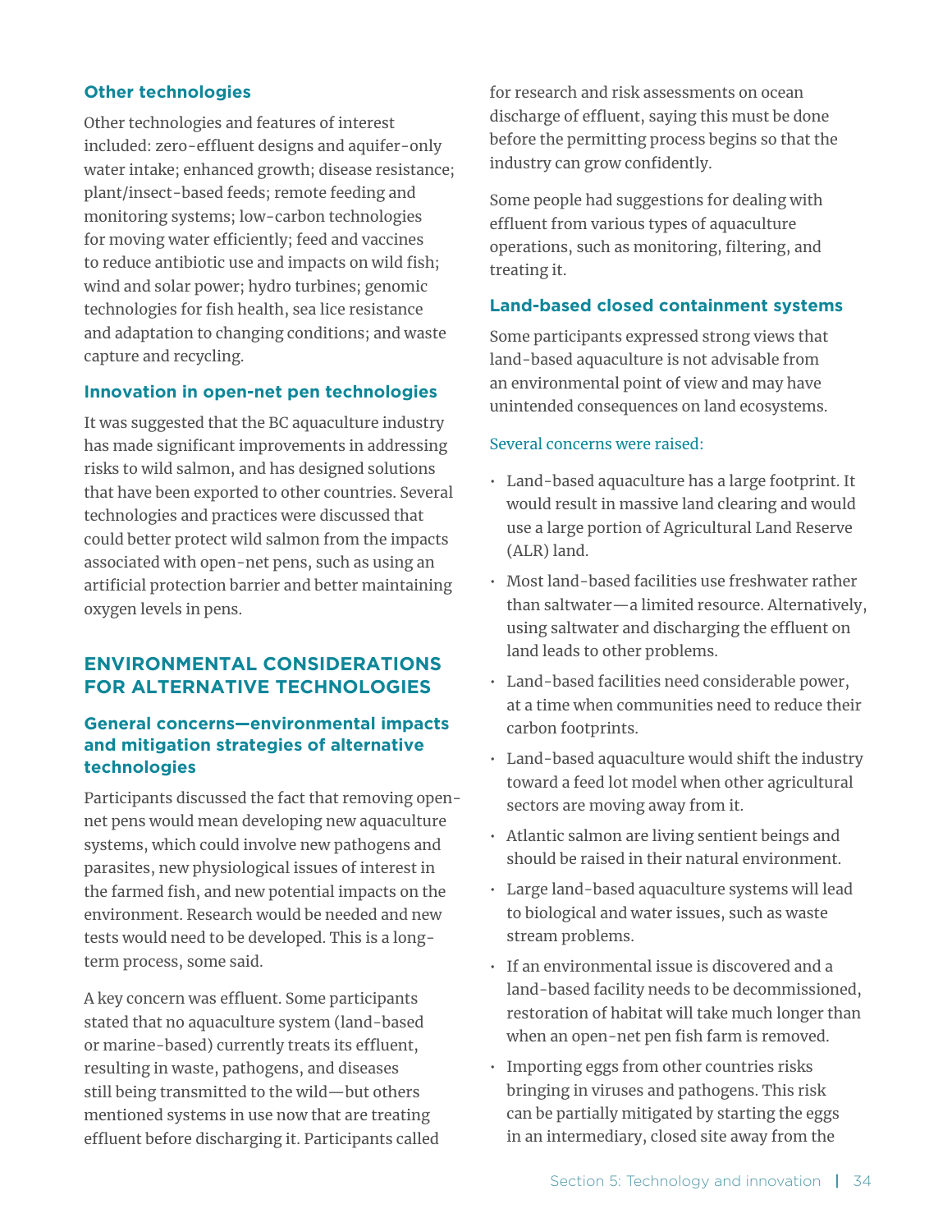### Other technologies

Other technologies and features of interest included: zero-effluent designs and aquifer-only water intake; enhanced growth; disease resistance; plant/insect-based feeds; remote feeding and monitoring systems; low-carbon technologies for moving water efficiently; feed and vaccines to reduce antibiotic use and impacts on wild fish; wind and solar power; hydro turbines; genomic technologies for fish health, sea lice resistance and adaptation to changing conditions; and waste capture and recycling.

### Innovation in open-net pen technologies

It was suggested that the BC aquaculture industry has made significant improvements in addressing risks to wild salmon, and has designed solutions that have been exported to other countries. Several technologies and practices were discussed that could better protect wild salmon from the impacts associated with open-net pens, such as using an artificial protection barrier and better maintaining oxygen levels in pens.

## ENVIRONMENTAL CONSIDERATIONS FOR ALTERNATIVE TECHNOLOGIES

### General concerns—environmental impacts and mitigation strategies of alternative technologies

Participants discussed the fact that removing open-net pens would mean developing new aquaculture systems, which could involve new pathogens and parasites, new physiological issues of interest in the farmed fish, and new potential impacts on the environment. Research would be needed and new tests would need to be developed. This is a long-term process, some said.

A key concern was effluent. Some participants stated that no aquaculture system (land-based or marine-based) currently treats its effluent, resulting in waste, pathogens, and diseases still being transmitted to the wild—but others mentioned systems in use now that are treating effluent before discharging it. Participants called for research and risk assessments on ocean discharge of effluent, saying this must be done before the permitting process begins so that the industry can grow confidently.

Some people had suggestions for dealing with effluent from various types of aquaculture operations, such as monitoring, filtering, and treating it.

### Land-based closed containment systems

Some participants expressed strong views that land-based aquaculture is not advisable from an environmental point of view and may have unintended consequences on land ecosystems.

Several concerns were raised:

- Land-based aquaculture has a large footprint. It would result in massive land clearing and would use a large portion of Agricultural Land Reserve (ALR) land.
- Most land-based facilities use freshwater rather than saltwater—a limited resource. Alternatively, using saltwater and discharging the effluent on land leads to other problems.
- Land-based facilities need considerable power, at a time when communities need to reduce their carbon footprints.
- Land-based aquaculture would shift the industry toward a feed lot model when other agricultural sectors are moving away from it.
- Atlantic salmon are living sentient beings and should be raised in their natural environment.
- Large land-based aquaculture systems will lead to biological and water issues, such as waste stream problems.
- If an environmental issue is discovered and a land-based facility needs to be decommissioned, restoration of habitat will take much longer than when an open-net pen fish farm is removed.
- Importing eggs from other countries risks bringing in viruses and pathogens. This risk can be partially mitigated by starting the eggs in an intermediary, closed site away from the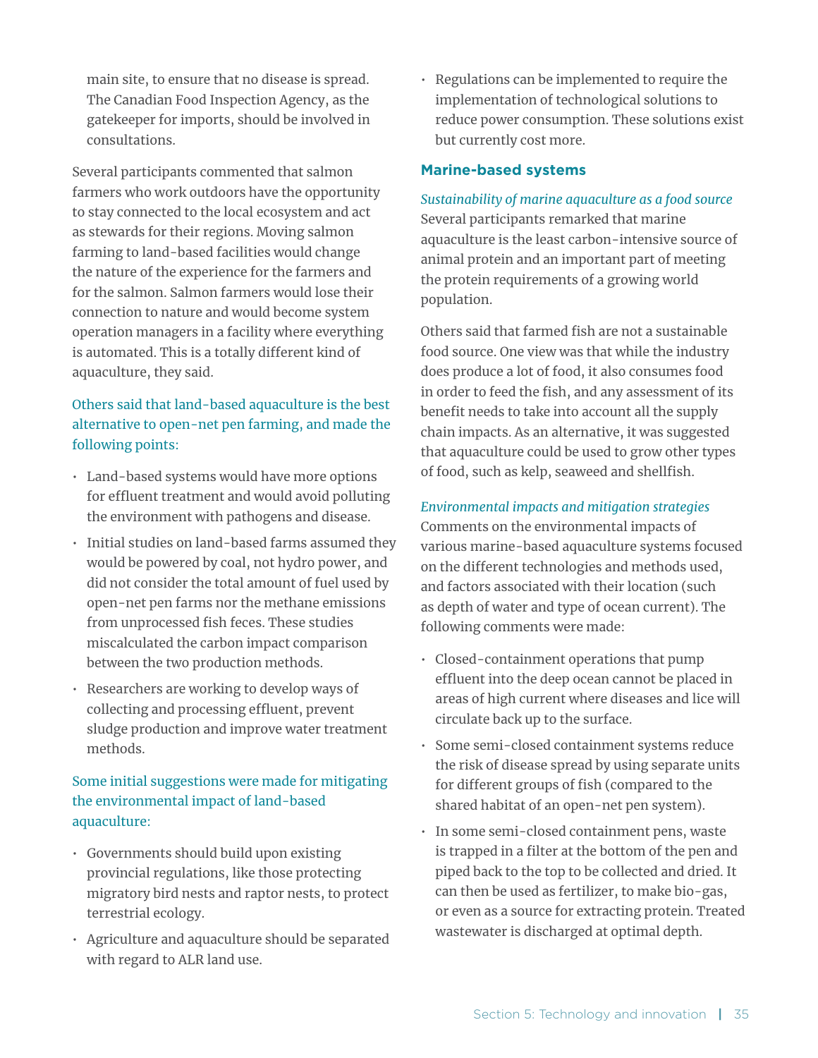main site, to ensure that no disease is spread. The Canadian Food Inspection Agency, as the gatekeeper for imports, should be involved in consultations.

Several participants commented that salmon farmers who work outdoors have the opportunity to stay connected to the local ecosystem and act as stewards for their regions. Moving salmon farming to land-based facilities would change the nature of the experience for the farmers and for the salmon. Salmon farmers would lose their connection to nature and would become system operation managers in a facility where everything is automated. This is a totally different kind of aquaculture, they said.

Others said that land-based aquaculture is the best alternative to open-net pen farming, and made the following points:

- Land-based systems would have more options for effluent treatment and would avoid polluting the environment with pathogens and disease.
- Initial studies on land-based farms assumed they would be powered by coal, not hydro power, and did not consider the total amount of fuel used by open-net pen farms nor the methane emissions from unprocessed fish feces. These studies miscalculated the carbon impact comparison between the two production methods.
- Researchers are working to develop ways of collecting and processing effluent, prevent sludge production and improve water treatment methods.

Some initial suggestions were made for mitigating the environmental impact of land-based aquaculture:

- Governments should build upon existing provincial regulations, like those protecting migratory bird nests and raptor nests, to protect terrestrial ecology.
- Agriculture and aquaculture should be separated with regard to ALR land use.
- Regulations can be implemented to require the implementation of technological solutions to reduce power consumption. These solutions exist but currently cost more.

### Marine-based systems

*Sustainability of marine aquaculture as a food source*

Several participants remarked that marine aquaculture is the least carbon-intensive source of animal protein and an important part of meeting the protein requirements of a growing world population.

Others said that farmed fish are not a sustainable food source. One view was that while the industry does produce a lot of food, it also consumes food in order to feed the fish, and any assessment of its benefit needs to take into account all the supply chain impacts. As an alternative, it was suggested that aquaculture could be used to grow other types of food, such as kelp, seaweed and shellfish.

*Environmental impacts and mitigation strategies*

Comments on the environmental impacts of various marine-based aquaculture systems focused on the different technologies and methods used, and factors associated with their location (such as depth of water and type of ocean current). The following comments were made:

- Closed-containment operations that pump effluent into the deep ocean cannot be placed in areas of high current where diseases and lice will circulate back up to the surface.
- Some semi-closed containment systems reduce the risk of disease spread by using separate units for different groups of fish (compared to the shared habitat of an open-net pen system).
- In some semi-closed containment pens, waste is trapped in a filter at the bottom of the pen and piped back to the top to be collected and dried. It can then be used as fertilizer, to make bio-gas, or even as a source for extracting protein. Treated wastewater is discharged at optimal depth.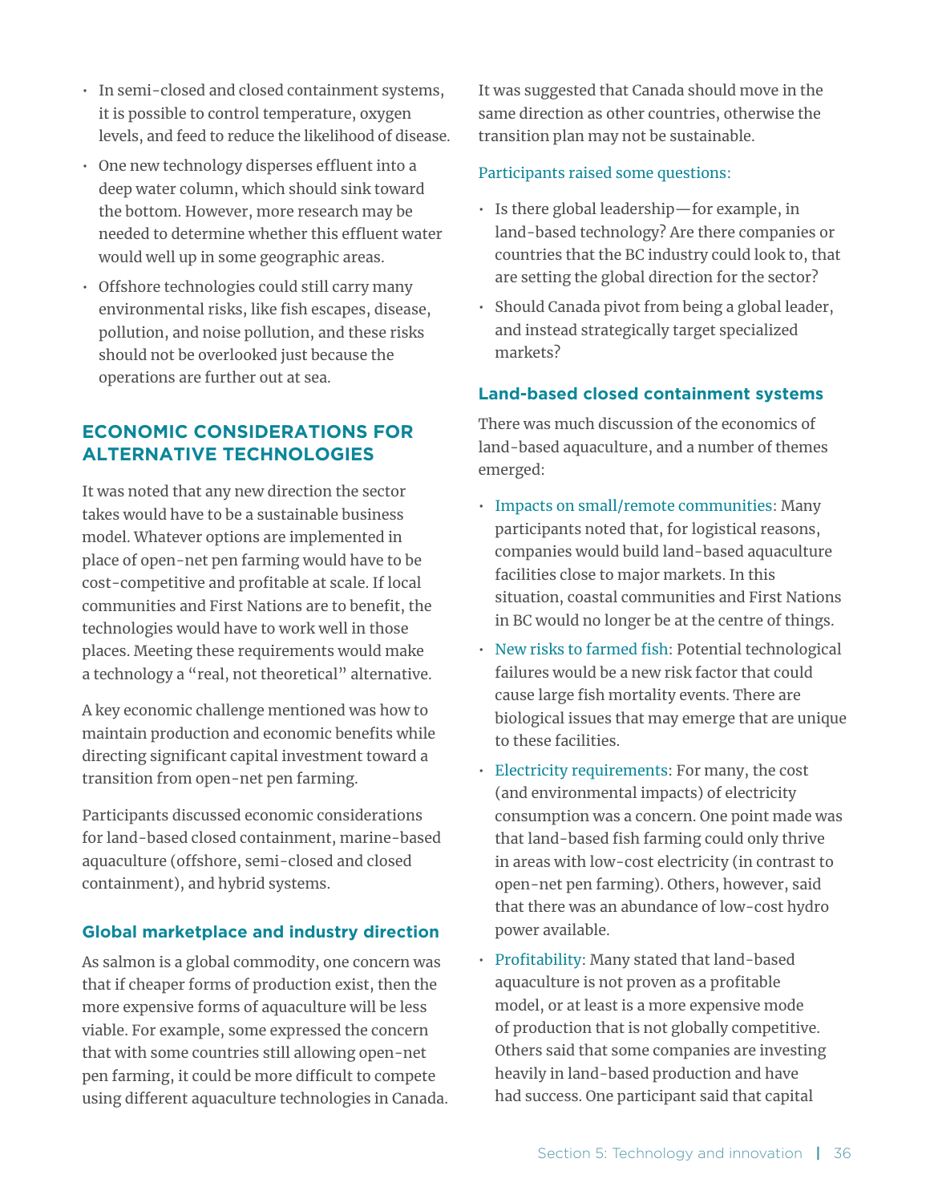- In semi-closed and closed containment systems, it is possible to control temperature, oxygen levels, and feed to reduce the likelihood of disease.
- One new technology disperses effluent into a deep water column, which should sink toward the bottom. However, more research may be needed to determine whether this effluent water would well up in some geographic areas.
- Offshore technologies could still carry many environmental risks, like fish escapes, disease, pollution, and noise pollution, and these risks should not be overlooked just because the operations are further out at sea.

## ECONOMIC CONSIDERATIONS FOR ALTERNATIVE TECHNOLOGIES

It was noted that any new direction the sector takes would have to be a sustainable business model. Whatever options are implemented in place of open-net pen farming would have to be cost-competitive and profitable at scale. If local communities and First Nations are to benefit, the technologies would have to work well in those places. Meeting these requirements would make a technology a "real, not theoretical" alternative.

A key economic challenge mentioned was how to maintain production and economic benefits while directing significant capital investment toward a transition from open-net pen farming.

Participants discussed economic considerations for land-based closed containment, marine-based aquaculture (offshore, semi-closed and closed containment), and hybrid systems.

### Global marketplace and industry direction

As salmon is a global commodity, one concern was that if cheaper forms of production exist, then the more expensive forms of aquaculture will be less viable. For example, some expressed the concern that with some countries still allowing open-net pen farming, it could be more difficult to compete using different aquaculture technologies in Canada. It was suggested that Canada should move in the same direction as other countries, otherwise the transition plan may not be sustainable.

Participants raised some questions:

- Is there global leadership—for example, in land-based technology? Are there companies or countries that the BC industry could look to, that are setting the global direction for the sector?
- Should Canada pivot from being a global leader, and instead strategically target specialized markets?

### Land-based closed containment systems

There was much discussion of the economics of land-based aquaculture, and a number of themes emerged:

- Impacts on small/remote communities: Many participants noted that, for logistical reasons, companies would build land-based aquaculture facilities close to major markets. In this situation, coastal communities and First Nations in BC would no longer be at the centre of things.
- New risks to farmed fish: Potential technological failures would be a new risk factor that could cause large fish mortality events. There are biological issues that may emerge that are unique to these facilities.
- Electricity requirements: For many, the cost (and environmental impacts) of electricity consumption was a concern. One point made was that land-based fish farming could only thrive in areas with low-cost electricity (in contrast to open-net pen farming). Others, however, said that there was an abundance of low-cost hydro power available.
- Profitability: Many stated that land-based aquaculture is not proven as a profitable model, or at least is a more expensive mode of production that is not globally competitive. Others said that some companies are investing heavily in land-based production and have had success. One participant said that capital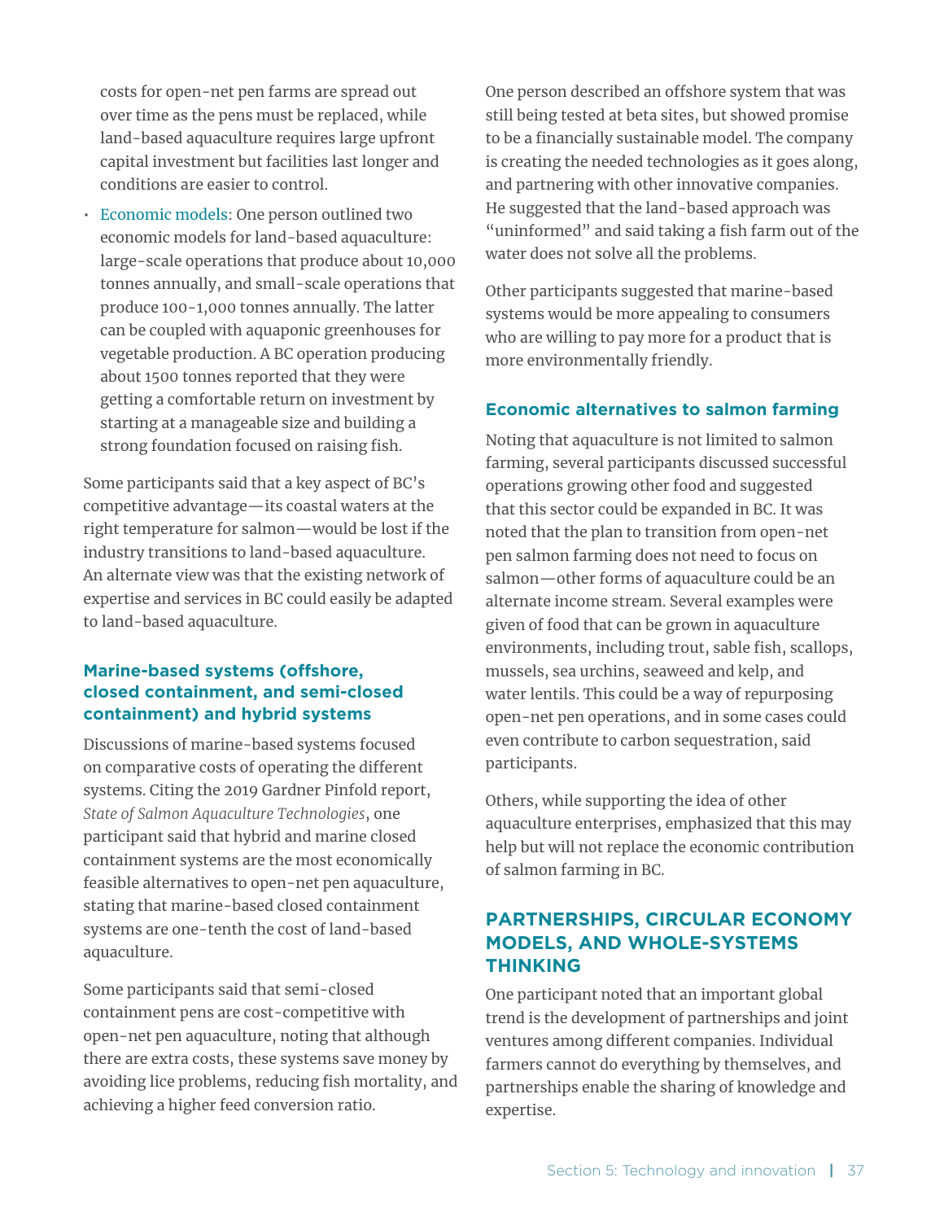costs for open-net pen farms are spread out over time as the pens must be replaced, while land-based aquaculture requires large upfront capital investment but facilities last longer and conditions are easier to control.

- Economic models: One person outlined two economic models for land-based aquaculture: large-scale operations that produce about 10,000 tonnes annually, and small-scale operations that produce 100-1,000 tonnes annually. The latter can be coupled with aquaponic greenhouses for vegetable production. A BC operation producing about 1500 tonnes reported that they were getting a comfortable return on investment by starting at a manageable size and building a strong foundation focused on raising fish.

Some participants said that a key aspect of BC's competitive advantage—its coastal waters at the right temperature for salmon—would be lost if the industry transitions to land-based aquaculture. An alternate view was that the existing network of expertise and services in BC could easily be adapted to land-based aquaculture.

### Marine-based systems (offshore, closed containment, and semi-closed containment) and hybrid systems

Discussions of marine-based systems focused on comparative costs of operating the different systems. Citing the 2019 Gardner Pinfold report, *State of Salmon Aquaculture Technologies*, one participant said that hybrid and marine closed containment systems are the most economically feasible alternatives to open-net pen aquaculture, stating that marine-based closed containment systems are one-tenth the cost of land-based aquaculture.

Some participants said that semi-closed containment pens are cost-competitive with open-net pen aquaculture, noting that although there are extra costs, these systems save money by avoiding lice problems, reducing fish mortality, and achieving a higher feed conversion ratio.

One person described an offshore system that was still being tested at beta sites, but showed promise to be a financially sustainable model. The company is creating the needed technologies as it goes along, and partnering with other innovative companies. He suggested that the land-based approach was "uninformed" and said taking a fish farm out of the water does not solve all the problems.

Other participants suggested that marine-based systems would be more appealing to consumers who are willing to pay more for a product that is more environmentally friendly.

### Economic alternatives to salmon farming

Noting that aquaculture is not limited to salmon farming, several participants discussed successful operations growing other food and suggested that this sector could be expanded in BC. It was noted that the plan to transition from open-net pen salmon farming does not need to focus on salmon—other forms of aquaculture could be an alternate income stream. Several examples were given of food that can be grown in aquaculture environments, including trout, sable fish, scallops, mussels, sea urchins, seaweed and kelp, and water lentils. This could be a way of repurposing open-net pen operations, and in some cases could even contribute to carbon sequestration, said participants.

Others, while supporting the idea of other aquaculture enterprises, emphasized that this may help but will not replace the economic contribution of salmon farming in BC.

## PARTNERSHIPS, CIRCULAR ECONOMY MODELS, AND WHOLE-SYSTEMS THINKING

One participant noted that an important global trend is the development of partnerships and joint ventures among different companies. Individual farmers cannot do everything by themselves, and partnerships enable the sharing of knowledge and expertise.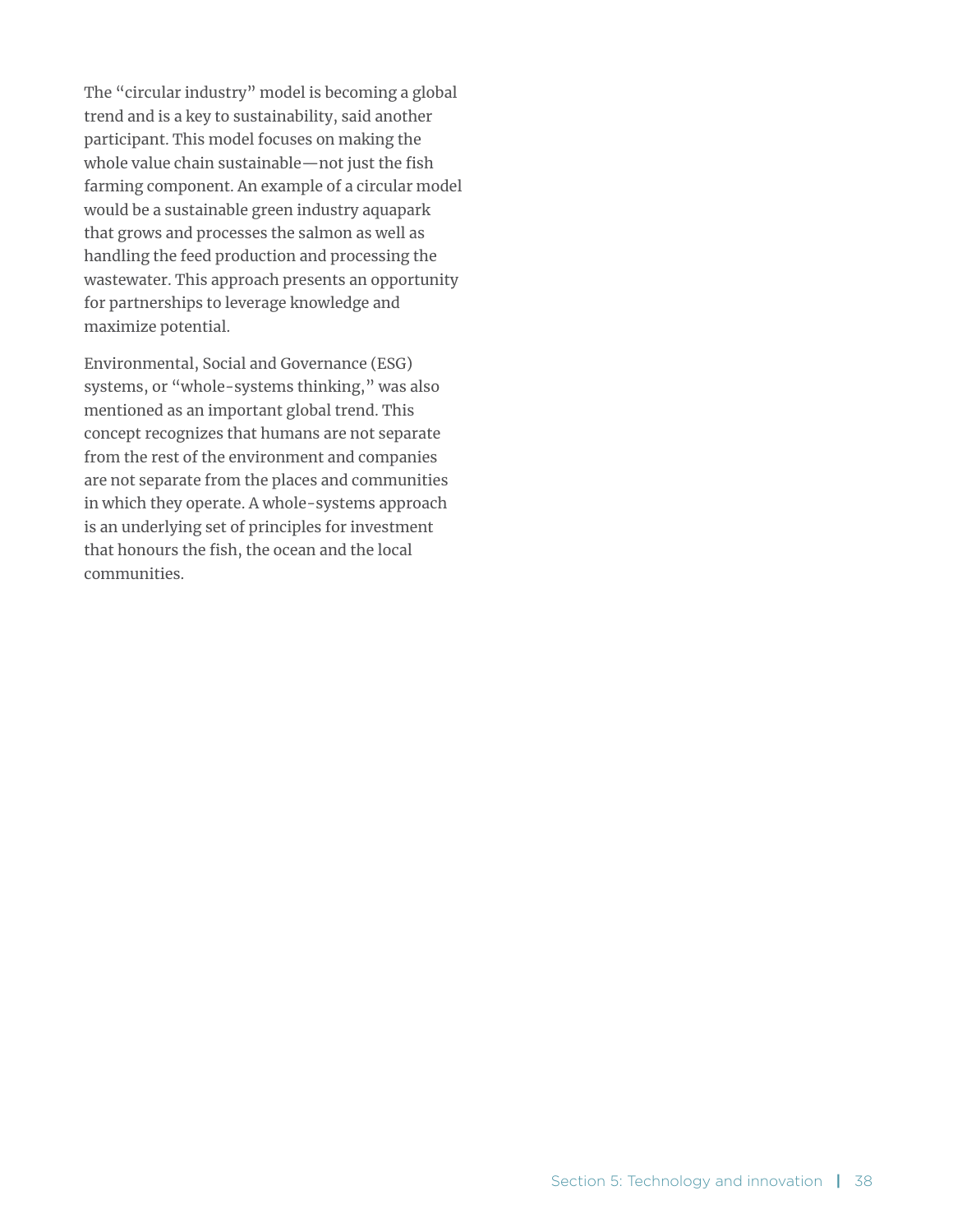The "circular industry" model is becoming a global trend and is a key to sustainability, said another participant. This model focuses on making the whole value chain sustainable—not just the fish farming component. An example of a circular model would be a sustainable green industry aquapark that grows and processes the salmon as well as handling the feed production and processing the wastewater. This approach presents an opportunity for partnerships to leverage knowledge and maximize potential.

Environmental, Social and Governance (ESG) systems, or "whole-systems thinking," was also mentioned as an important global trend. This concept recognizes that humans are not separate from the rest of the environment and companies are not separate from the places and communities in which they operate. A whole-systems approach is an underlying set of principles for investment that honours the fish, the ocean and the local communities.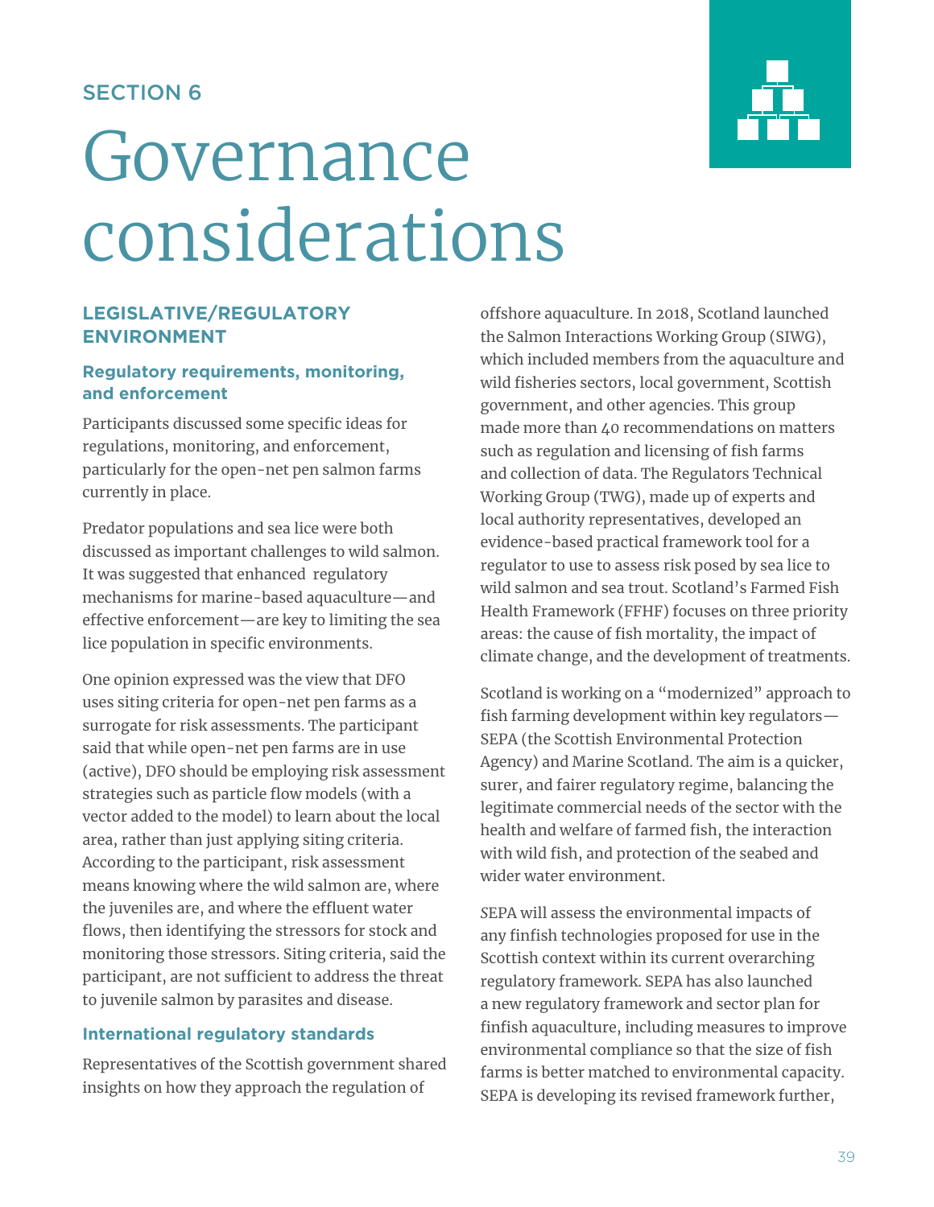SECTION 6

# Governance considerations

## LEGISLATIVE/REGULATORY ENVIRONMENT

### Regulatory requirements, monitoring, and enforcement

Participants discussed some specific ideas for regulations, monitoring, and enforcement, particularly for the open-net pen salmon farms currently in place.

Predator populations and sea lice were both discussed as important challenges to wild salmon. It was suggested that enhanced regulatory mechanisms for marine-based aquaculture—and effective enforcement—are key to limiting the sea lice population in specific environments.

One opinion expressed was the view that DFO uses siting criteria for open-net pen farms as a surrogate for risk assessments. The participant said that while open-net pen farms are in use (active), DFO should be employing risk assessment strategies such as particle flow models (with a vector added to the model) to learn about the local area, rather than just applying siting criteria. According to the participant, risk assessment means knowing where the wild salmon are, where the juveniles are, and where the effluent water flows, then identifying the stressors for stock and monitoring those stressors. Siting criteria, said the participant, are not sufficient to address the threat to juvenile salmon by parasites and disease.

### International regulatory standards

Representatives of the Scottish government shared insights on how they approach the regulation of offshore aquaculture. In 2018, Scotland launched the Salmon Interactions Working Group (SIWG), which included members from the aquaculture and wild fisheries sectors, local government, Scottish government, and other agencies. This group made more than 40 recommendations on matters such as regulation and licensing of fish farms and collection of data. The Regulators Technical Working Group (TWG), made up of experts and local authority representatives, developed an evidence-based practical framework tool for a regulator to use to assess risk posed by sea lice to wild salmon and sea trout. Scotland's Farmed Fish Health Framework (FFHF) focuses on three priority areas: the cause of fish mortality, the impact of climate change, and the development of treatments.

Scotland is working on a "modernized" approach to fish farming development within key regulators—SEPA (the Scottish Environmental Protection Agency) and Marine Scotland. The aim is a quicker, surer, and fairer regulatory regime, balancing the legitimate commercial needs of the sector with the health and welfare of farmed fish, the interaction with wild fish, and protection of the seabed and wider water environment.

SEPA will assess the environmental impacts of any finfish technologies proposed for use in the Scottish context within its current overarching regulatory framework. SEPA has also launched a new regulatory framework and sector plan for finfish aquaculture, including measures to improve environmental compliance so that the size of fish farms is better matched to environmental capacity. SEPA is developing its revised framework further,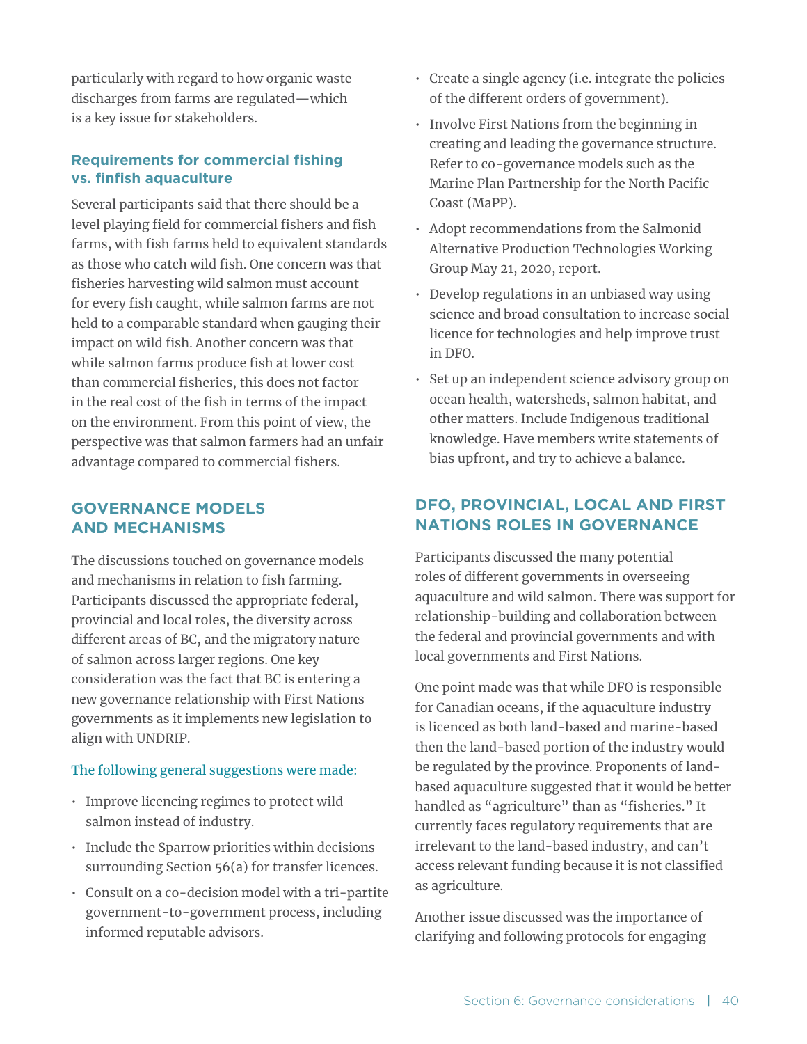particularly with regard to how organic waste discharges from farms are regulated—which is a key issue for stakeholders.

### Requirements for commercial fishing vs. finfish aquaculture

Several participants said that there should be a level playing field for commercial fishers and fish farms, with fish farms held to equivalent standards as those who catch wild fish. One concern was that fisheries harvesting wild salmon must account for every fish caught, while salmon farms are not held to a comparable standard when gauging their impact on wild fish. Another concern was that while salmon farms produce fish at lower cost than commercial fisheries, this does not factor in the real cost of the fish in terms of the impact on the environment. From this point of view, the perspective was that salmon farmers had an unfair advantage compared to commercial fishers.

## GOVERNANCE MODELS AND MECHANISMS

The discussions touched on governance models and mechanisms in relation to fish farming. Participants discussed the appropriate federal, provincial and local roles, the diversity across different areas of BC, and the migratory nature of salmon across larger regions. One key consideration was the fact that BC is entering a new governance relationship with First Nations governments as it implements new legislation to align with UNDRIP.

The following general suggestions were made:

- Improve licencing regimes to protect wild salmon instead of industry.
- Include the Sparrow priorities within decisions surrounding Section 56(a) for transfer licences.
- Consult on a co-decision model with a tri-partite government-to-government process, including informed reputable advisors.
- Create a single agency (i.e. integrate the policies of the different orders of government).
- Involve First Nations from the beginning in creating and leading the governance structure. Refer to co-governance models such as the Marine Plan Partnership for the North Pacific Coast (MaPP).
- Adopt recommendations from the Salmonid Alternative Production Technologies Working Group May 21, 2020, report.
- Develop regulations in an unbiased way using science and broad consultation to increase social licence for technologies and help improve trust in DFO.
- Set up an independent science advisory group on ocean health, watersheds, salmon habitat, and other matters. Include Indigenous traditional knowledge. Have members write statements of bias upfront, and try to achieve a balance.

## DFO, PROVINCIAL, LOCAL AND FIRST NATIONS ROLES IN GOVERNANCE

Participants discussed the many potential roles of different governments in overseeing aquaculture and wild salmon. There was support for relationship-building and collaboration between the federal and provincial governments and with local governments and First Nations.

One point made was that while DFO is responsible for Canadian oceans, if the aquaculture industry is licenced as both land-based and marine-based then the land-based portion of the industry would be regulated by the province. Proponents of land-based aquaculture suggested that it would be better handled as "agriculture" than as "fisheries." It currently faces regulatory requirements that are irrelevant to the land-based industry, and can't access relevant funding because it is not classified as agriculture.

Another issue discussed was the importance of clarifying and following protocols for engaging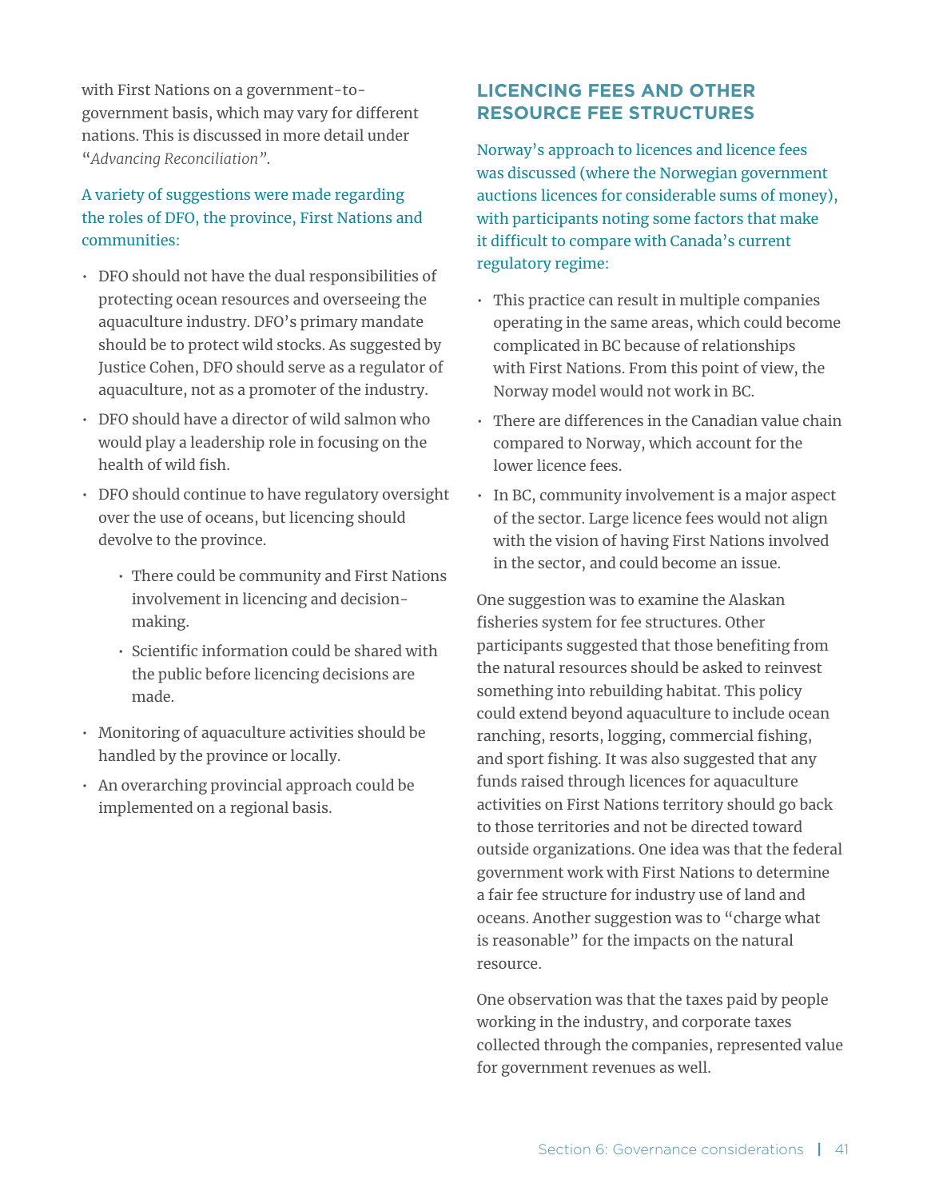with First Nations on a government-to-government basis, which may vary for different nations. This is discussed in more detail under "*Advancing Reconciliation*".

A variety of suggestions were made regarding the roles of DFO, the province, First Nations and communities:

- DFO should not have the dual responsibilities of protecting ocean resources and overseeing the aquaculture industry. DFO's primary mandate should be to protect wild stocks. As suggested by Justice Cohen, DFO should serve as a regulator of aquaculture, not as a promoter of the industry.
- DFO should have a director of wild salmon who would play a leadership role in focusing on the health of wild fish.
- DFO should continue to have regulatory oversight over the use of oceans, but licencing should devolve to the province.
    - There could be community and First Nations involvement in licencing and decision-making.
    - Scientific information could be shared with the public before licencing decisions are made.
- Monitoring of aquaculture activities should be handled by the province or locally.
- An overarching provincial approach could be implemented on a regional basis.

## LICENCING FEES AND OTHER RESOURCE FEE STRUCTURES

Norway's approach to licences and licence fees was discussed (where the Norwegian government auctions licences for considerable sums of money), with participants noting some factors that make it difficult to compare with Canada's current regulatory regime:

- This practice can result in multiple companies operating in the same areas, which could become complicated in BC because of relationships with First Nations. From this point of view, the Norway model would not work in BC.
- There are differences in the Canadian value chain compared to Norway, which account for the lower licence fees.
- In BC, community involvement is a major aspect of the sector. Large licence fees would not align with the vision of having First Nations involved in the sector, and could become an issue.

One suggestion was to examine the Alaskan fisheries system for fee structures. Other participants suggested that those benefiting from the natural resources should be asked to reinvest something into rebuilding habitat. This policy could extend beyond aquaculture to include ocean ranching, resorts, logging, commercial fishing, and sport fishing. It was also suggested that any funds raised through licences for aquaculture activities on First Nations territory should go back to those territories and not be directed toward outside organizations. One idea was that the federal government work with First Nations to determine a fair fee structure for industry use of land and oceans. Another suggestion was to "charge what is reasonable" for the impacts on the natural resource.

One observation was that the taxes paid by people working in the industry, and corporate taxes collected through the companies, represented value for government revenues as well.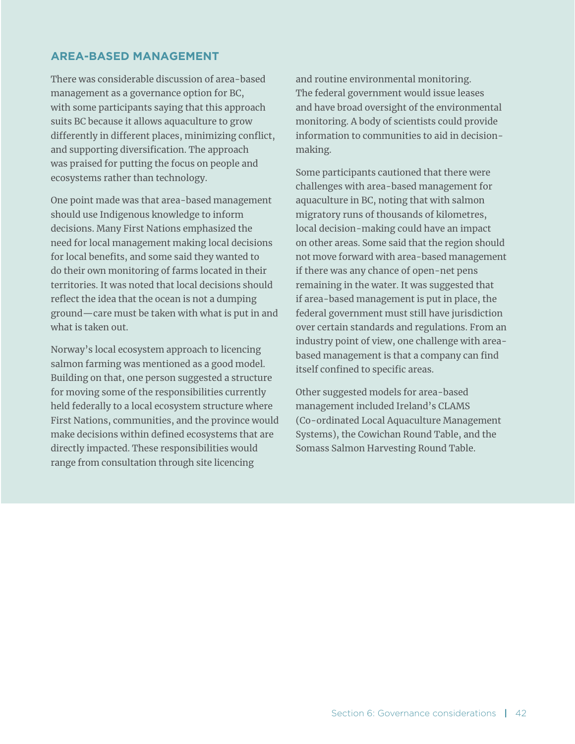## AREA-BASED MANAGEMENT

There was considerable discussion of area-based management as a governance option for BC, with some participants saying that this approach suits BC because it allows aquaculture to grow differently in different places, minimizing conflict, and supporting diversification. The approach was praised for putting the focus on people and ecosystems rather than technology.

One point made was that area-based management should use Indigenous knowledge to inform decisions. Many First Nations emphasized the need for local management making local decisions for local benefits, and some said they wanted to do their own monitoring of farms located in their territories. It was noted that local decisions should reflect the idea that the ocean is not a dumping ground—care must be taken with what is put in and what is taken out.

Norway's local ecosystem approach to licencing salmon farming was mentioned as a good model. Building on that, one person suggested a structure for moving some of the responsibilities currently held federally to a local ecosystem structure where First Nations, communities, and the province would make decisions within defined ecosystems that are directly impacted. These responsibilities would range from consultation through site licencing and routine environmental monitoring. The federal government would issue leases and have broad oversight of the environmental monitoring. A body of scientists could provide information to communities to aid in decision-making.

Some participants cautioned that there were challenges with area-based management for aquaculture in BC, noting that with salmon migratory runs of thousands of kilometres, local decision-making could have an impact on other areas. Some said that the region should not move forward with area-based management if there was any chance of open-net pens remaining in the water. It was suggested that if area-based management is put in place, the federal government must still have jurisdiction over certain standards and regulations. From an industry point of view, one challenge with area-based management is that a company can find itself confined to specific areas.

Other suggested models for area-based management included Ireland's CLAMS (Co-ordinated Local Aquaculture Management Systems), the Cowichan Round Table, and the Somass Salmon Harvesting Round Table.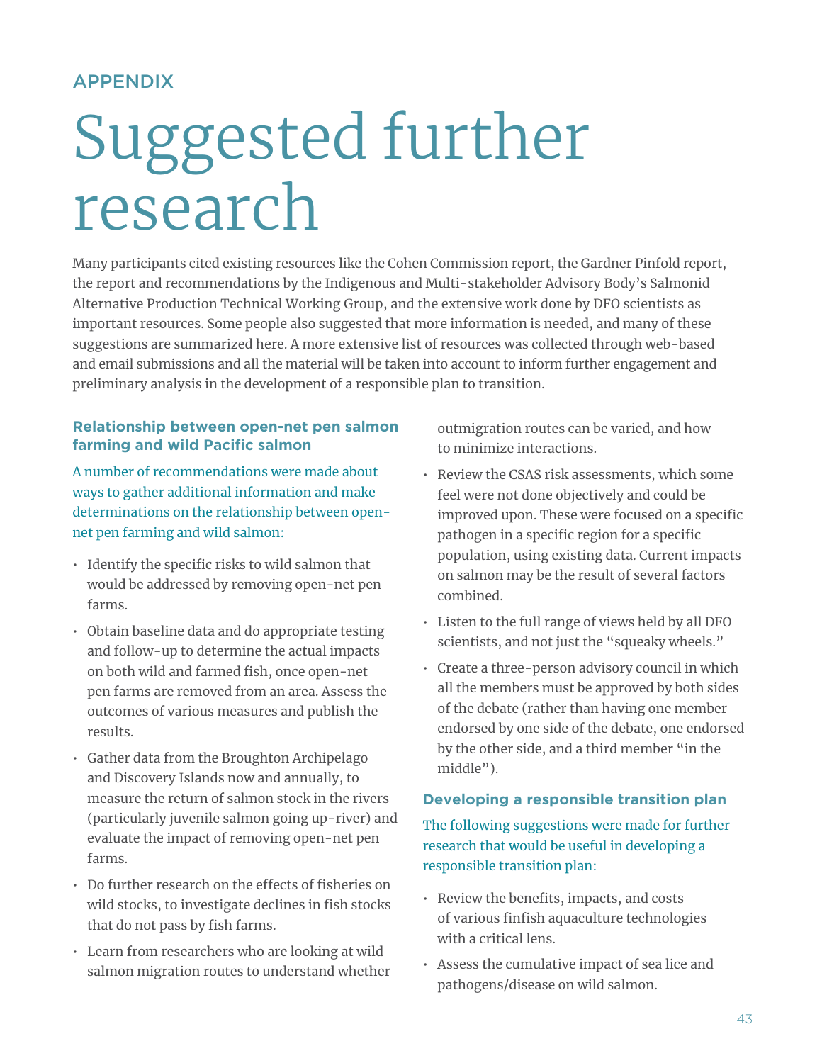APPENDIX

# Suggested further research

Many participants cited existing resources like the Cohen Commission report, the Gardner Pinfold report, the report and recommendations by the Indigenous and Multi-stakeholder Advisory Body's Salmonid Alternative Production Technical Working Group, and the extensive work done by DFO scientists as important resources. Some people also suggested that more information is needed, and many of these suggestions are summarized here. A more extensive list of resources was collected through web-based and email submissions and all the material will be taken into account to inform further engagement and preliminary analysis in the development of a responsible plan to transition.

### Relationship between open-net pen salmon farming and wild Pacific salmon

A number of recommendations were made about ways to gather additional information and make determinations on the relationship between open-net pen farming and wild salmon:

- Identify the specific risks to wild salmon that would be addressed by removing open-net pen farms.
- Obtain baseline data and do appropriate testing and follow-up to determine the actual impacts on both wild and farmed fish, once open-net pen farms are removed from an area. Assess the outcomes of various measures and publish the results.
- Gather data from the Broughton Archipelago and Discovery Islands now and annually, to measure the return of salmon stock in the rivers (particularly juvenile salmon going up-river) and evaluate the impact of removing open-net pen farms.
- Do further research on the effects of fisheries on wild stocks, to investigate declines in fish stocks that do not pass by fish farms.
- Learn from researchers who are looking at wild salmon migration routes to understand whether outmigration routes can be varied, and how to minimize interactions.
- Review the CSAS risk assessments, which some feel were not done objectively and could be improved upon. These were focused on a specific pathogen in a specific region for a specific population, using existing data. Current impacts on salmon may be the result of several factors combined.
- Listen to the full range of views held by all DFO scientists, and not just the "squeaky wheels."
- Create a three-person advisory council in which all the members must be approved by both sides of the debate (rather than having one member endorsed by one side of the debate, one endorsed by the other side, and a third member "in the middle").

### Developing a responsible transition plan

The following suggestions were made for further research that would be useful in developing a responsible transition plan:

- Review the benefits, impacts, and costs of various finfish aquaculture technologies with a critical lens.
- Assess the cumulative impact of sea lice and pathogens/disease on wild salmon.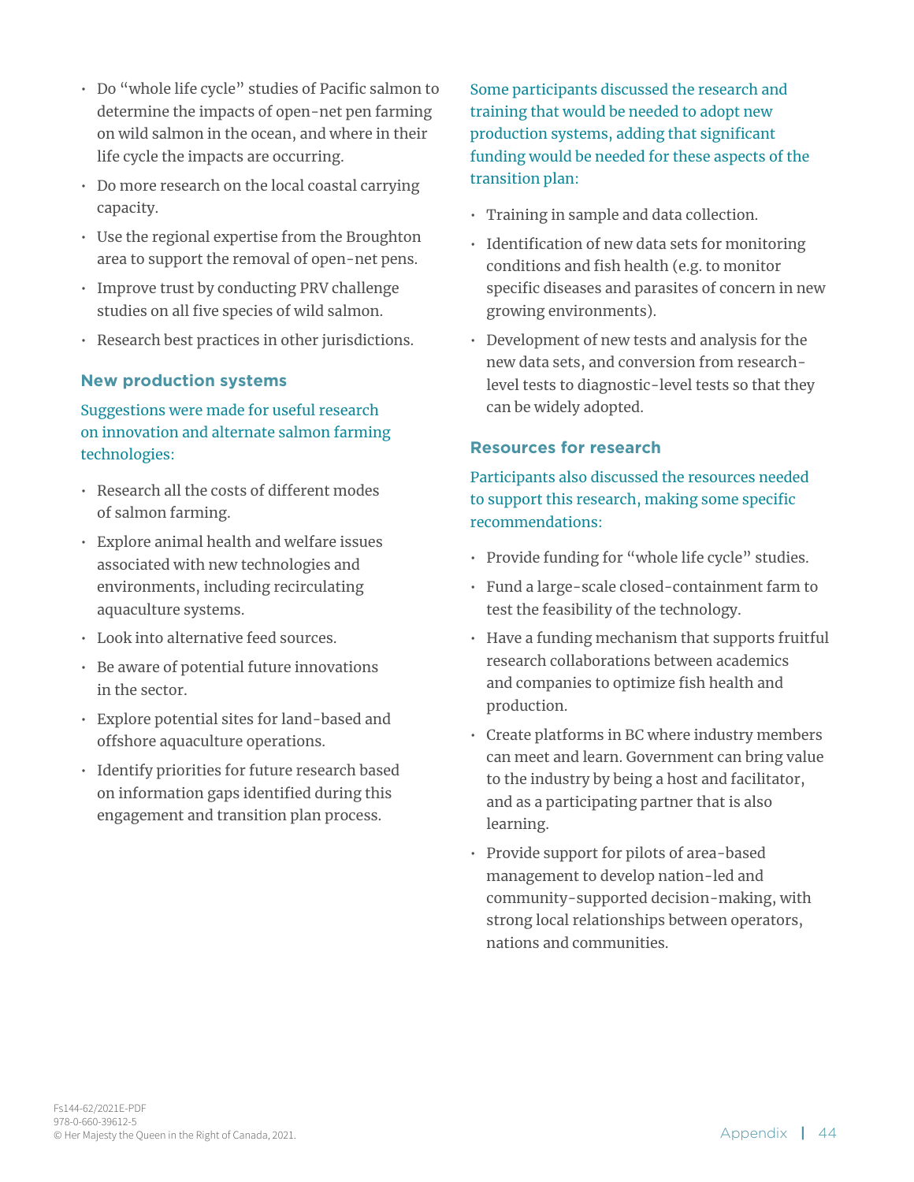- Do "whole life cycle" studies of Pacific salmon to determine the impacts of open-net pen farming on wild salmon in the ocean, and where in their life cycle the impacts are occurring.
- Do more research on the local coastal carrying capacity.
- Use the regional expertise from the Broughton area to support the removal of open-net pens.
- Improve trust by conducting PRV challenge studies on all five species of wild salmon.
- Research best practices in other jurisdictions.

### New production systems

Suggestions were made for useful research on innovation and alternate salmon farming technologies:

- Research all the costs of different modes of salmon farming.
- Explore animal health and welfare issues associated with new technologies and environments, including recirculating aquaculture systems.
- Look into alternative feed sources.
- Be aware of potential future innovations in the sector.
- Explore potential sites for land-based and offshore aquaculture operations.
- Identify priorities for future research based on information gaps identified during this engagement and transition plan process.

Some participants discussed the research and training that would be needed to adopt new production systems, adding that significant funding would be needed for these aspects of the transition plan:

- Training in sample and data collection.
- Identification of new data sets for monitoring conditions and fish health (e.g. to monitor specific diseases and parasites of concern in new growing environments).
- Development of new tests and analysis for the new data sets, and conversion from research-level tests to diagnostic-level tests so that they can be widely adopted.

### Resources for research

Participants also discussed the resources needed to support this research, making some specific recommendations:

- Provide funding for "whole life cycle" studies.
- Fund a large-scale closed-containment farm to test the feasibility of the technology.
- Have a funding mechanism that supports fruitful research collaborations between academics and companies to optimize fish health and production.
- Create platforms in BC where industry members can meet and learn. Government can bring value to the industry by being a host and facilitator, and as a participating partner that is also learning.
- Provide support for pilots of area-based management to develop nation-led and community-supported decision-making, with strong local relationships between operators, nations and communities.

Fs144-62/2021E-PDF
978-0-660-39612-5
© Her Majesty the Queen in the Right of Canada, 2021.